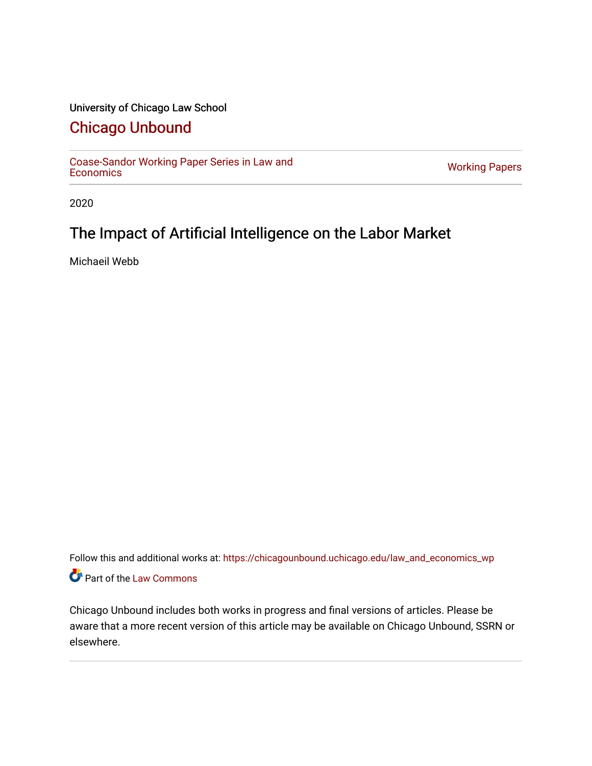University of Chicago Law School

# Chicago Unbound

Coase-Sandor Working Paper Series in Law and Economics | Working Papers

2020

## The Impact of Artificial Intelligence on the Labor Market

Michaeil Webb

Follow this and additional works at: https://chicagounbound.uchicago.edu/law_and_economics_wp

Part of the Law Commons

Chicago Unbound includes both works in progress and final versions of articles. Please be aware that a more recent version of this article may be available on Chicago Unbound, SSRN or elsewhere.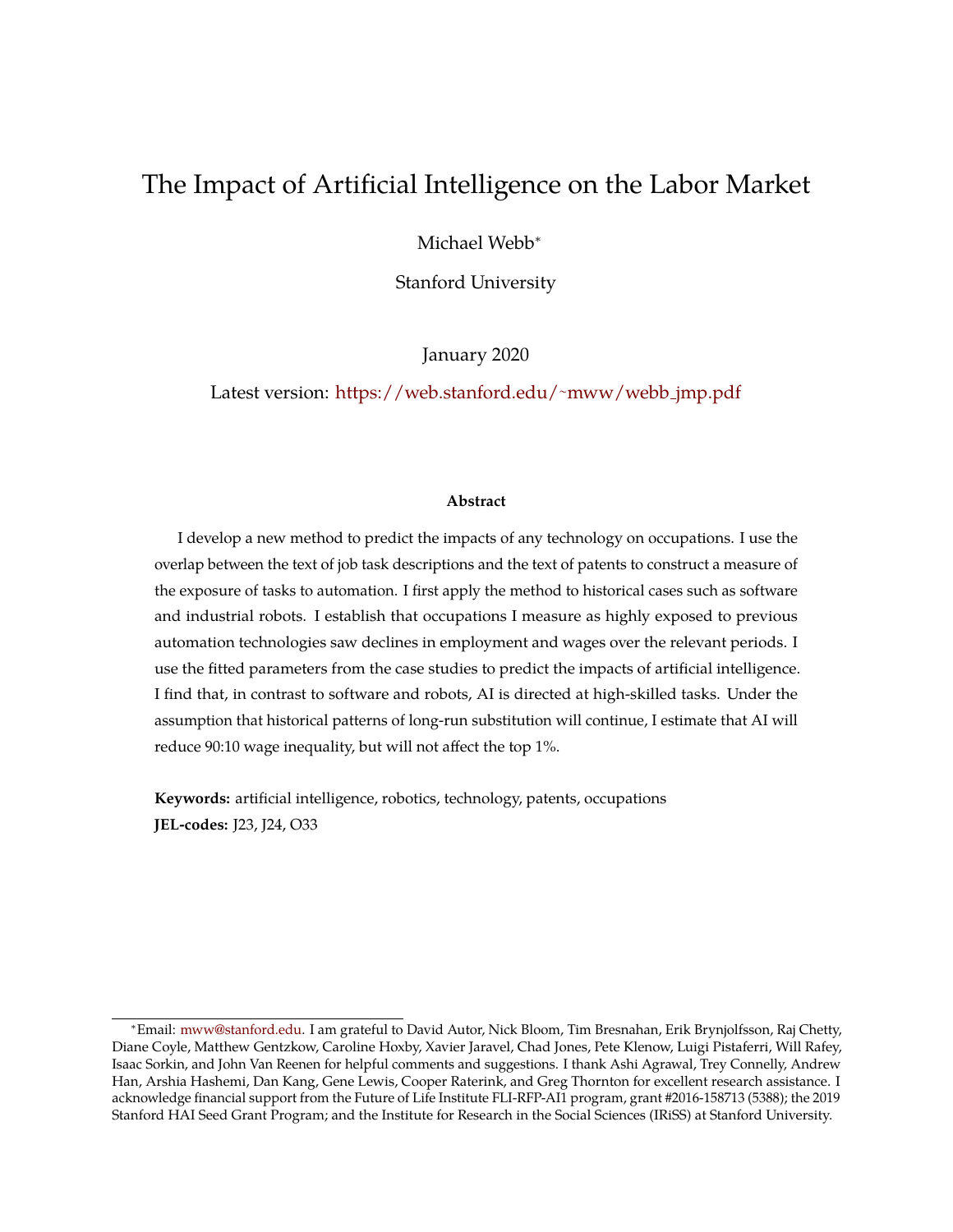# The Impact of Artificial Intelligence on the Labor Market

Michael Webb*

Stanford University

January 2020

Latest version: https://web.stanford.edu/~mww/webb_jmp.pdf

**Abstract**

I develop a new method to predict the impacts of any technology on occupations. I use the overlap between the text of job task descriptions and the text of patents to construct a measure of the exposure of tasks to automation. I first apply the method to historical cases such as software and industrial robots. I establish that occupations I measure as highly exposed to previous automation technologies saw declines in employment and wages over the relevant periods. I use the fitted parameters from the case studies to predict the impacts of artificial intelligence. I find that, in contrast to software and robots, AI is directed at high-skilled tasks. Under the assumption that historical patterns of long-run substitution will continue, I estimate that AI will reduce 90:10 wage inequality, but will not affect the top 1%.

**Keywords:** artificial intelligence, robotics, technology, patents, occupations

**JEL-codes:** J23, J24, O33

---

*Email: mww@stanford.edu. I am grateful to David Autor, Nick Bloom, Tim Bresnahan, Erik Brynjolfsson, Raj Chetty, Diane Coyle, Matthew Gentzkow, Caroline Hoxby, Xavier Jaravel, Chad Jones, Pete Klenow, Luigi Pistaferri, Will Rafey, Isaac Sorkin, and John Van Reenen for helpful comments and suggestions. I thank Ashi Agrawal, Trey Connelly, Andrew Han, Arshia Hashemi, Dan Kang, Gene Lewis, Cooper Raterink, and Greg Thornton for excellent research assistance. I acknowledge financial support from the Future of Life Institute FLI-RFP-AI1 program, grant #2016-158713 (5388); the 2019 Stanford HAI Seed Grant Program; and the Institute for Research in the Social Sciences (IRiSS) at Stanford University.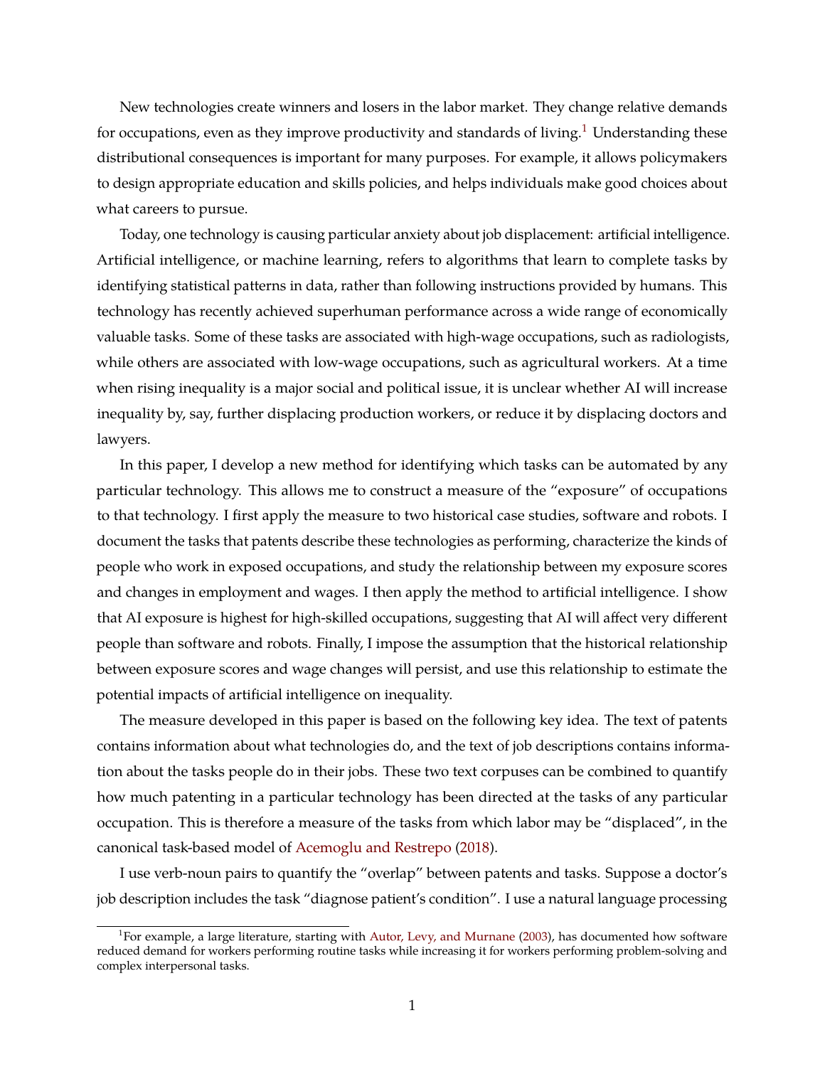New technologies create winners and losers in the labor market. They change relative demands for occupations, even as they improve productivity and standards of living.[1] Understanding these distributional consequences is important for many purposes. For example, it allows policymakers to design appropriate education and skills policies, and helps individuals make good choices about what careers to pursue.

Today, one technology is causing particular anxiety about job displacement: artificial intelligence. Artificial intelligence, or machine learning, refers to algorithms that learn to complete tasks by identifying statistical patterns in data, rather than following instructions provided by humans. This technology has recently achieved superhuman performance across a wide range of economically valuable tasks. Some of these tasks are associated with high-wage occupations, such as radiologists, while others are associated with low-wage occupations, such as agricultural workers. At a time when rising inequality is a major social and political issue, it is unclear whether AI will increase inequality by, say, further displacing production workers, or reduce it by displacing doctors and lawyers.

In this paper, I develop a new method for identifying which tasks can be automated by any particular technology. This allows me to construct a measure of the "exposure" of occupations to that technology. I first apply the measure to two historical case studies, software and robots. I document the tasks that patents describe these technologies as performing, characterize the kinds of people who work in exposed occupations, and study the relationship between my exposure scores and changes in employment and wages. I then apply the method to artificial intelligence. I show that AI exposure is highest for high-skilled occupations, suggesting that AI will affect very different people than software and robots. Finally, I impose the assumption that the historical relationship between exposure scores and wage changes will persist, and use this relationship to estimate the potential impacts of artificial intelligence on inequality.

The measure developed in this paper is based on the following key idea. The text of patents contains information about what technologies do, and the text of job descriptions contains information about the tasks people do in their jobs. These two text corpuses can be combined to quantify how much patenting in a particular technology has been directed at the tasks of any particular occupation. This is therefore a measure of the tasks from which labor may be "displaced", in the canonical task-based model of Acemoglu and Restrepo (2018).

I use verb-noun pairs to quantify the "overlap" between patents and tasks. Suppose a doctor's job description includes the task "diagnose patient's condition". I use a natural language processing

[1] For example, a large literature, starting with Autor, Levy, and Murnane (2003), has documented how software reduced demand for workers performing routine tasks while increasing it for workers performing problem-solving and complex interpersonal tasks.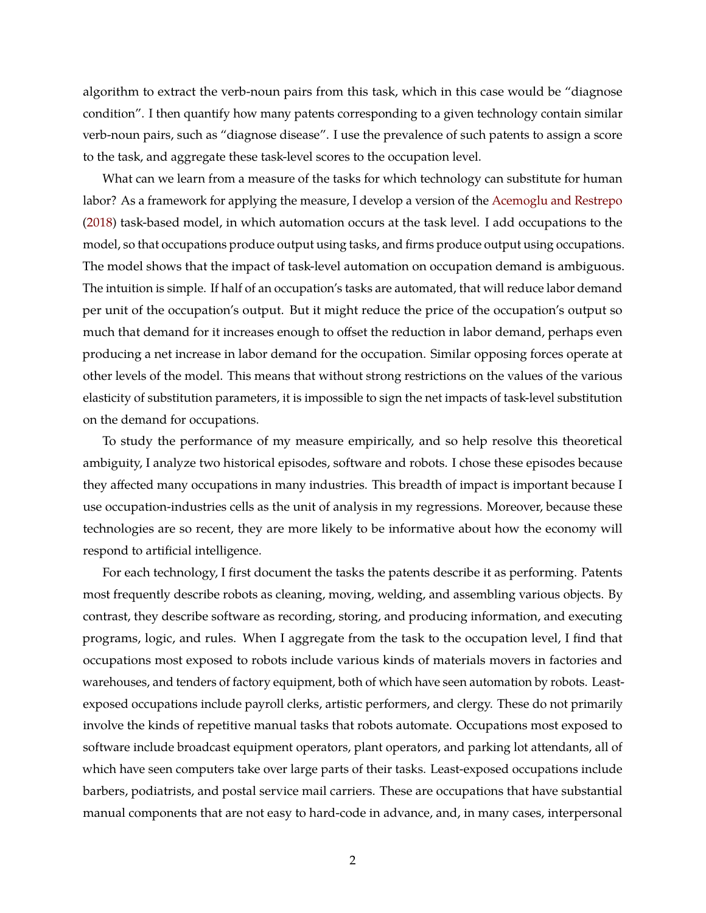algorithm to extract the verb-noun pairs from this task, which in this case would be "diagnose condition". I then quantify how many patents corresponding to a given technology contain similar verb-noun pairs, such as "diagnose disease". I use the prevalence of such patents to assign a score to the task, and aggregate these task-level scores to the occupation level.

What can we learn from a measure of the tasks for which technology can substitute for human labor? As a framework for applying the measure, I develop a version of the Acemoglu and Restrepo (2018) task-based model, in which automation occurs at the task level. I add occupations to the model, so that occupations produce output using tasks, and firms produce output using occupations. The model shows that the impact of task-level automation on occupation demand is ambiguous. The intuition is simple. If half of an occupation's tasks are automated, that will reduce labor demand per unit of the occupation's output. But it might reduce the price of the occupation's output so much that demand for it increases enough to offset the reduction in labor demand, perhaps even producing a net increase in labor demand for the occupation. Similar opposing forces operate at other levels of the model. This means that without strong restrictions on the values of the various elasticity of substitution parameters, it is impossible to sign the net impacts of task-level substitution on the demand for occupations.

To study the performance of my measure empirically, and so help resolve this theoretical ambiguity, I analyze two historical episodes, software and robots. I chose these episodes because they affected many occupations in many industries. This breadth of impact is important because I use occupation-industries cells as the unit of analysis in my regressions. Moreover, because these technologies are so recent, they are more likely to be informative about how the economy will respond to artificial intelligence.

For each technology, I first document the tasks the patents describe it as performing. Patents most frequently describe robots as cleaning, moving, welding, and assembling various objects. By contrast, they describe software as recording, storing, and producing information, and executing programs, logic, and rules. When I aggregate from the task to the occupation level, I find that occupations most exposed to robots include various kinds of materials movers in factories and warehouses, and tenders of factory equipment, both of which have seen automation by robots. Least-exposed occupations include payroll clerks, artistic performers, and clergy. These do not primarily involve the kinds of repetitive manual tasks that robots automate. Occupations most exposed to software include broadcast equipment operators, plant operators, and parking lot attendants, all of which have seen computers take over large parts of their tasks. Least-exposed occupations include barbers, podiatrists, and postal service mail carriers. These are occupations that have substantial manual components that are not easy to hard-code in advance, and, in many cases, interpersonal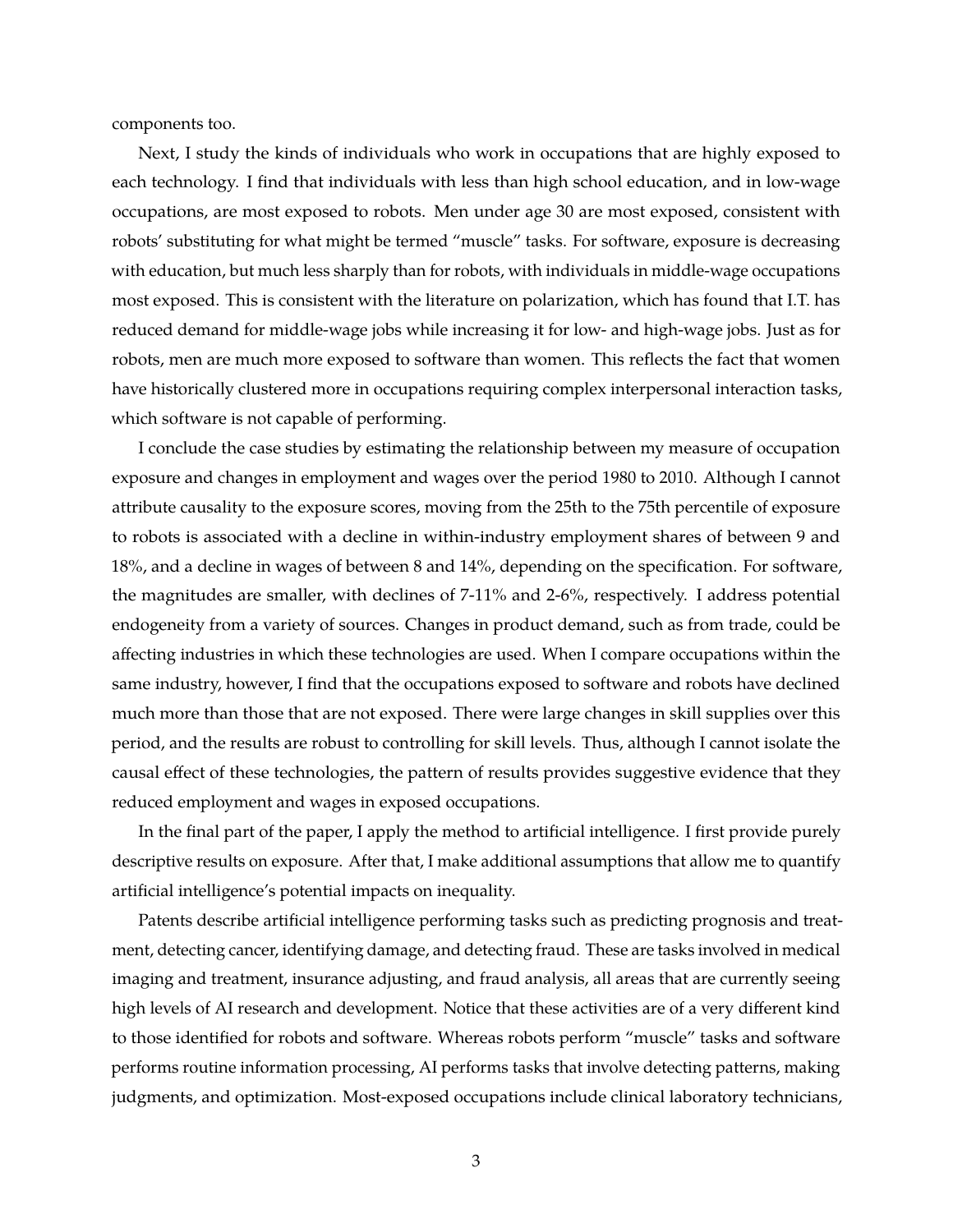components too.

Next, I study the kinds of individuals who work in occupations that are highly exposed to each technology. I find that individuals with less than high school education, and in low-wage occupations, are most exposed to robots. Men under age 30 are most exposed, consistent with robots' substituting for what might be termed "muscle" tasks. For software, exposure is decreasing with education, but much less sharply than for robots, with individuals in middle-wage occupations most exposed. This is consistent with the literature on polarization, which has found that I.T. has reduced demand for middle-wage jobs while increasing it for low- and high-wage jobs. Just as for robots, men are much more exposed to software than women. This reflects the fact that women have historically clustered more in occupations requiring complex interpersonal interaction tasks, which software is not capable of performing.

I conclude the case studies by estimating the relationship between my measure of occupation exposure and changes in employment and wages over the period 1980 to 2010. Although I cannot attribute causality to the exposure scores, moving from the 25th to the 75th percentile of exposure to robots is associated with a decline in within-industry employment shares of between 9 and 18%, and a decline in wages of between 8 and 14%, depending on the specification. For software, the magnitudes are smaller, with declines of 7-11% and 2-6%, respectively. I address potential endogeneity from a variety of sources. Changes in product demand, such as from trade, could be affecting industries in which these technologies are used. When I compare occupations within the same industry, however, I find that the occupations exposed to software and robots have declined much more than those that are not exposed. There were large changes in skill supplies over this period, and the results are robust to controlling for skill levels. Thus, although I cannot isolate the causal effect of these technologies, the pattern of results provides suggestive evidence that they reduced employment and wages in exposed occupations.

In the final part of the paper, I apply the method to artificial intelligence. I first provide purely descriptive results on exposure. After that, I make additional assumptions that allow me to quantify artificial intelligence's potential impacts on inequality.

Patents describe artificial intelligence performing tasks such as predicting prognosis and treatment, detecting cancer, identifying damage, and detecting fraud. These are tasks involved in medical imaging and treatment, insurance adjusting, and fraud analysis, all areas that are currently seeing high levels of AI research and development. Notice that these activities are of a very different kind to those identified for robots and software. Whereas robots perform "muscle" tasks and software performs routine information processing, AI performs tasks that involve detecting patterns, making judgments, and optimization. Most-exposed occupations include clinical laboratory technicians,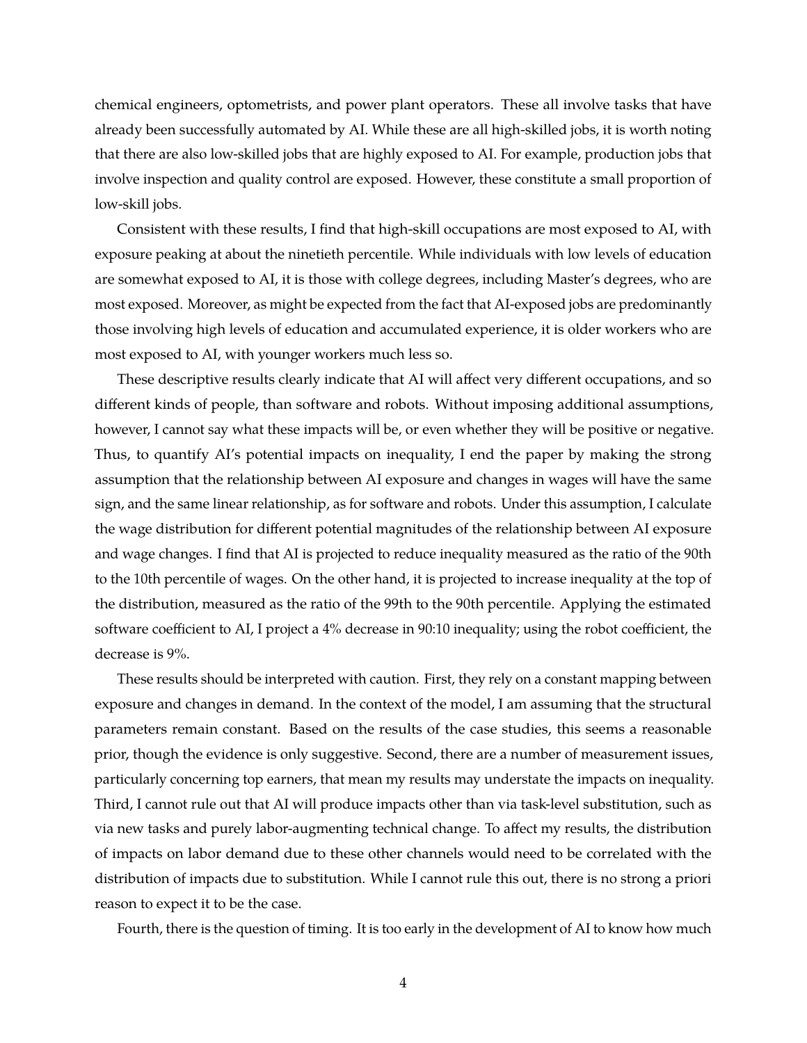chemical engineers, optometrists, and power plant operators. These all involve tasks that have already been successfully automated by AI. While these are all high-skilled jobs, it is worth noting that there are also low-skilled jobs that are highly exposed to AI. For example, production jobs that involve inspection and quality control are exposed. However, these constitute a small proportion of low-skill jobs.

Consistent with these results, I find that high-skill occupations are most exposed to AI, with exposure peaking at about the ninetieth percentile. While individuals with low levels of education are somewhat exposed to AI, it is those with college degrees, including Master's degrees, who are most exposed. Moreover, as might be expected from the fact that AI-exposed jobs are predominantly those involving high levels of education and accumulated experience, it is older workers who are most exposed to AI, with younger workers much less so.

These descriptive results clearly indicate that AI will affect very different occupations, and so different kinds of people, than software and robots. Without imposing additional assumptions, however, I cannot say what these impacts will be, or even whether they will be positive or negative. Thus, to quantify AI's potential impacts on inequality, I end the paper by making the strong assumption that the relationship between AI exposure and changes in wages will have the same sign, and the same linear relationship, as for software and robots. Under this assumption, I calculate the wage distribution for different potential magnitudes of the relationship between AI exposure and wage changes. I find that AI is projected to reduce inequality measured as the ratio of the 90th to the 10th percentile of wages. On the other hand, it is projected to increase inequality at the top of the distribution, measured as the ratio of the 99th to the 90th percentile. Applying the estimated software coefficient to AI, I project a 4% decrease in 90:10 inequality; using the robot coefficient, the decrease is 9%.

These results should be interpreted with caution. First, they rely on a constant mapping between exposure and changes in demand. In the context of the model, I am assuming that the structural parameters remain constant. Based on the results of the case studies, this seems a reasonable prior, though the evidence is only suggestive. Second, there are a number of measurement issues, particularly concerning top earners, that mean my results may understate the impacts on inequality. Third, I cannot rule out that AI will produce impacts other than via task-level substitution, such as via new tasks and purely labor-augmenting technical change. To affect my results, the distribution of impacts on labor demand due to these other channels would need to be correlated with the distribution of impacts due to substitution. While I cannot rule this out, there is no strong a priori reason to expect it to be the case.

Fourth, there is the question of timing. It is too early in the development of AI to know how much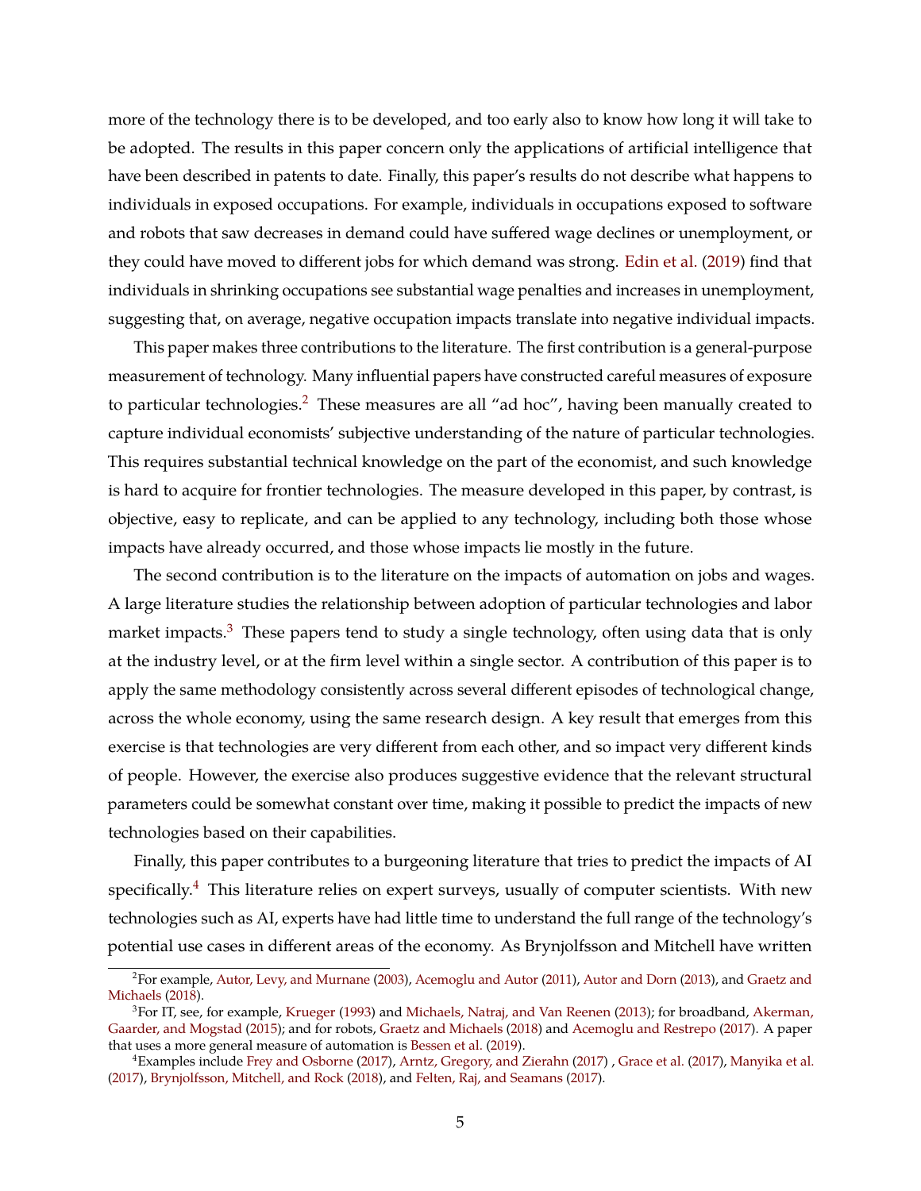more of the technology there is to be developed, and too early also to know how long it will take to be adopted. The results in this paper concern only the applications of artificial intelligence that have been described in patents to date. Finally, this paper's results do not describe what happens to individuals in exposed occupations. For example, individuals in occupations exposed to software and robots that saw decreases in demand could have suffered wage declines or unemployment, or they could have moved to different jobs for which demand was strong. Edin et al. (2019) find that individuals in shrinking occupations see substantial wage penalties and increases in unemployment, suggesting that, on average, negative occupation impacts translate into negative individual impacts.

This paper makes three contributions to the literature. The first contribution is a general-purpose measurement of technology. Many influential papers have constructed careful measures of exposure to particular technologies.[2] These measures are all "ad hoc", having been manually created to capture individual economists' subjective understanding of the nature of particular technologies. This requires substantial technical knowledge on the part of the economist, and such knowledge is hard to acquire for frontier technologies. The measure developed in this paper, by contrast, is objective, easy to replicate, and can be applied to any technology, including both those whose impacts have already occurred, and those whose impacts lie mostly in the future.

The second contribution is to the literature on the impacts of automation on jobs and wages. A large literature studies the relationship between adoption of particular technologies and labor market impacts.[3] These papers tend to study a single technology, often using data that is only at the industry level, or at the firm level within a single sector. A contribution of this paper is to apply the same methodology consistently across several different episodes of technological change, across the whole economy, using the same research design. A key result that emerges from this exercise is that technologies are very different from each other, and so impact very different kinds of people. However, the exercise also produces suggestive evidence that the relevant structural parameters could be somewhat constant over time, making it possible to predict the impacts of new technologies based on their capabilities.

Finally, this paper contributes to a burgeoning literature that tries to predict the impacts of AI specifically.[4] This literature relies on expert surveys, usually of computer scientists. With new technologies such as AI, experts have had little time to understand the full range of the technology's potential use cases in different areas of the economy. As Brynjolfsson and Mitchell have written

[2] For example, Autor, Levy, and Murnane (2003), Acemoglu and Autor (2011), Autor and Dorn (2013), and Graetz and Michaels (2018).

[3] For IT, see, for example, Krueger (1993) and Michaels, Natraj, and Van Reenen (2013); for broadband, Akerman, Gaarder, and Mogstad (2015); and for robots, Graetz and Michaels (2018) and Acemoglu and Restrepo (2017). A paper that uses a more general measure of automation is Bessen et al. (2019).

[4] Examples include Frey and Osborne (2017), Arntz, Gregory, and Zierahn (2017) , Grace et al. (2017), Manyika et al. (2017), Brynjolfsson, Mitchell, and Rock (2018), and Felten, Raj, and Seamans (2017).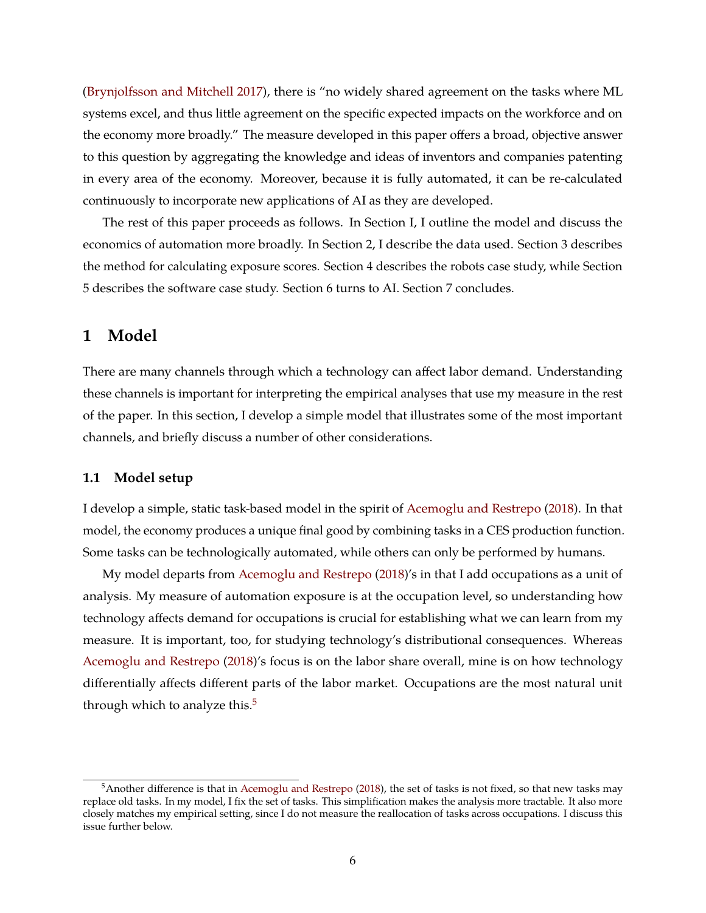(Brynjolfsson and Mitchell 2017), there is "no widely shared agreement on the tasks where ML systems excel, and thus little agreement on the specific expected impacts on the workforce and on the economy more broadly." The measure developed in this paper offers a broad, objective answer to this question by aggregating the knowledge and ideas of inventors and companies patenting in every area of the economy. Moreover, because it is fully automated, it can be re-calculated continuously to incorporate new applications of AI as they are developed.

The rest of this paper proceeds as follows. In Section I, I outline the model and discuss the economics of automation more broadly. In Section 2, I describe the data used. Section 3 describes the method for calculating exposure scores. Section 4 describes the robots case study, while Section 5 describes the software case study. Section 6 turns to AI. Section 7 concludes.

# 1 Model

There are many channels through which a technology can affect labor demand. Understanding these channels is important for interpreting the empirical analyses that use my measure in the rest of the paper. In this section, I develop a simple model that illustrates some of the most important channels, and briefly discuss a number of other considerations.

## 1.1 Model setup

I develop a simple, static task-based model in the spirit of Acemoglu and Restrepo (2018). In that model, the economy produces a unique final good by combining tasks in a CES production function. Some tasks can be technologically automated, while others can only be performed by humans.

My model departs from Acemoglu and Restrepo (2018)'s in that I add occupations as a unit of analysis. My measure of automation exposure is at the occupation level, so understanding how technology affects demand for occupations is crucial for establishing what we can learn from my measure. It is important, too, for studying technology's distributional consequences. Whereas Acemoglu and Restrepo (2018)'s focus is on the labor share overall, mine is on how technology differentially affects different parts of the labor market. Occupations are the most natural unit through which to analyze this.[5]

[5] Another difference is that in Acemoglu and Restrepo (2018), the set of tasks is not fixed, so that new tasks may replace old tasks. In my model, I fix the set of tasks. This simplification makes the analysis more tractable. It also more closely matches my empirical setting, since I do not measure the reallocation of tasks across occupations. I discuss this issue further below.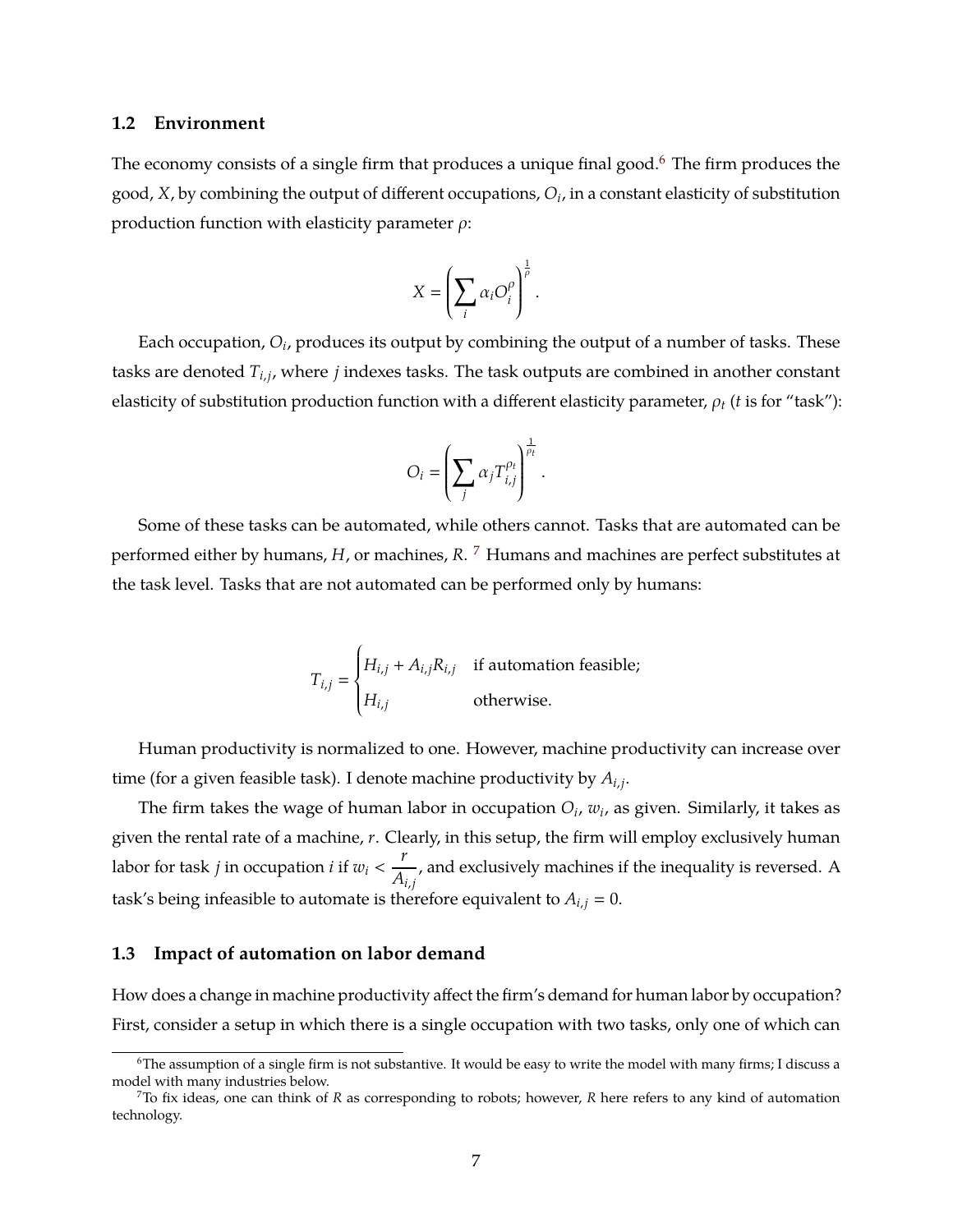### 1.2 Environment

The economy consists of a single firm that produces a unique final good.[6] The firm produces the good, $X$, by combining the output of different occupations, $O_i$, in a constant elasticity of substitution production function with elasticity parameter $\rho$:

$$X = \left( \sum_i \alpha_i O_i^{\rho} \right)^{\frac{1}{\rho}}.$$

Each occupation, $O_i$, produces its output by combining the output of a number of tasks. These tasks are denoted $T_{i,j}$, where $j$ indexes tasks. The task outputs are combined in another constant elasticity of substitution production function with a different elasticity parameter, $\rho_t$ ($t$ is for "task"):

$$O_i = \left( \sum_j \alpha_j T_{i,j}^{\rho_t} \right)^{\frac{1}{\rho_t}}.$$

Some of these tasks can be automated, while others cannot. Tasks that are automated can be performed either by humans, $H$, or machines, $R$. [7] Humans and machines are perfect substitutes at the task level. Tasks that are not automated can be performed only by humans:

$$T_{i,j} = \begin{cases} H_{i,j} + A_{i,j} R_{i,j} & \text{if automation feasible;} \\ H_{i,j} & \text{otherwise.} \end{cases}$$

Human productivity is normalized to one. However, machine productivity can increase over time (for a given feasible task). I denote machine productivity by $A_{i,j}$.

The firm takes the wage of human labor in occupation $O_i$, $w_i$, as given. Similarly, it takes as given the rental rate of a machine, $r$. Clearly, in this setup, the firm will employ exclusively human labor for task $j$ in occupation $i$ if $w_i < \dfrac{r}{A_{i,j}}$, and exclusively machines if the inequality is reversed. A task's being infeasible to automate is therefore equivalent to $A_{i,j} = 0$.

### 1.3 Impact of automation on labor demand

How does a change in machine productivity affect the firm's demand for human labor by occupation? First, consider a setup in which there is a single occupation with two tasks, only one of which can

---

[6] The assumption of a single firm is not substantive. It would be easy to write the model with many firms; I discuss a model with many industries below.

[7] To fix ideas, one can think of $R$ as corresponding to robots; however, $R$ here refers to any kind of automation technology.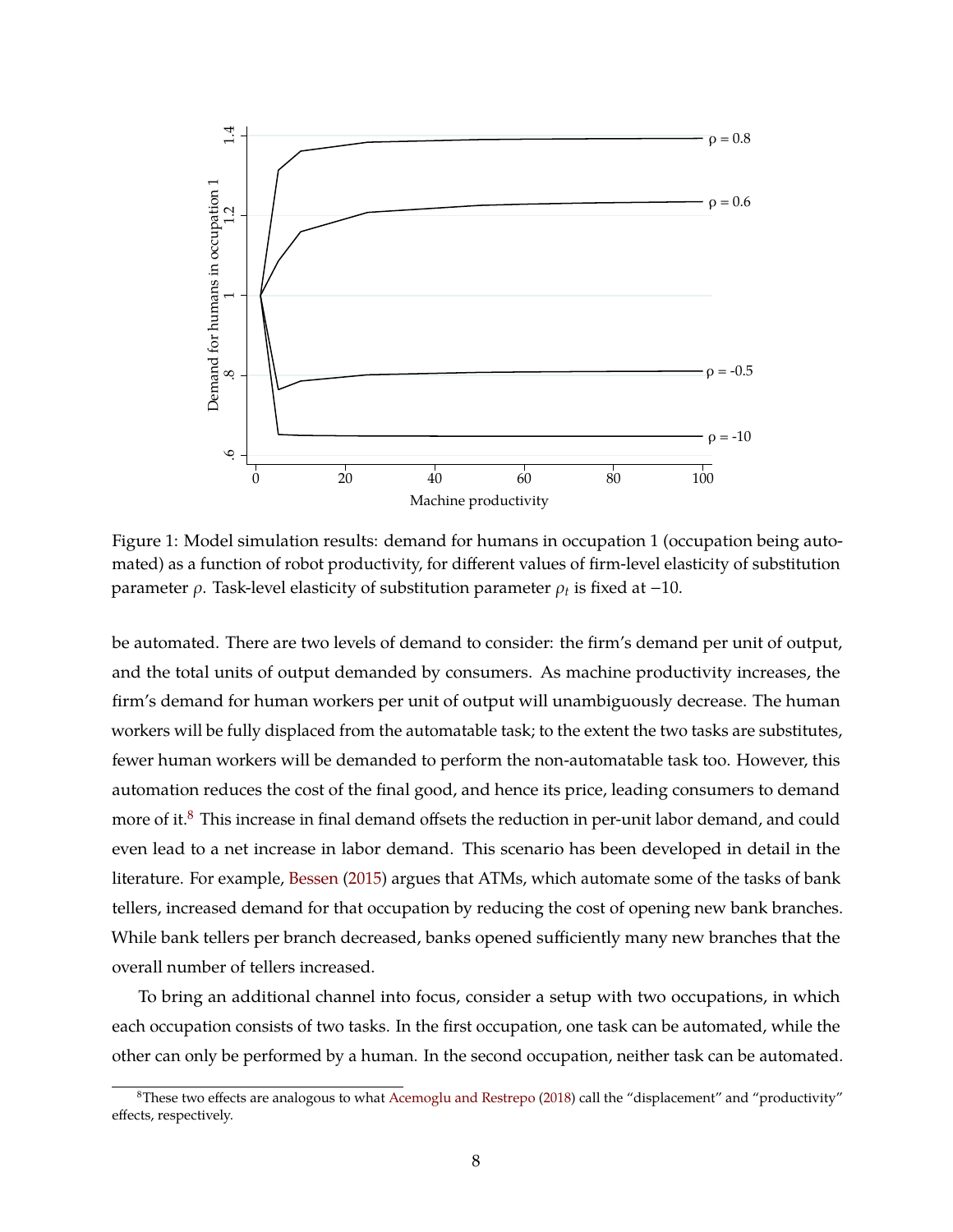Figure 1: Model simulation results: demand for humans in occupation 1 (occupation being automated) as a function of robot productivity, for different values of firm-level elasticity of substitution parameter $\rho$. Task-level elasticity of substitution parameter $\rho_t$ is fixed at $-10$.

be automated. There are two levels of demand to consider: the firm's demand per unit of output, and the total units of output demanded by consumers. As machine productivity increases, the firm's demand for human workers per unit of output will unambiguously decrease. The human workers will be fully displaced from the automatable task; to the extent the two tasks are substitutes, fewer human workers will be demanded to perform the non-automatable task too. However, this automation reduces the cost of the final good, and hence its price, leading consumers to demand more of it.[8] This increase in final demand offsets the reduction in per-unit labor demand, and could even lead to a net increase in labor demand. This scenario has been developed in detail in the literature. For example, Bessen (2015) argues that ATMs, which automate some of the tasks of bank tellers, increased demand for that occupation by reducing the cost of opening new bank branches. While bank tellers per branch decreased, banks opened sufficiently many new branches that the overall number of tellers increased.

To bring an additional channel into focus, consider a setup with two occupations, in which each occupation consists of two tasks. In the first occupation, one task can be automated, while the other can only be performed by a human. In the second occupation, neither task can be automated.

[8] These two effects are analogous to what Acemoglu and Restrepo (2018) call the "displacement" and "productivity" effects, respectively.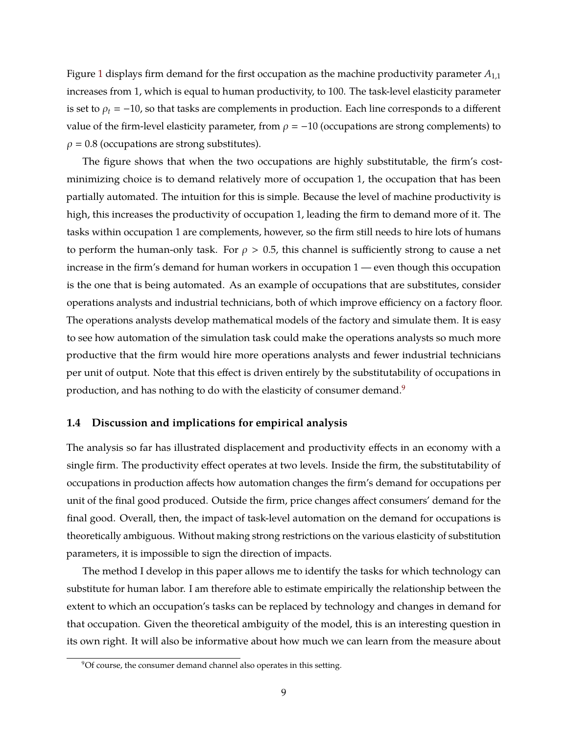Figure 1 displays firm demand for the first occupation as the machine productivity parameter $A_{1,1}$ increases from 1, which is equal to human productivity, to 100. The task-level elasticity parameter is set to $\rho_t = -10$, so that tasks are complements in production. Each line corresponds to a different value of the firm-level elasticity parameter, from $\rho = -10$ (occupations are strong complements) to $\rho = 0.8$ (occupations are strong substitutes).

The figure shows that when the two occupations are highly substitutable, the firm's cost-minimizing choice is to demand relatively more of occupation 1, the occupation that has been partially automated. The intuition for this is simple. Because the level of machine productivity is high, this increases the productivity of occupation 1, leading the firm to demand more of it. The tasks within occupation 1 are complements, however, so the firm still needs to hire lots of humans to perform the human-only task. For $\rho > 0.5$, this channel is sufficiently strong to cause a net increase in the firm's demand for human workers in occupation 1 — even though this occupation is the one that is being automated. As an example of occupations that are substitutes, consider operations analysts and industrial technicians, both of which improve efficiency on a factory floor. The operations analysts develop mathematical models of the factory and simulate them. It is easy to see how automation of the simulation task could make the operations analysts so much more productive that the firm would hire more operations analysts and fewer industrial technicians per unit of output. Note that this effect is driven entirely by the substitutability of occupations in production, and has nothing to do with the elasticity of consumer demand.[9]

### 1.4 Discussion and implications for empirical analysis

The analysis so far has illustrated displacement and productivity effects in an economy with a single firm. The productivity effect operates at two levels. Inside the firm, the substitutability of occupations in production affects how automation changes the firm's demand for occupations per unit of the final good produced. Outside the firm, price changes affect consumers' demand for the final good. Overall, then, the impact of task-level automation on the demand for occupations is theoretically ambiguous. Without making strong restrictions on the various elasticity of substitution parameters, it is impossible to sign the direction of impacts.

The method I develop in this paper allows me to identify the tasks for which technology can substitute for human labor. I am therefore able to estimate empirically the relationship between the extent to which an occupation's tasks can be replaced by technology and changes in demand for that occupation. Given the theoretical ambiguity of the model, this is an interesting question in its own right. It will also be informative about how much we can learn from the measure about

[9] Of course, the consumer demand channel also operates in this setting.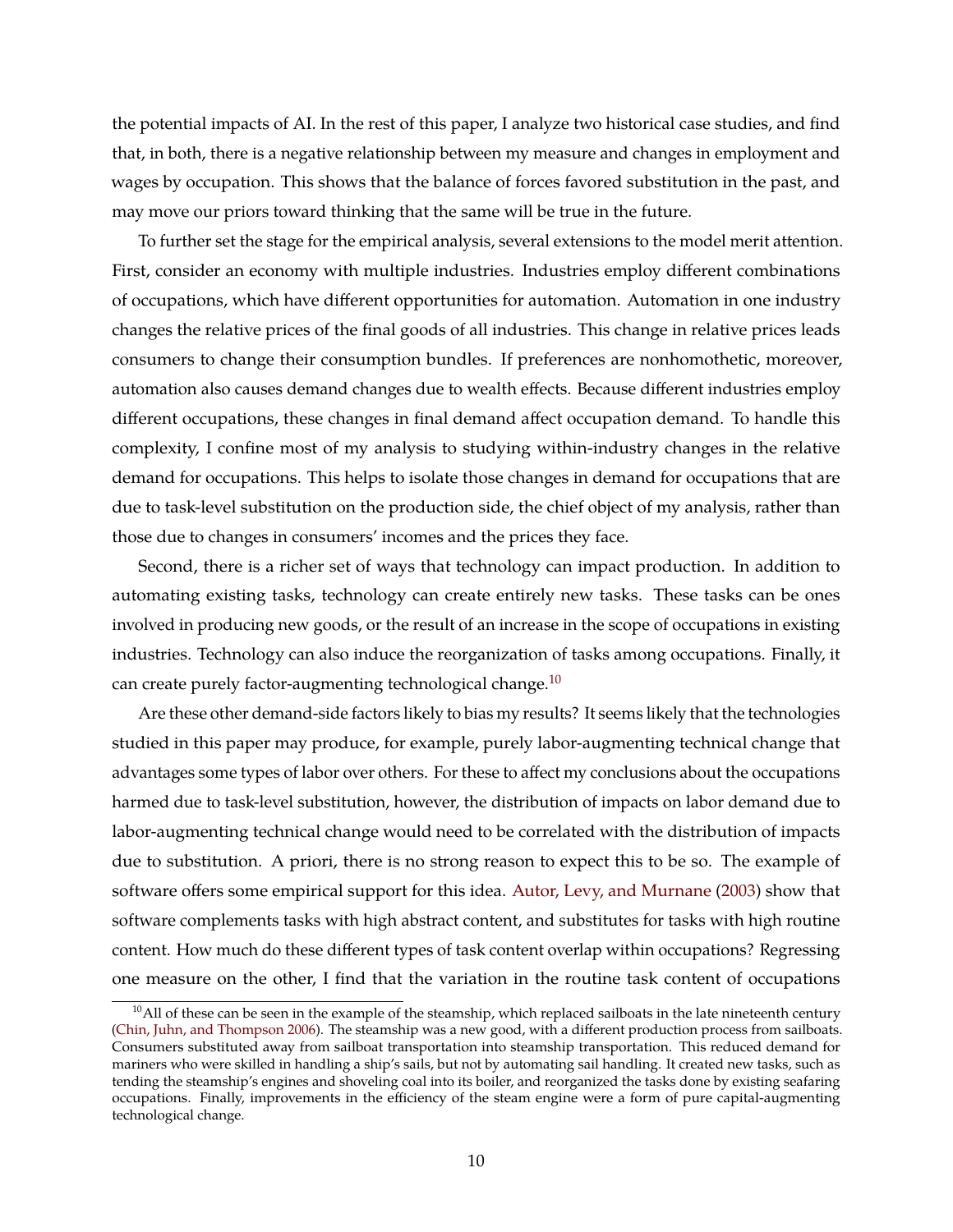the potential impacts of AI. In the rest of this paper, I analyze two historical case studies, and find that, in both, there is a negative relationship between my measure and changes in employment and wages by occupation. This shows that the balance of forces favored substitution in the past, and may move our priors toward thinking that the same will be true in the future.

To further set the stage for the empirical analysis, several extensions to the model merit attention. First, consider an economy with multiple industries. Industries employ different combinations of occupations, which have different opportunities for automation. Automation in one industry changes the relative prices of the final goods of all industries. This change in relative prices leads consumers to change their consumption bundles. If preferences are nonhomothetic, moreover, automation also causes demand changes due to wealth effects. Because different industries employ different occupations, these changes in final demand affect occupation demand. To handle this complexity, I confine most of my analysis to studying within-industry changes in the relative demand for occupations. This helps to isolate those changes in demand for occupations that are due to task-level substitution on the production side, the chief object of my analysis, rather than those due to changes in consumers' incomes and the prices they face.

Second, there is a richer set of ways that technology can impact production. In addition to automating existing tasks, technology can create entirely new tasks. These tasks can be ones involved in producing new goods, or the result of an increase in the scope of occupations in existing industries. Technology can also induce the reorganization of tasks among occupations. Finally, it can create purely factor-augmenting technological change.[10]

Are these other demand-side factors likely to bias my results? It seems likely that the technologies studied in this paper may produce, for example, purely labor-augmenting technical change that advantages some types of labor over others. For these to affect my conclusions about the occupations harmed due to task-level substitution, however, the distribution of impacts on labor demand due to labor-augmenting technical change would need to be correlated with the distribution of impacts due to substitution. A priori, there is no strong reason to expect this to be so. The example of software offers some empirical support for this idea. Autor, Levy, and Murnane (2003) show that software complements tasks with high abstract content, and substitutes for tasks with high routine content. How much do these different types of task content overlap within occupations? Regressing one measure on the other, I find that the variation in the routine task content of occupations

[10] All of these can be seen in the example of the steamship, which replaced sailboats in the late nineteenth century (Chin, Juhn, and Thompson 2006). The steamship was a new good, with a different production process from sailboats. Consumers substituted away from sailboat transportation into steamship transportation. This reduced demand for mariners who were skilled in handling a ship's sails, but not by automating sail handling. It created new tasks, such as tending the steamship's engines and shoveling coal into its boiler, and reorganized the tasks done by existing seafaring occupations. Finally, improvements in the efficiency of the steam engine were a form of pure capital-augmenting technological change.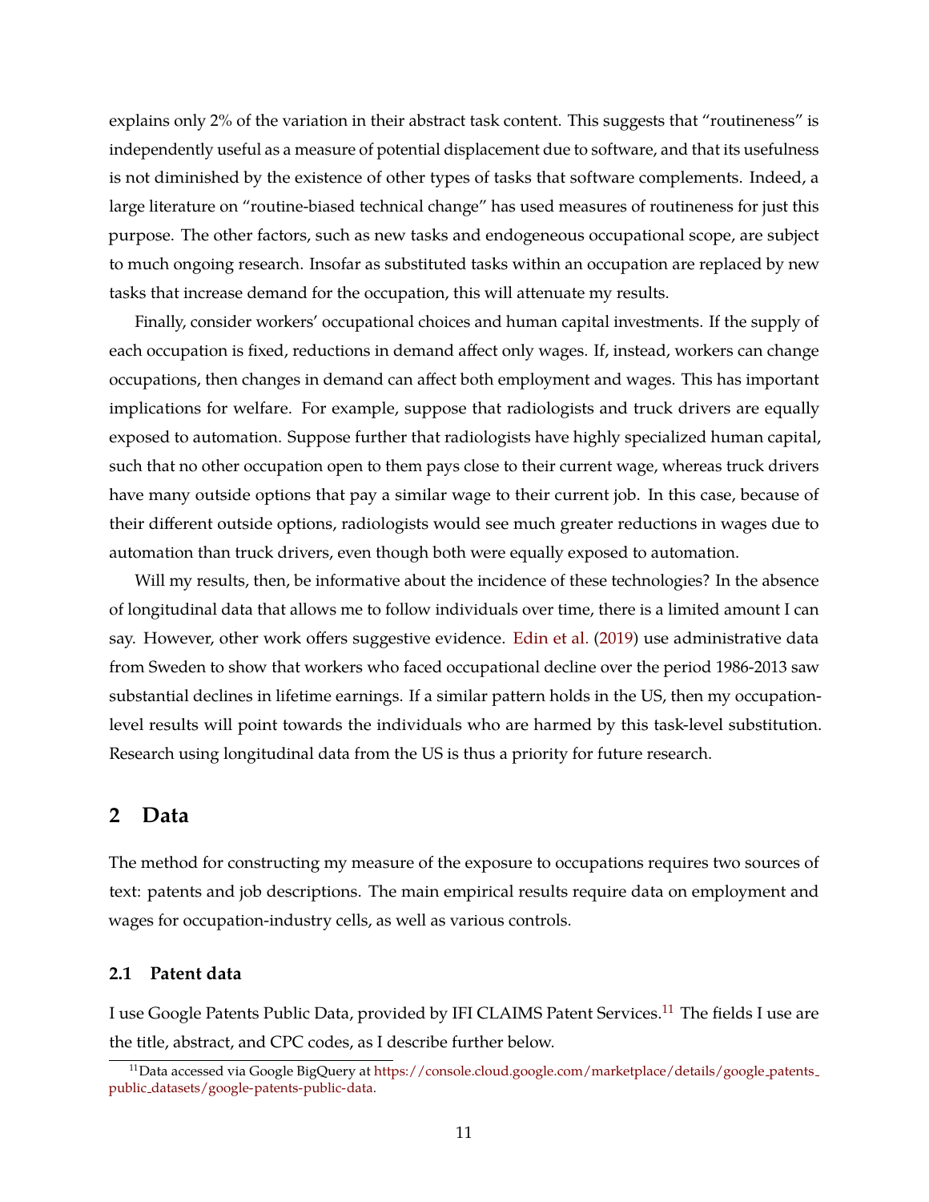explains only 2% of the variation in their abstract task content. This suggests that "routineness" is independently useful as a measure of potential displacement due to software, and that its usefulness is not diminished by the existence of other types of tasks that software complements. Indeed, a large literature on "routine-biased technical change" has used measures of routineness for just this purpose. The other factors, such as new tasks and endogeneous occupational scope, are subject to much ongoing research. Insofar as substituted tasks within an occupation are replaced by new tasks that increase demand for the occupation, this will attenuate my results.

Finally, consider workers' occupational choices and human capital investments. If the supply of each occupation is fixed, reductions in demand affect only wages. If, instead, workers can change occupations, then changes in demand can affect both employment and wages. This has important implications for welfare. For example, suppose that radiologists and truck drivers are equally exposed to automation. Suppose further that radiologists have highly specialized human capital, such that no other occupation open to them pays close to their current wage, whereas truck drivers have many outside options that pay a similar wage to their current job. In this case, because of their different outside options, radiologists would see much greater reductions in wages due to automation than truck drivers, even though both were equally exposed to automation.

Will my results, then, be informative about the incidence of these technologies? In the absence of longitudinal data that allows me to follow individuals over time, there is a limited amount I can say. However, other work offers suggestive evidence. Edin et al. (2019) use administrative data from Sweden to show that workers who faced occupational decline over the period 1986-2013 saw substantial declines in lifetime earnings. If a similar pattern holds in the US, then my occupation-level results will point towards the individuals who are harmed by this task-level substitution. Research using longitudinal data from the US is thus a priority for future research.

## 2 Data

The method for constructing my measure of the exposure to occupations requires two sources of text: patents and job descriptions. The main empirical results require data on employment and wages for occupation-industry cells, as well as various controls.

### 2.1 Patent data

I use Google Patents Public Data, provided by IFI CLAIMS Patent Services.[11] The fields I use are the title, abstract, and CPC codes, as I describe further below.

[11] Data accessed via Google BigQuery at https://console.cloud.google.com/marketplace/details/google_patents_public_datasets/google-patents-public-data.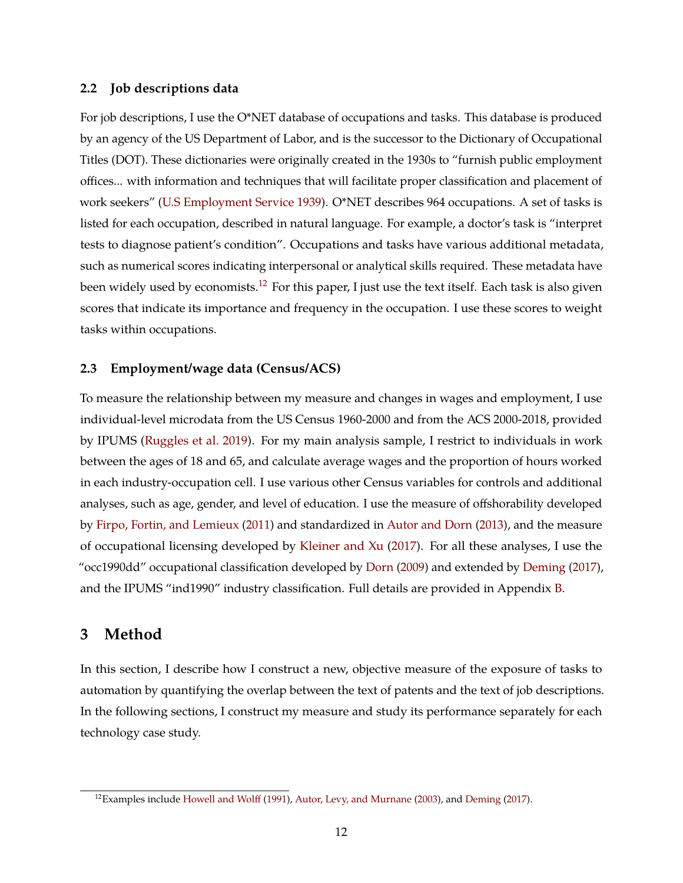### 2.2 Job descriptions data

For job descriptions, I use the O*NET database of occupations and tasks. This database is produced by an agency of the US Department of Labor, and is the successor to the Dictionary of Occupational Titles (DOT). These dictionaries were originally created in the 1930s to "furnish public employment offices... with information and techniques that will facilitate proper classification and placement of work seekers" (U.S Employment Service 1939). O*NET describes 964 occupations. A set of tasks is listed for each occupation, described in natural language. For example, a doctor's task is "interpret tests to diagnose patient's condition". Occupations and tasks have various additional metadata, such as numerical scores indicating interpersonal or analytical skills required. These metadata have been widely used by economists.[12] For this paper, I just use the text itself. Each task is also given scores that indicate its importance and frequency in the occupation. I use these scores to weight tasks within occupations.

### 2.3 Employment/wage data (Census/ACS)

To measure the relationship between my measure and changes in wages and employment, I use individual-level microdata from the US Census 1960-2000 and from the ACS 2000-2018, provided by IPUMS (Ruggles et al. 2019). For my main analysis sample, I restrict to individuals in work between the ages of 18 and 65, and calculate average wages and the proportion of hours worked in each industry-occupation cell. I use various other Census variables for controls and additional analyses, such as age, gender, and level of education. I use the measure of offshorability developed by Firpo, Fortin, and Lemieux (2011) and standardized in Autor and Dorn (2013), and the measure of occupational licensing developed by Kleiner and Xu (2017). For all these analyses, I use the "occ1990dd" occupational classification developed by Dorn (2009) and extended by Deming (2017), and the IPUMS "ind1990" industry classification. Full details are provided in Appendix B.

## 3 Method

In this section, I describe how I construct a new, objective measure of the exposure of tasks to automation by quantifying the overlap between the text of patents and the text of job descriptions. In the following sections, I construct my measure and study its performance separately for each technology case study.

[12] Examples include Howell and Wolff (1991), Autor, Levy, and Murnane (2003), and Deming (2017).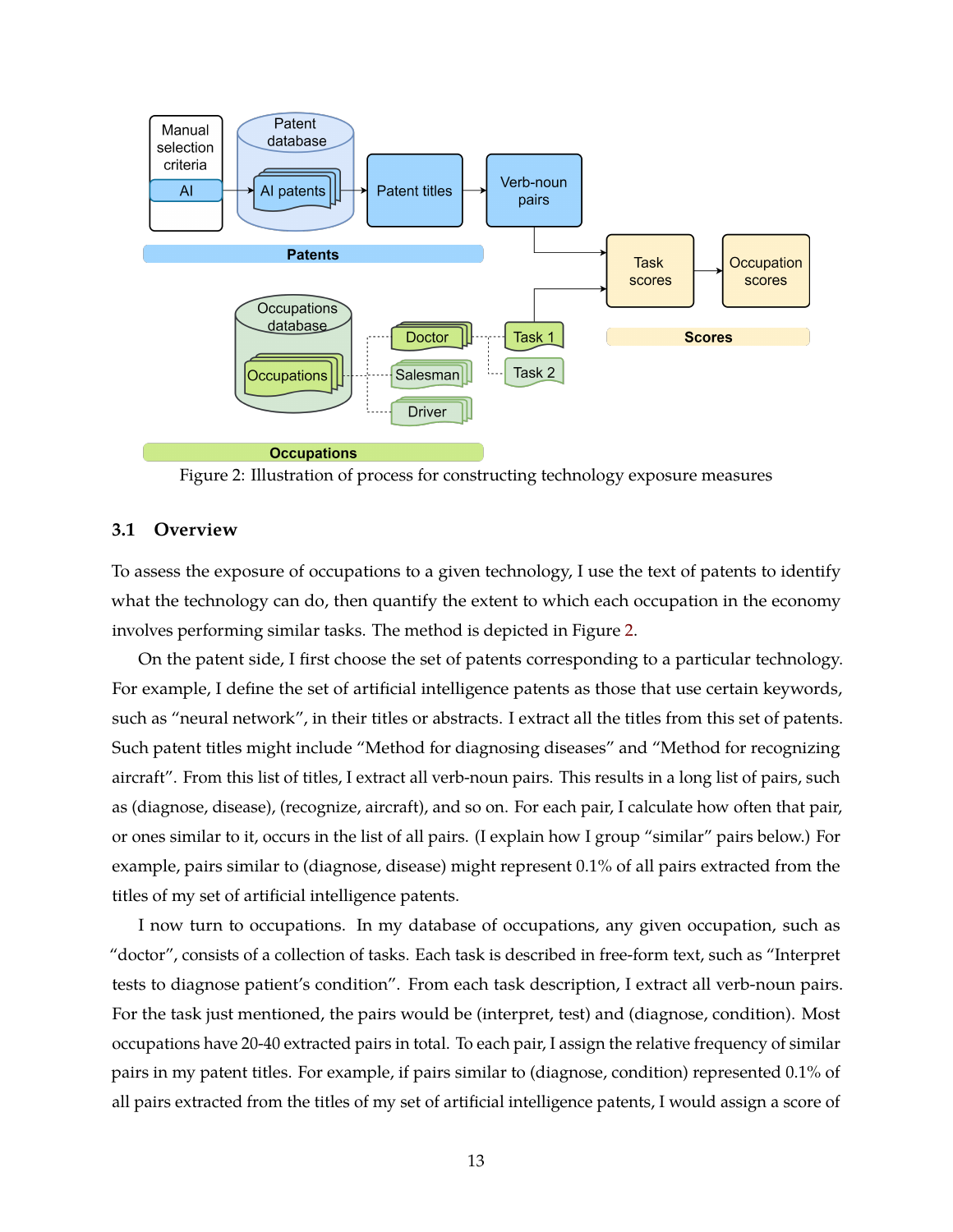Figure 2: Illustration of process for constructing technology exposure measures

### 3.1 Overview

To assess the exposure of occupations to a given technology, I use the text of patents to identify what the technology can do, then quantify the extent to which each occupation in the economy involves performing similar tasks. The method is depicted in Figure 2.

On the patent side, I first choose the set of patents corresponding to a particular technology. For example, I define the set of artificial intelligence patents as those that use certain keywords, such as “neural network”, in their titles or abstracts. I extract all the titles from this set of patents. Such patent titles might include “Method for diagnosing diseases” and “Method for recognizing aircraft”. From this list of titles, I extract all verb-noun pairs. This results in a long list of pairs, such as (diagnose, disease), (recognize, aircraft), and so on. For each pair, I calculate how often that pair, or ones similar to it, occurs in the list of all pairs. (I explain how I group “similar” pairs below.) For example, pairs similar to (diagnose, disease) might represent 0.1% of all pairs extracted from the titles of my set of artificial intelligence patents.

I now turn to occupations. In my database of occupations, any given occupation, such as “doctor”, consists of a collection of tasks. Each task is described in free-form text, such as “Interpret tests to diagnose patient’s condition”. From each task description, I extract all verb-noun pairs. For the task just mentioned, the pairs would be (interpret, test) and (diagnose, condition). Most occupations have 20-40 extracted pairs in total. To each pair, I assign the relative frequency of similar pairs in my patent titles. For example, if pairs similar to (diagnose, condition) represented 0.1% of all pairs extracted from the titles of my set of artificial intelligence patents, I would assign a score of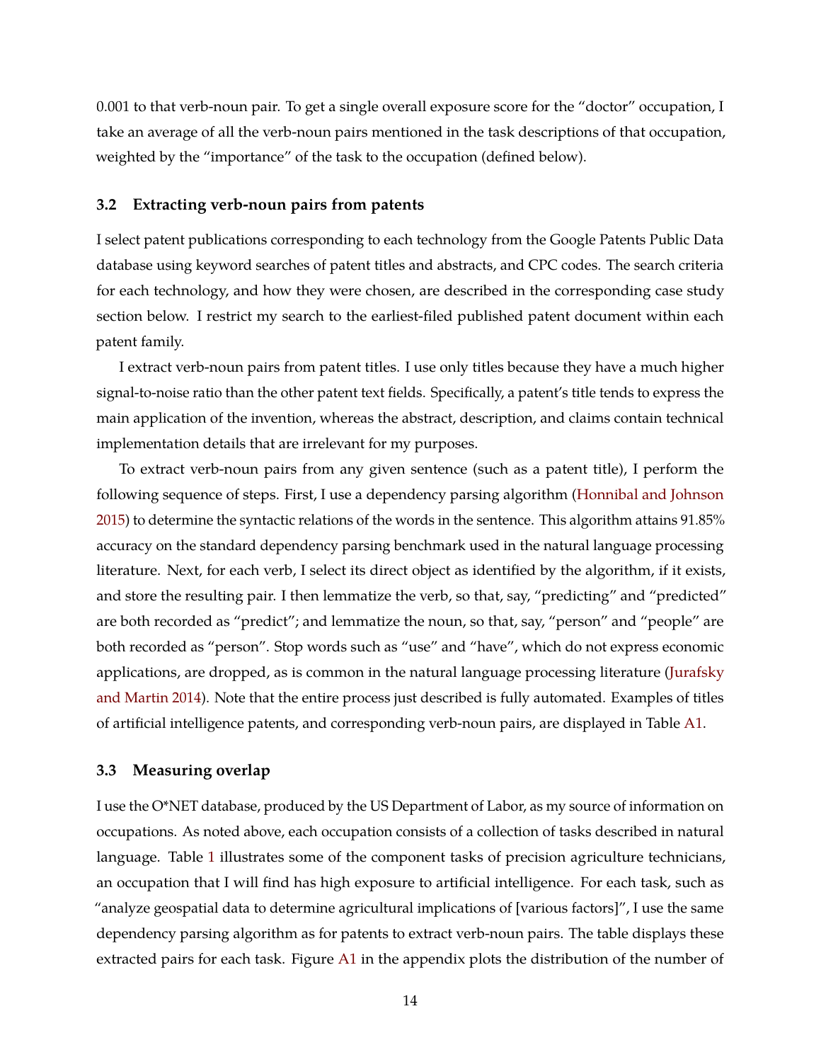0.001 to that verb-noun pair. To get a single overall exposure score for the "doctor" occupation, I take an average of all the verb-noun pairs mentioned in the task descriptions of that occupation, weighted by the "importance" of the task to the occupation (defined below).

### 3.2 Extracting verb-noun pairs from patents

I select patent publications corresponding to each technology from the Google Patents Public Data database using keyword searches of patent titles and abstracts, and CPC codes. The search criteria for each technology, and how they were chosen, are described in the corresponding case study section below. I restrict my search to the earliest-filed published patent document within each patent family.

I extract verb-noun pairs from patent titles. I use only titles because they have a much higher signal-to-noise ratio than the other patent text fields. Specifically, a patent's title tends to express the main application of the invention, whereas the abstract, description, and claims contain technical implementation details that are irrelevant for my purposes.

To extract verb-noun pairs from any given sentence (such as a patent title), I perform the following sequence of steps. First, I use a dependency parsing algorithm (Honnibal and Johnson 2015) to determine the syntactic relations of the words in the sentence. This algorithm attains 91.85% accuracy on the standard dependency parsing benchmark used in the natural language processing literature. Next, for each verb, I select its direct object as identified by the algorithm, if it exists, and store the resulting pair. I then lemmatize the verb, so that, say, "predicting" and "predicted" are both recorded as "predict"; and lemmatize the noun, so that, say, "person" and "people" are both recorded as "person". Stop words such as "use" and "have", which do not express economic applications, are dropped, as is common in the natural language processing literature (Jurafsky and Martin 2014). Note that the entire process just described is fully automated. Examples of titles of artificial intelligence patents, and corresponding verb-noun pairs, are displayed in Table A1.

### 3.3 Measuring overlap

I use the O*NET database, produced by the US Department of Labor, as my source of information on occupations. As noted above, each occupation consists of a collection of tasks described in natural language. Table 1 illustrates some of the component tasks of precision agriculture technicians, an occupation that I will find has high exposure to artificial intelligence. For each task, such as "analyze geospatial data to determine agricultural implications of [various factors]", I use the same dependency parsing algorithm as for patents to extract verb-noun pairs. The table displays these extracted pairs for each task. Figure A1 in the appendix plots the distribution of the number of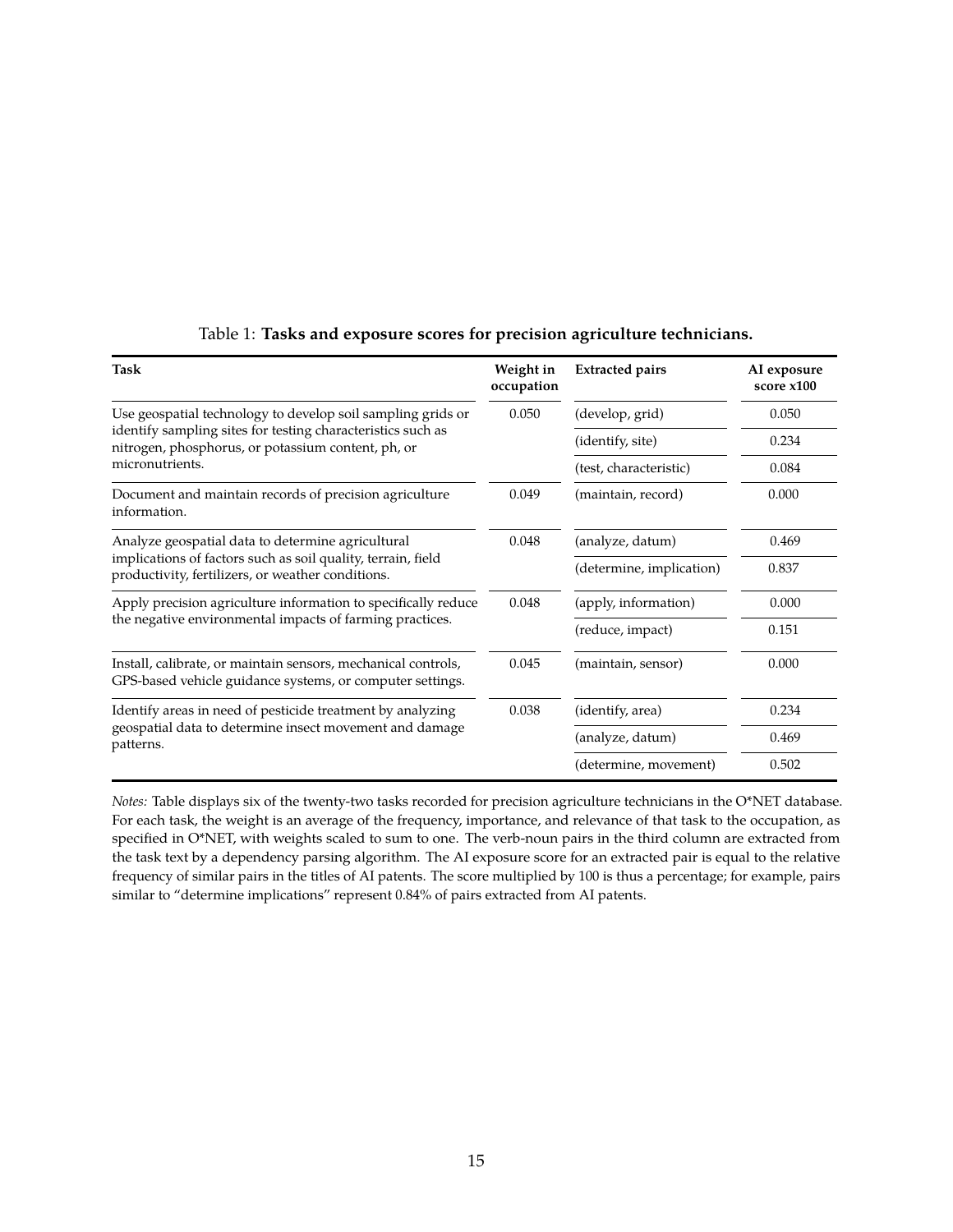Table 1: **Tasks and exposure scores for precision agriculture technicians.**

| Task | Weight in occupation | Extracted pairs | AI exposure score x100 |
|---|---|---|---|
| Use geospatial technology to develop soil sampling grids or identify sampling sites for testing characteristics such as nitrogen, phosphorus, or potassium content, ph, or micronutrients. | 0.050 | (develop, grid) | 0.050 |
| | | (identify, site) | 0.234 |
| | | (test, characteristic) | 0.084 |
| Document and maintain records of precision agriculture information. | 0.049 | (maintain, record) | 0.000 |
| Analyze geospatial data to determine agricultural implications of factors such as soil quality, terrain, field productivity, fertilizers, or weather conditions. | 0.048 | (analyze, datum) | 0.469 |
| | | (determine, implication) | 0.837 |
| Apply precision agriculture information to specifically reduce the negative environmental impacts of farming practices. | 0.048 | (apply, information) | 0.000 |
| | | (reduce, impact) | 0.151 |
| Install, calibrate, or maintain sensors, mechanical controls, GPS-based vehicle guidance systems, or computer settings. | 0.045 | (maintain, sensor) | 0.000 |
| Identify areas in need of pesticide treatment by analyzing geospatial data to determine insect movement and damage patterns. | 0.038 | (identify, area) | 0.234 |
| | | (analyze, datum) | 0.469 |
| | | (determine, movement) | 0.502 |

*Notes:* Table displays six of the twenty-two tasks recorded for precision agriculture technicians in the O*NET database. For each task, the weight is an average of the frequency, importance, and relevance of that task to the occupation, as specified in O*NET, with weights scaled to sum to one. The verb-noun pairs in the third column are extracted from the task text by a dependency parsing algorithm. The AI exposure score for an extracted pair is equal to the relative frequency of similar pairs in the titles of AI patents. The score multiplied by 100 is thus a percentage; for example, pairs similar to "determine implications" represent 0.84% of pairs extracted from AI patents.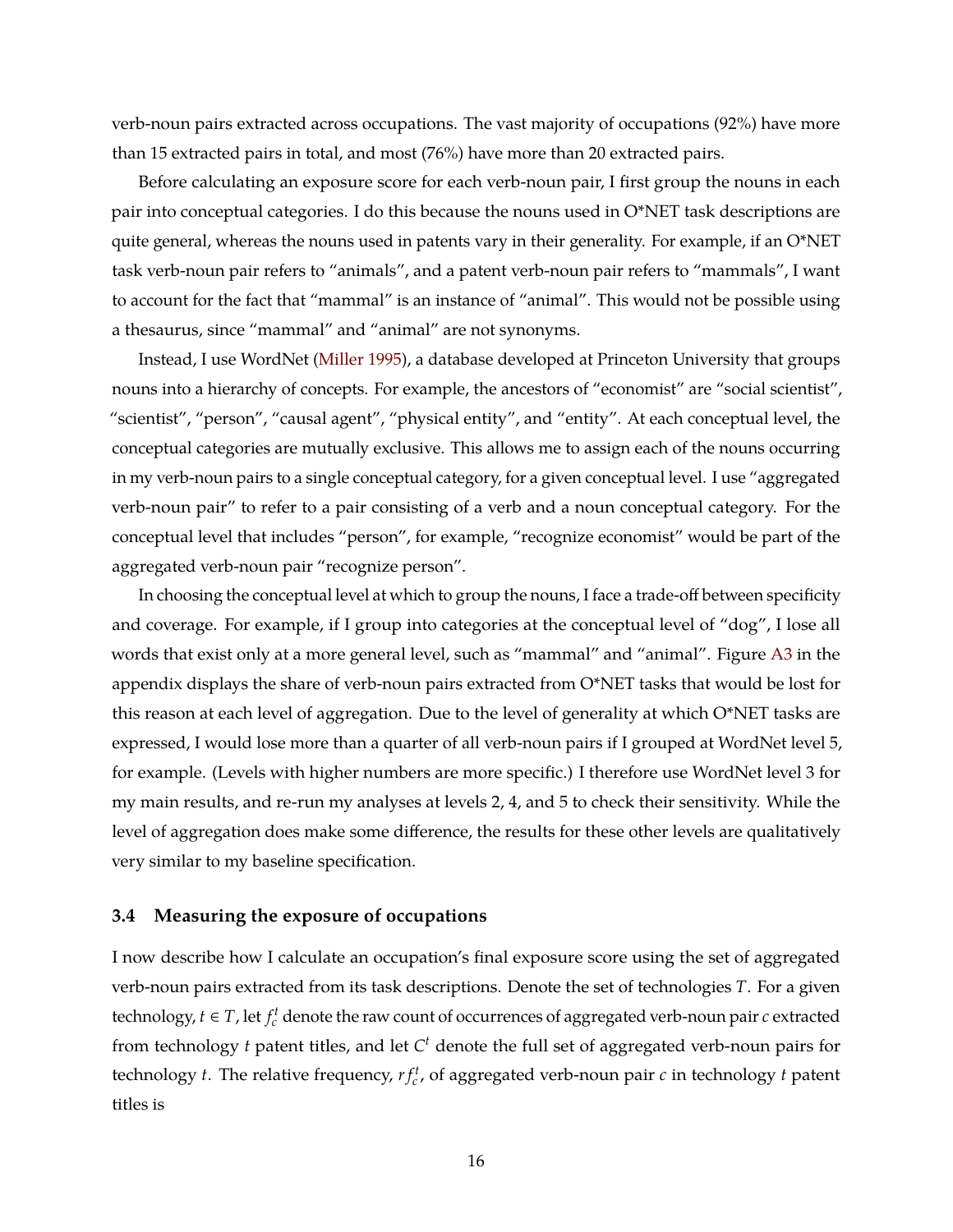verb-noun pairs extracted across occupations. The vast majority of occupations (92%) have more than 15 extracted pairs in total, and most (76%) have more than 20 extracted pairs.

Before calculating an exposure score for each verb-noun pair, I first group the nouns in each pair into conceptual categories. I do this because the nouns used in O*NET task descriptions are quite general, whereas the nouns used in patents vary in their generality. For example, if an O*NET task verb-noun pair refers to "animals", and a patent verb-noun pair refers to "mammals", I want to account for the fact that "mammal" is an instance of "animal". This would not be possible using a thesaurus, since "mammal" and "animal" are not synonyms.

Instead, I use WordNet (Miller 1995), a database developed at Princeton University that groups nouns into a hierarchy of concepts. For example, the ancestors of "economist" are "social scientist", "scientist", "person", "causal agent", "physical entity", and "entity". At each conceptual level, the conceptual categories are mutually exclusive. This allows me to assign each of the nouns occurring in my verb-noun pairs to a single conceptual category, for a given conceptual level. I use "aggregated verb-noun pair" to refer to a pair consisting of a verb and a noun conceptual category. For the conceptual level that includes "person", for example, "recognize economist" would be part of the aggregated verb-noun pair "recognize person".

In choosing the conceptual level at which to group the nouns, I face a trade-off between specificity and coverage. For example, if I group into categories at the conceptual level of "dog", I lose all words that exist only at a more general level, such as "mammal" and "animal". Figure A3 in the appendix displays the share of verb-noun pairs extracted from O*NET tasks that would be lost for this reason at each level of aggregation. Due to the level of generality at which O*NET tasks are expressed, I would lose more than a quarter of all verb-noun pairs if I grouped at WordNet level 5, for example. (Levels with higher numbers are more specific.) I therefore use WordNet level 3 for my main results, and re-run my analyses at levels 2, 4, and 5 to check their sensitivity. While the level of aggregation does make some difference, the results for these other levels are qualitatively very similar to my baseline specification.

### 3.4 Measuring the exposure of occupations

I now describe how I calculate an occupation's final exposure score using the set of aggregated verb-noun pairs extracted from its task descriptions. Denote the set of technologies $T$. For a given technology, $t \in T$, let $f_c^t$ denote the raw count of occurrences of aggregated verb-noun pair $c$ extracted from technology $t$ patent titles, and let $C^t$ denote the full set of aggregated verb-noun pairs for technology $t$. The relative frequency, $rf_c^t$, of aggregated verb-noun pair $c$ in technology $t$ patent titles is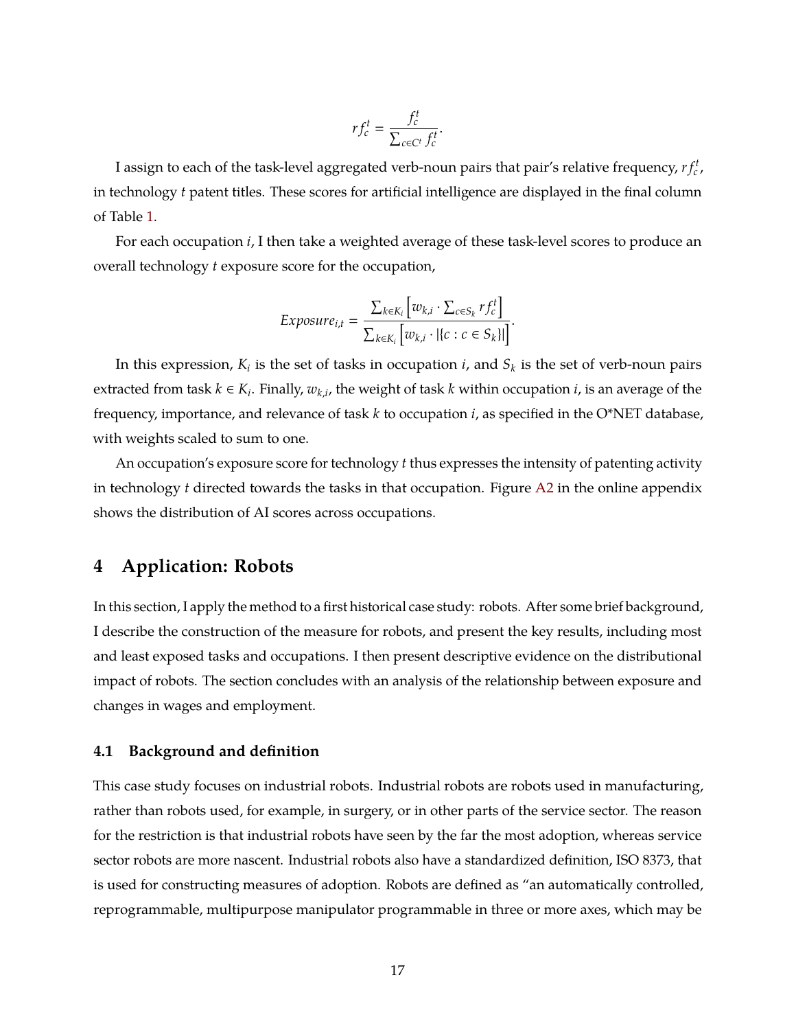$$rf_c^t = \frac{f_c^t}{\sum_{c \in C^t} f_c^t}.$$

I assign to each of the task-level aggregated verb-noun pairs that pair's relative frequency, $rf_c^t$, in technology $t$ patent titles. These scores for artificial intelligence are displayed in the final column of Table 1.

For each occupation $i$, I then take a weighted average of these task-level scores to produce an overall technology $t$ exposure score for the occupation,

$$Exposure_{i,t} = \frac{\sum_{k \in K_i} \left[ w_{k,i} \cdot \sum_{c \in S_k} rf_c^t \right]}{\sum_{k \in K_i} \left[ w_{k,i} \cdot |\{c : c \in S_k\}| \right]}.$$

In this expression, $K_i$ is the set of tasks in occupation $i$, and $S_k$ is the set of verb-noun pairs extracted from task $k \in K_i$. Finally, $w_{k,i}$, the weight of task $k$ within occupation $i$, is an average of the frequency, importance, and relevance of task $k$ to occupation $i$, as specified in the O*NET database, with weights scaled to sum to one.

An occupation's exposure score for technology $t$ thus expresses the intensity of patenting activity in technology $t$ directed towards the tasks in that occupation. Figure A2 in the online appendix shows the distribution of AI scores across occupations.

# 4 Application: Robots

In this section, I apply the method to a first historical case study: robots. After some brief background, I describe the construction of the measure for robots, and present the key results, including most and least exposed tasks and occupations. I then present descriptive evidence on the distributional impact of robots. The section concludes with an analysis of the relationship between exposure and changes in wages and employment.

## 4.1 Background and definition

This case study focuses on industrial robots. Industrial robots are robots used in manufacturing, rather than robots used, for example, in surgery, or in other parts of the service sector. The reason for the restriction is that industrial robots have seen by the far the most adoption, whereas service sector robots are more nascent. Industrial robots also have a standardized definition, ISO 8373, that is used for constructing measures of adoption. Robots are defined as "an automatically controlled, reprogrammable, multipurpose manipulator programmable in three or more axes, which may be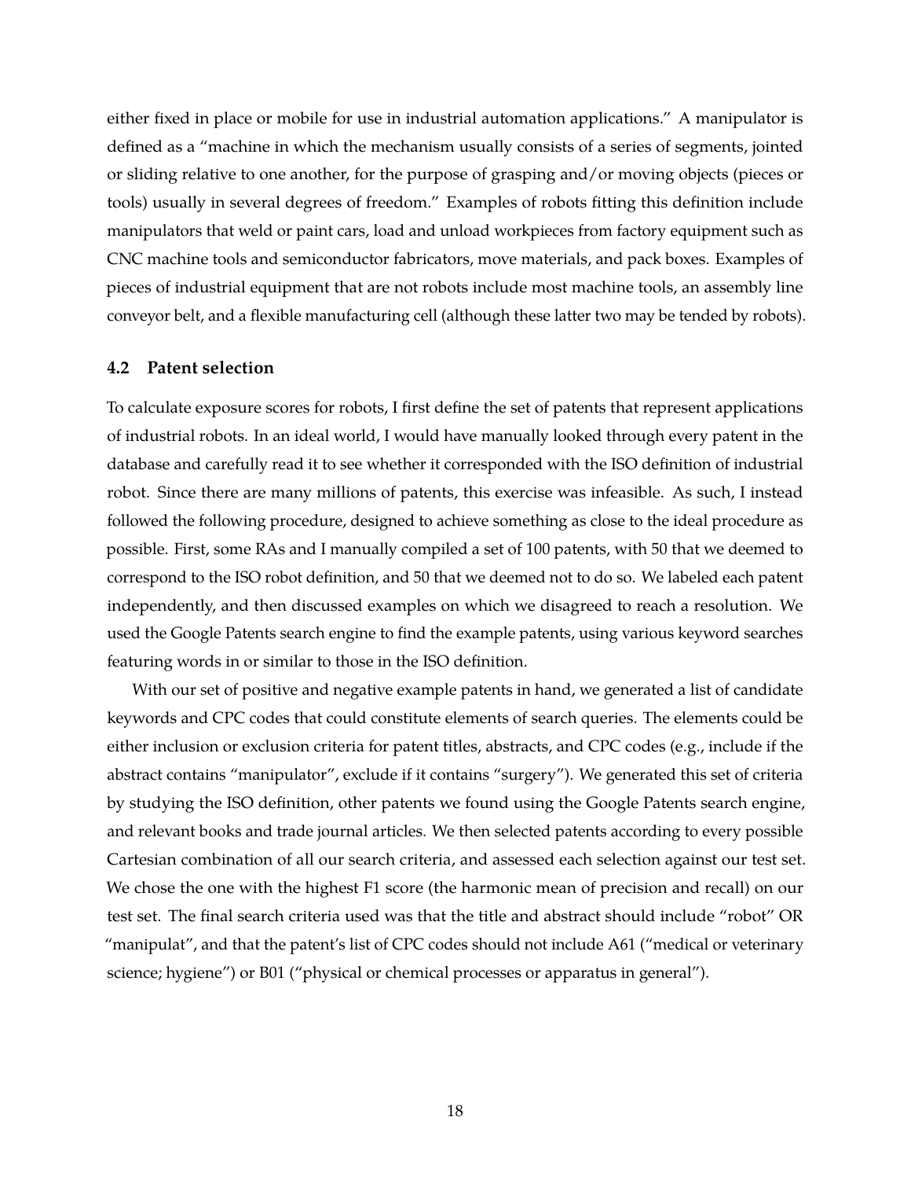either fixed in place or mobile for use in industrial automation applications." A manipulator is defined as a "machine in which the mechanism usually consists of a series of segments, jointed or sliding relative to one another, for the purpose of grasping and/or moving objects (pieces or tools) usually in several degrees of freedom." Examples of robots fitting this definition include manipulators that weld or paint cars, load and unload workpieces from factory equipment such as CNC machine tools and semiconductor fabricators, move materials, and pack boxes. Examples of pieces of industrial equipment that are not robots include most machine tools, an assembly line conveyor belt, and a flexible manufacturing cell (although these latter two may be tended by robots).

### 4.2 Patent selection

To calculate exposure scores for robots, I first define the set of patents that represent applications of industrial robots. In an ideal world, I would have manually looked through every patent in the database and carefully read it to see whether it corresponded with the ISO definition of industrial robot. Since there are many millions of patents, this exercise was infeasible. As such, I instead followed the following procedure, designed to achieve something as close to the ideal procedure as possible. First, some RAs and I manually compiled a set of 100 patents, with 50 that we deemed to correspond to the ISO robot definition, and 50 that we deemed not to do so. We labeled each patent independently, and then discussed examples on which we disagreed to reach a resolution. We used the Google Patents search engine to find the example patents, using various keyword searches featuring words in or similar to those in the ISO definition.

With our set of positive and negative example patents in hand, we generated a list of candidate keywords and CPC codes that could constitute elements of search queries. The elements could be either inclusion or exclusion criteria for patent titles, abstracts, and CPC codes (e.g., include if the abstract contains "manipulator", exclude if it contains "surgery"). We generated this set of criteria by studying the ISO definition, other patents we found using the Google Patents search engine, and relevant books and trade journal articles. We then selected patents according to every possible Cartesian combination of all our search criteria, and assessed each selection against our test set. We chose the one with the highest F1 score (the harmonic mean of precision and recall) on our test set. The final search criteria used was that the title and abstract should include "robot" OR "manipulat", and that the patent's list of CPC codes should not include A61 ("medical or veterinary science; hygiene") or B01 ("physical or chemical processes or apparatus in general").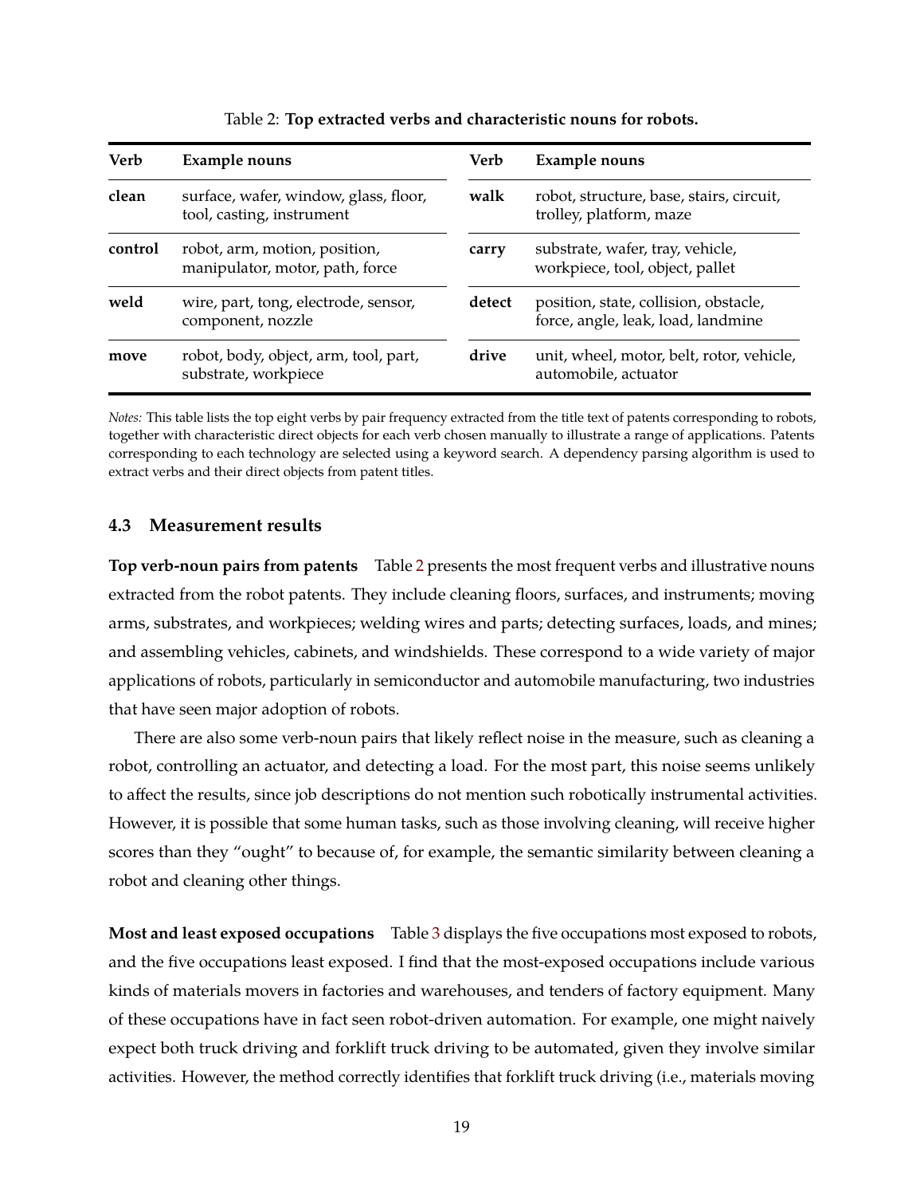Table 2: **Top extracted verbs and characteristic nouns for robots.**

| Verb | Example nouns | Verb | Example nouns |
|---|---|---|---|
| **clean** | surface, wafer, window, glass, floor, tool, casting, instrument | **walk** | robot, structure, base, stairs, circuit, trolley, platform, maze |
| **control** | robot, arm, motion, position, manipulator, motor, path, force | **carry** | substrate, wafer, tray, vehicle, workpiece, tool, object, pallet |
| **weld** | wire, part, tong, electrode, sensor, component, nozzle | **detect** | position, state, collision, obstacle, force, angle, leak, load, landmine |
| **move** | robot, body, object, arm, tool, part, substrate, workpiece | **drive** | unit, wheel, motor, belt, rotor, vehicle, automobile, actuator |

*Notes:* This table lists the top eight verbs by pair frequency extracted from the title text of patents corresponding to robots, together with characteristic direct objects for each verb chosen manually to illustrate a range of applications. Patents corresponding to each technology are selected using a keyword search. A dependency parsing algorithm is used to extract verbs and their direct objects from patent titles.

### 4.3 Measurement results

**Top verb-noun pairs from patents** Table 2 presents the most frequent verbs and illustrative nouns extracted from the robot patents. They include cleaning floors, surfaces, and instruments; moving arms, substrates, and workpieces; welding wires and parts; detecting surfaces, loads, and mines; and assembling vehicles, cabinets, and windshields. These correspond to a wide variety of major applications of robots, particularly in semiconductor and automobile manufacturing, two industries that have seen major adoption of robots.

There are also some verb-noun pairs that likely reflect noise in the measure, such as cleaning a robot, controlling an actuator, and detecting a load. For the most part, this noise seems unlikely to affect the results, since job descriptions do not mention such robotically instrumental activities. However, it is possible that some human tasks, such as those involving cleaning, will receive higher scores than they "ought" to because of, for example, the semantic similarity between cleaning a robot and cleaning other things.

**Most and least exposed occupations** Table 3 displays the five occupations most exposed to robots, and the five occupations least exposed. I find that the most-exposed occupations include various kinds of materials movers in factories and warehouses, and tenders of factory equipment. Many of these occupations have in fact seen robot-driven automation. For example, one might naively expect both truck driving and forklift truck driving to be automated, given they involve similar activities. However, the method correctly identifies that forklift truck driving (i.e., materials moving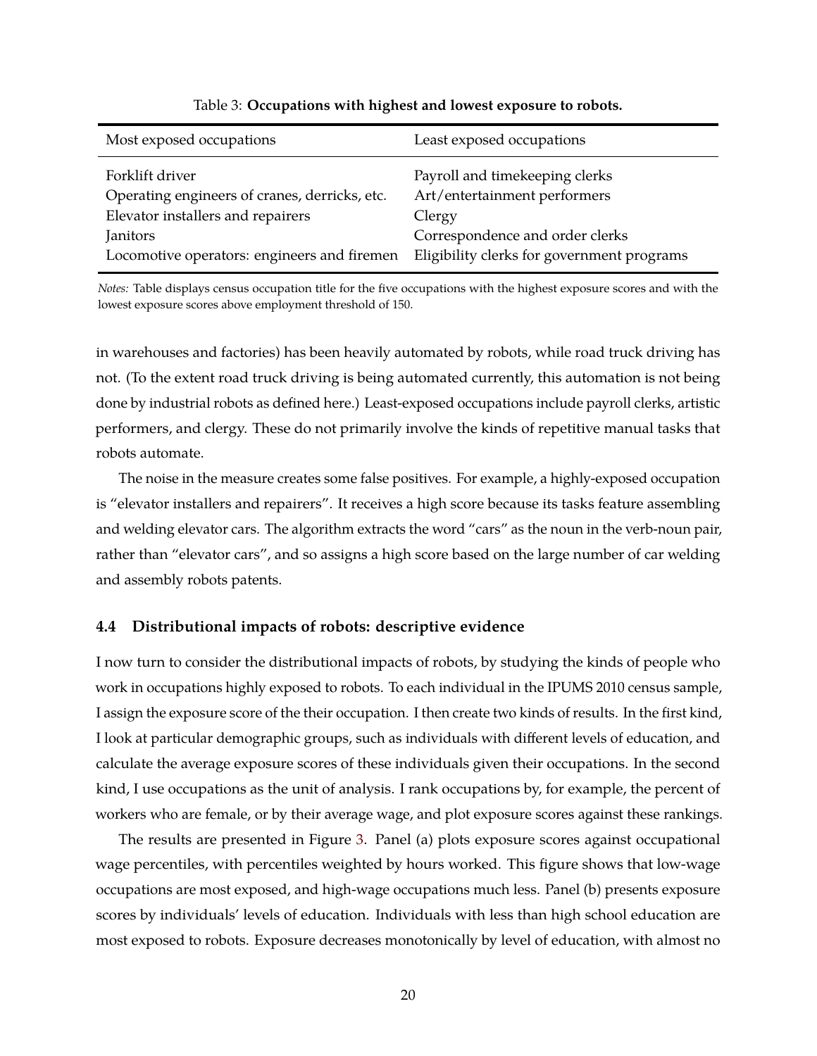Table 3: **Occupations with highest and lowest exposure to robots.**

| Most exposed occupations | Least exposed occupations |
| --- | --- |
| Forklift driver | Payroll and timekeeping clerks |
| Operating engineers of cranes, derricks, etc. | Art/entertainment performers |
| Elevator installers and repairers | Clergy |
| Janitors | Correspondence and order clerks |
| Locomotive operators: engineers and firemen | Eligibility clerks for government programs |

*Notes:* Table displays census occupation title for the five occupations with the highest exposure scores and with the lowest exposure scores above employment threshold of 150.

in warehouses and factories) has been heavily automated by robots, while road truck driving has not. (To the extent road truck driving is being automated currently, this automation is not being done by industrial robots as defined here.) Least-exposed occupations include payroll clerks, artistic performers, and clergy. These do not primarily involve the kinds of repetitive manual tasks that robots automate.

The noise in the measure creates some false positives. For example, a highly-exposed occupation is "elevator installers and repairers". It receives a high score because its tasks feature assembling and welding elevator cars. The algorithm extracts the word "cars" as the noun in the verb-noun pair, rather than "elevator cars", and so assigns a high score based on the large number of car welding and assembly robots patents.

### 4.4 Distributional impacts of robots: descriptive evidence

I now turn to consider the distributional impacts of robots, by studying the kinds of people who work in occupations highly exposed to robots. To each individual in the IPUMS 2010 census sample, I assign the exposure score of the their occupation. I then create two kinds of results. In the first kind, I look at particular demographic groups, such as individuals with different levels of education, and calculate the average exposure scores of these individuals given their occupations. In the second kind, I use occupations as the unit of analysis. I rank occupations by, for example, the percent of workers who are female, or by their average wage, and plot exposure scores against these rankings.

The results are presented in Figure 3. Panel (a) plots exposure scores against occupational wage percentiles, with percentiles weighted by hours worked. This figure shows that low-wage occupations are most exposed, and high-wage occupations much less. Panel (b) presents exposure scores by individuals' levels of education. Individuals with less than high school education are most exposed to robots. Exposure decreases monotonically by level of education, with almost no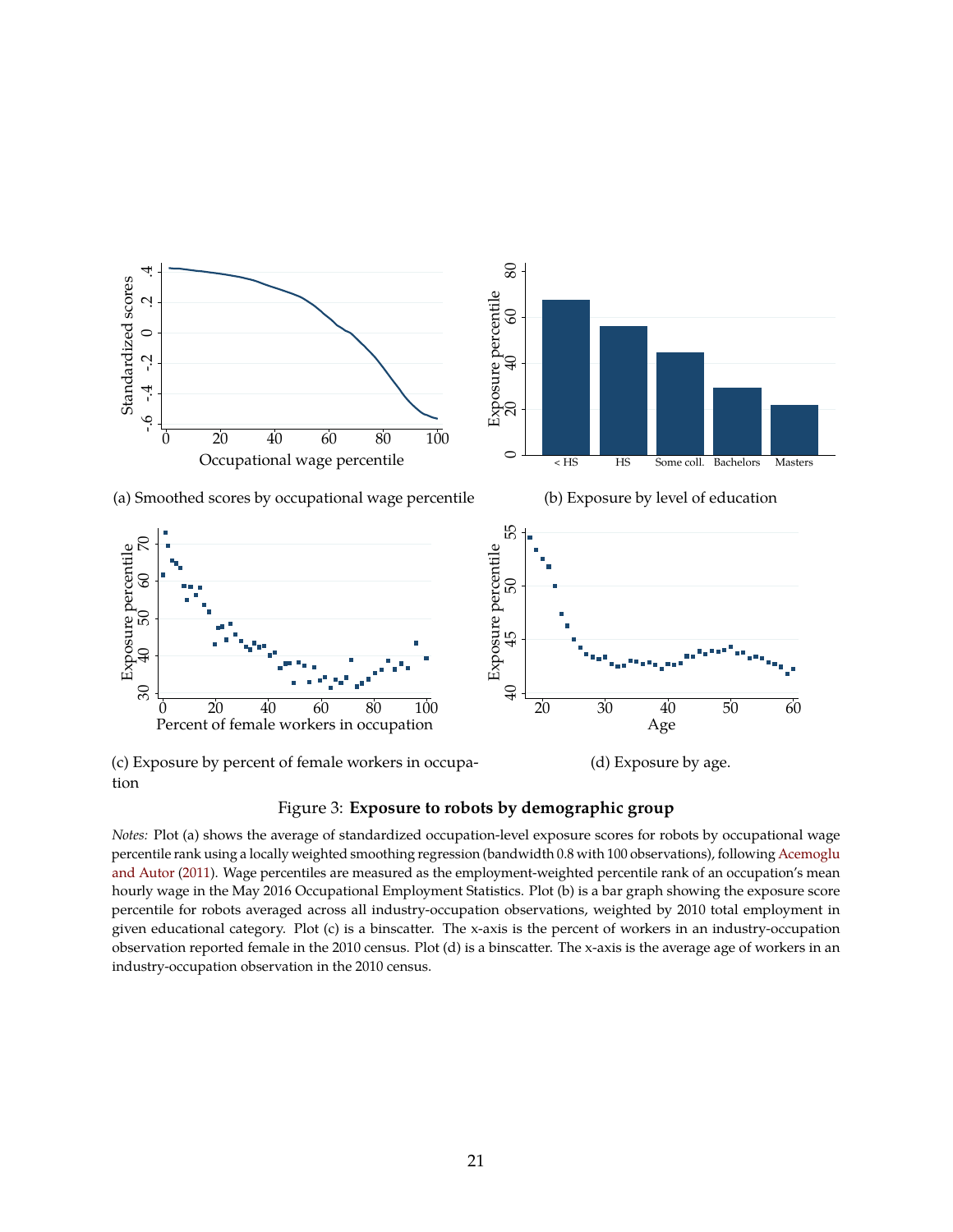(a) Smoothed scores by occupational wage percentile

(b) Exposure by level of education

(c) Exposure by percent of female workers in occupation

(d) Exposure by age.

Figure 3: **Exposure to robots by demographic group**

*Notes:* Plot (a) shows the average of standardized occupation-level exposure scores for robots by occupational wage percentile rank using a locally weighted smoothing regression (bandwidth 0.8 with 100 observations), following Acemoglu and Autor (2011). Wage percentiles are measured as the employment-weighted percentile rank of an occupation's mean hourly wage in the May 2016 Occupational Employment Statistics. Plot (b) is a bar graph showing the exposure score percentile for robots averaged across all industry-occupation observations, weighted by 2010 total employment in given educational category. Plot (c) is a binscatter. The x-axis is the percent of workers in an industry-occupation observation reported female in the 2010 census. Plot (d) is a binscatter. The x-axis is the average age of workers in an industry-occupation observation in the 2010 census.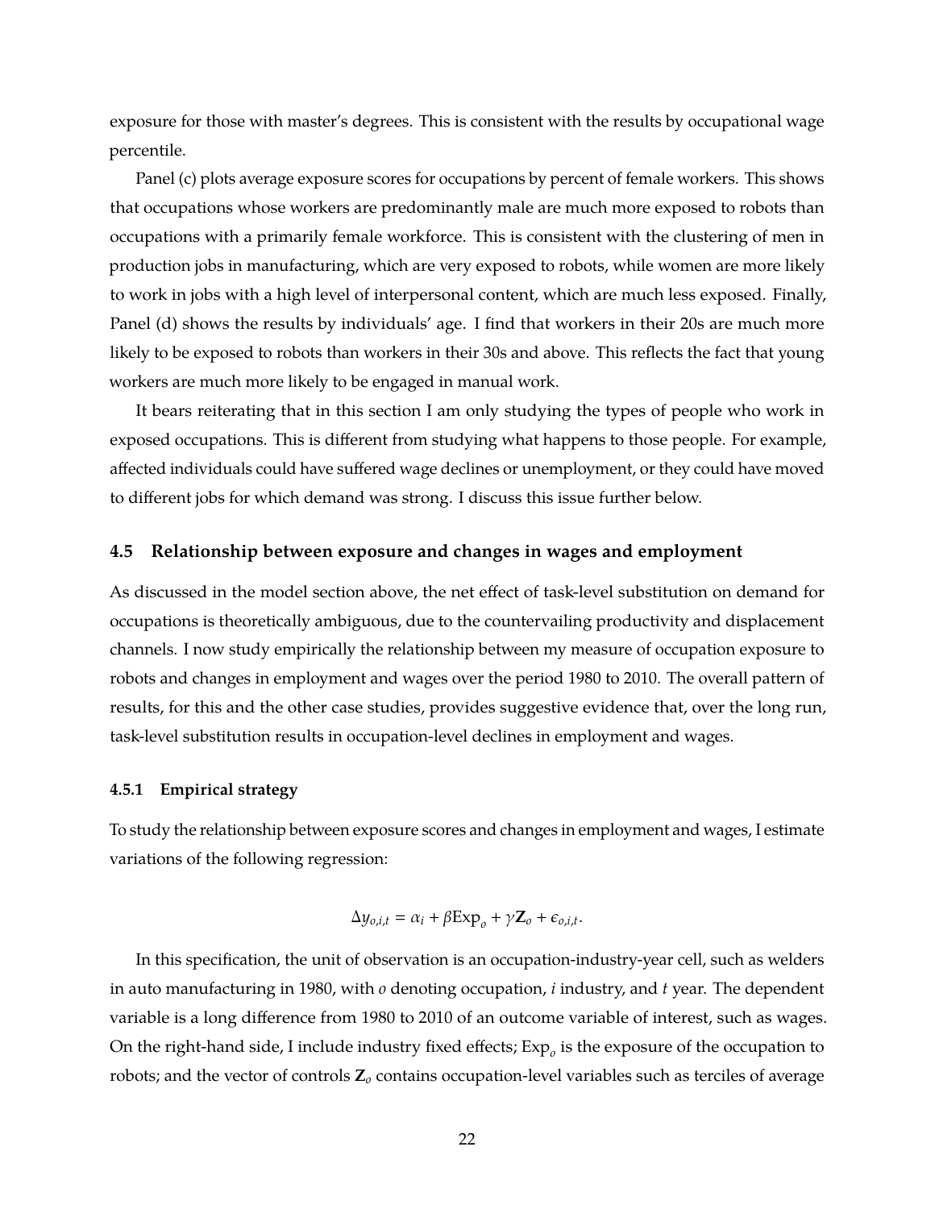exposure for those with master's degrees. This is consistent with the results by occupational wage percentile.

Panel (c) plots average exposure scores for occupations by percent of female workers. This shows that occupations whose workers are predominantly male are much more exposed to robots than occupations with a primarily female workforce. This is consistent with the clustering of men in production jobs in manufacturing, which are very exposed to robots, while women are more likely to work in jobs with a high level of interpersonal content, which are much less exposed. Finally, Panel (d) shows the results by individuals' age. I find that workers in their 20s are much more likely to be exposed to robots than workers in their 30s and above. This reflects the fact that young workers are much more likely to be engaged in manual work.

It bears reiterating that in this section I am only studying the types of people who work in exposed occupations. This is different from studying what happens to those people. For example, affected individuals could have suffered wage declines or unemployment, or they could have moved to different jobs for which demand was strong. I discuss this issue further below.

### 4.5 Relationship between exposure and changes in wages and employment

As discussed in the model section above, the net effect of task-level substitution on demand for occupations is theoretically ambiguous, due to the countervailing productivity and displacement channels. I now study empirically the relationship between my measure of occupation exposure to robots and changes in employment and wages over the period 1980 to 2010. The overall pattern of results, for this and the other case studies, provides suggestive evidence that, over the long run, task-level substitution results in occupation-level declines in employment and wages.

#### 4.5.1 Empirical strategy

To study the relationship between exposure scores and changes in employment and wages, I estimate variations of the following regression:

$$\Delta y_{o,i,t} = \alpha_i + \beta \text{Exp}_o + \gamma \mathbf{Z}_o + \epsilon_{o,i,t}.$$

In this specification, the unit of observation is an occupation-industry-year cell, such as welders in auto manufacturing in 1980, with $o$ denoting occupation, $i$ industry, and $t$ year. The dependent variable is a long difference from 1980 to 2010 of an outcome variable of interest, such as wages. On the right-hand side, I include industry fixed effects; $\text{Exp}_o$ is the exposure of the occupation to robots; and the vector of controls $\mathbf{Z}_o$ contains occupation-level variables such as terciles of average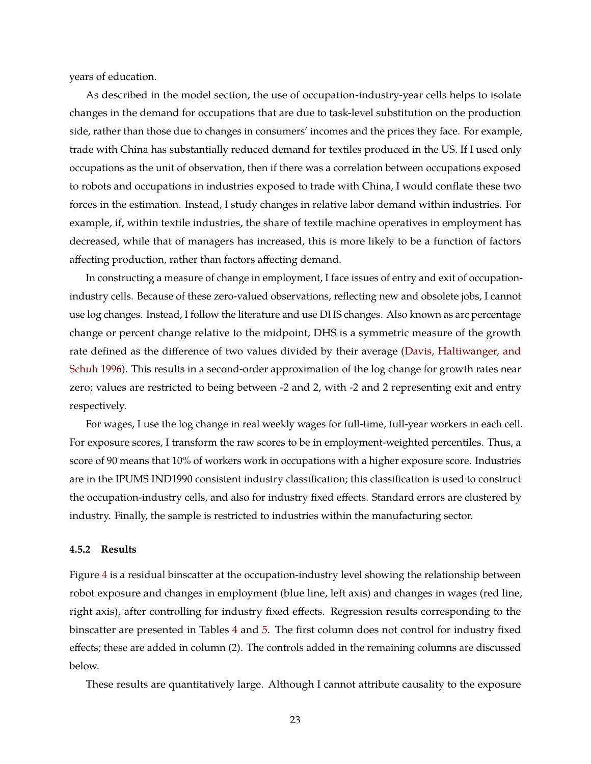years of education.

As described in the model section, the use of occupation-industry-year cells helps to isolate changes in the demand for occupations that are due to task-level substitution on the production side, rather than those due to changes in consumers' incomes and the prices they face. For example, trade with China has substantially reduced demand for textiles produced in the US. If I used only occupations as the unit of observation, then if there was a correlation between occupations exposed to robots and occupations in industries exposed to trade with China, I would conflate these two forces in the estimation. Instead, I study changes in relative labor demand within industries. For example, if, within textile industries, the share of textile machine operatives in employment has decreased, while that of managers has increased, this is more likely to be a function of factors affecting production, rather than factors affecting demand.

In constructing a measure of change in employment, I face issues of entry and exit of occupation-industry cells. Because of these zero-valued observations, reflecting new and obsolete jobs, I cannot use log changes. Instead, I follow the literature and use DHS changes. Also known as arc percentage change or percent change relative to the midpoint, DHS is a symmetric measure of the growth rate defined as the difference of two values divided by their average (Davis, Haltiwanger, and Schuh 1996). This results in a second-order approximation of the log change for growth rates near zero; values are restricted to being between -2 and 2, with -2 and 2 representing exit and entry respectively.

For wages, I use the log change in real weekly wages for full-time, full-year workers in each cell. For exposure scores, I transform the raw scores to be in employment-weighted percentiles. Thus, a score of 90 means that 10% of workers work in occupations with a higher exposure score. Industries are in the IPUMS IND1990 consistent industry classification; this classification is used to construct the occupation-industry cells, and also for industry fixed effects. Standard errors are clustered by industry. Finally, the sample is restricted to industries within the manufacturing sector.

### 4.5.2 Results

Figure 4 is a residual binscatter at the occupation-industry level showing the relationship between robot exposure and changes in employment (blue line, left axis) and changes in wages (red line, right axis), after controlling for industry fixed effects. Regression results corresponding to the binscatter are presented in Tables 4 and 5. The first column does not control for industry fixed effects; these are added in column (2). The controls added in the remaining columns are discussed below.

These results are quantitatively large. Although I cannot attribute causality to the exposure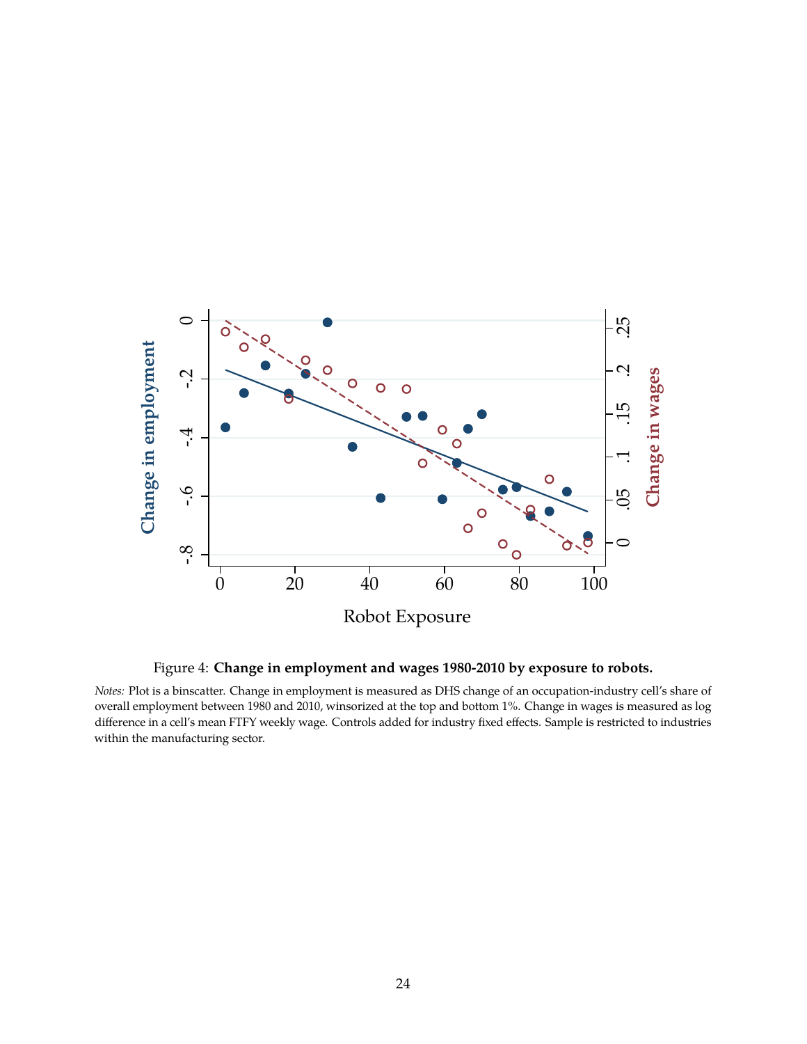Figure 4: **Change in employment and wages 1980-2010 by exposure to robots.**

*Notes:* Plot is a binscatter. Change in employment is measured as DHS change of an occupation-industry cell's share of overall employment between 1980 and 2010, winsorized at the top and bottom 1%. Change in wages is measured as log difference in a cell's mean FTFY weekly wage. Controls added for industry fixed effects. Sample is restricted to industries within the manufacturing sector.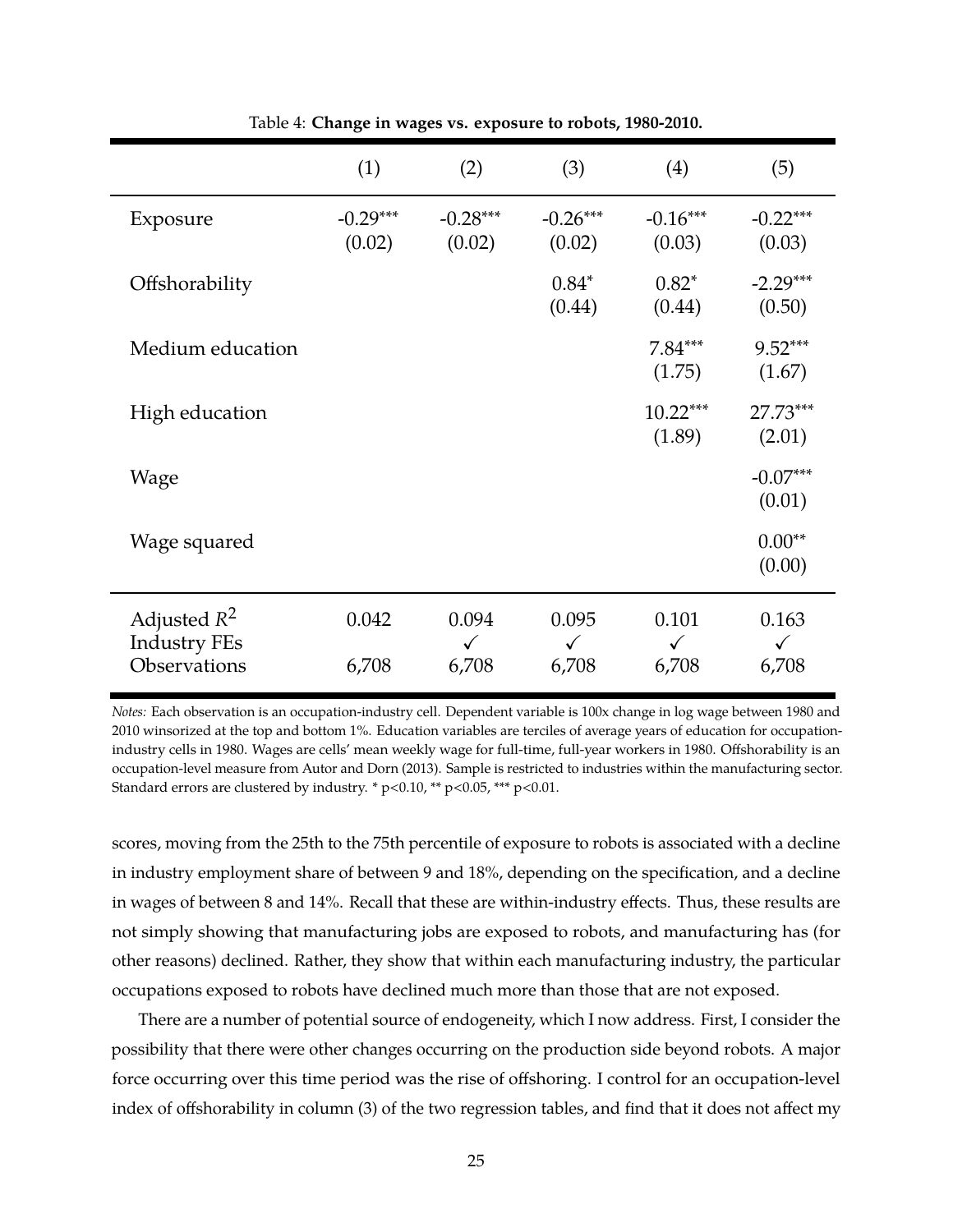Table 4: **Change in wages vs. exposure to robots, 1980-2010.**

| | (1) | (2) | (3) | (4) | (5) |
|---|---|---|---|---|---|
| Exposure | -0.29*** | -0.28*** | -0.26*** | -0.16*** | -0.22*** |
| | (0.02) | (0.02) | (0.02) | (0.03) | (0.03) |
| Offshorability | | | 0.84* | 0.82* | -2.29*** |
| | | | (0.44) | (0.44) | (0.50) |
| Medium education | | | | 7.84*** | 9.52*** |
| | | | | (1.75) | (1.67) |
| High education | | | | 10.22*** | 27.73*** |
| | | | | (1.89) | (2.01) |
| Wage | | | | | -0.07*** |
| | | | | | (0.01) |
| Wage squared | | | | | 0.00** |
| | | | | | (0.00) |
| Adjusted $R^2$ | 0.042 | 0.094 | 0.095 | 0.101 | 0.163 |
| Industry FEs | | ✓ | ✓ | ✓ | ✓ |
| Observations | 6,708 | 6,708 | 6,708 | 6,708 | 6,708 |

*Notes:* Each observation is an occupation-industry cell. Dependent variable is 100x change in log wage between 1980 and 2010 winsorized at the top and bottom 1%. Education variables are terciles of average years of education for occupation-industry cells in 1980. Wages are cells' mean weekly wage for full-time, full-year workers in 1980. Offshorability is an occupation-level measure from Autor and Dorn (2013). Sample is restricted to industries within the manufacturing sector. Standard errors are clustered by industry. * p<0.10, ** p<0.05, *** p<0.01.

scores, moving from the 25th to the 75th percentile of exposure to robots is associated with a decline in industry employment share of between 9 and 18%, depending on the specification, and a decline in wages of between 8 and 14%. Recall that these are within-industry effects. Thus, these results are not simply showing that manufacturing jobs are exposed to robots, and manufacturing has (for other reasons) declined. Rather, they show that within each manufacturing industry, the particular occupations exposed to robots have declined much more than those that are not exposed.

There are a number of potential source of endogeneity, which I now address. First, I consider the possibility that there were other changes occurring on the production side beyond robots. A major force occurring over this time period was the rise of offshoring. I control for an occupation-level index of offshorability in column (3) of the two regression tables, and find that it does not affect my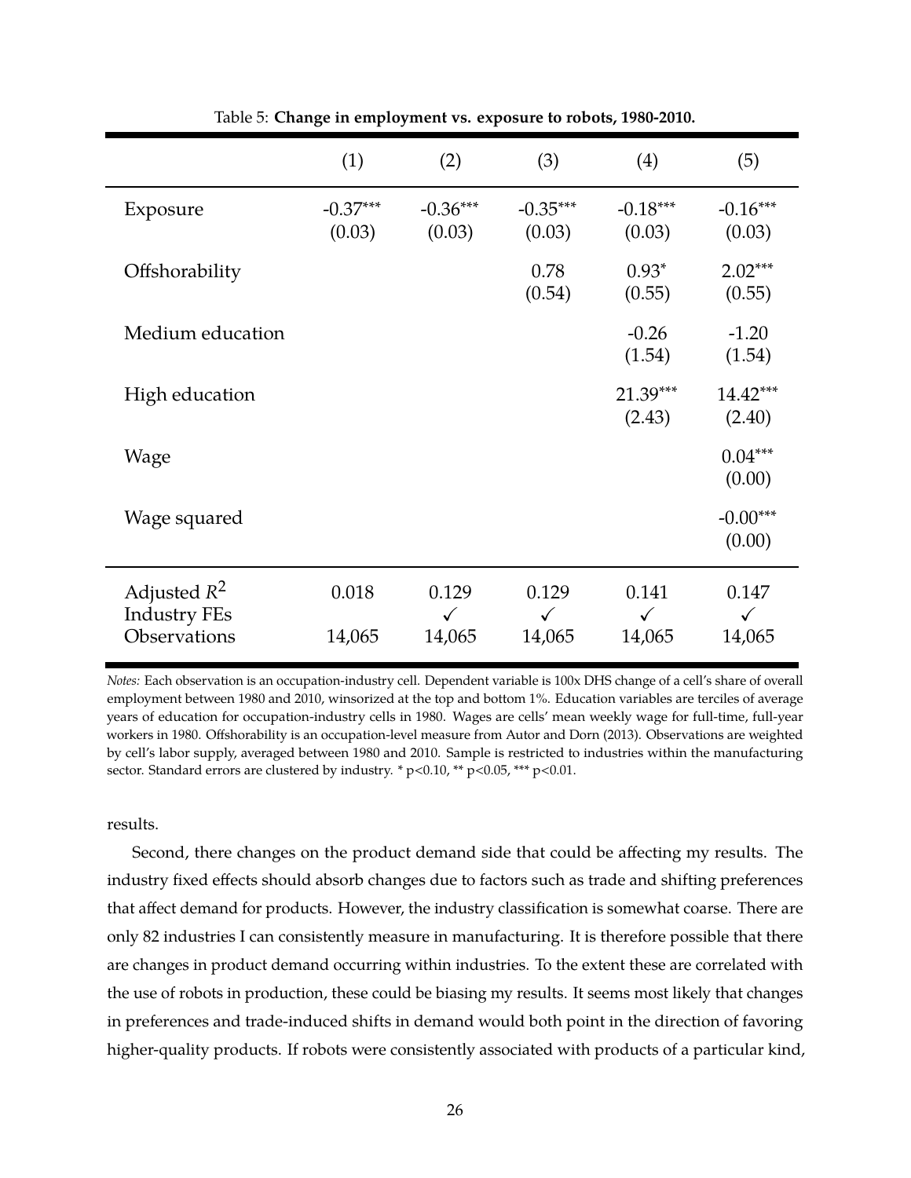Table 5: **Change in employment vs. exposure to robots, 1980-2010.**

| | (1) | (2) | (3) | (4) | (5) |
|---|---|---|---|---|---|
| Exposure | -0.37*** | -0.36*** | -0.35*** | -0.18*** | -0.16*** |
| | (0.03) | (0.03) | (0.03) | (0.03) | (0.03) |
| Offshorability | | | 0.78 | 0.93* | 2.02*** |
| | | | (0.54) | (0.55) | (0.55) |
| Medium education | | | | -0.26 | -1.20 |
| | | | | (1.54) | (1.54) |
| High education | | | | 21.39*** | 14.42*** |
| | | | | (2.43) | (2.40) |
| Wage | | | | | 0.04*** |
| | | | | | (0.00) |
| Wage squared | | | | | -0.00*** |
| | | | | | (0.00) |
| Adjusted $R^2$ | 0.018 | 0.129 | 0.129 | 0.141 | 0.147 |
| Industry FEs | | ✓ | ✓ | ✓ | ✓ |
| Observations | 14,065 | 14,065 | 14,065 | 14,065 | 14,065 |

*Notes:* Each observation is an occupation-industry cell. Dependent variable is 100x DHS change of a cell's share of overall employment between 1980 and 2010, winsorized at the top and bottom 1%. Education variables are terciles of average years of education for occupation-industry cells in 1980. Wages are cells' mean weekly wage for full-time, full-year workers in 1980. Offshorability is an occupation-level measure from Autor and Dorn (2013). Observations are weighted by cell's labor supply, averaged between 1980 and 2010. Sample is restricted to industries within the manufacturing sector. Standard errors are clustered by industry. * p<0.10, ** p<0.05, *** p<0.01.

results.

Second, there changes on the product demand side that could be affecting my results. The industry fixed effects should absorb changes due to factors such as trade and shifting preferences that affect demand for products. However, the industry classification is somewhat coarse. There are only 82 industries I can consistently measure in manufacturing. It is therefore possible that there are changes in product demand occurring within industries. To the extent these are correlated with the use of robots in production, these could be biasing my results. It seems most likely that changes in preferences and trade-induced shifts in demand would both point in the direction of favoring higher-quality products. If robots were consistently associated with products of a particular kind,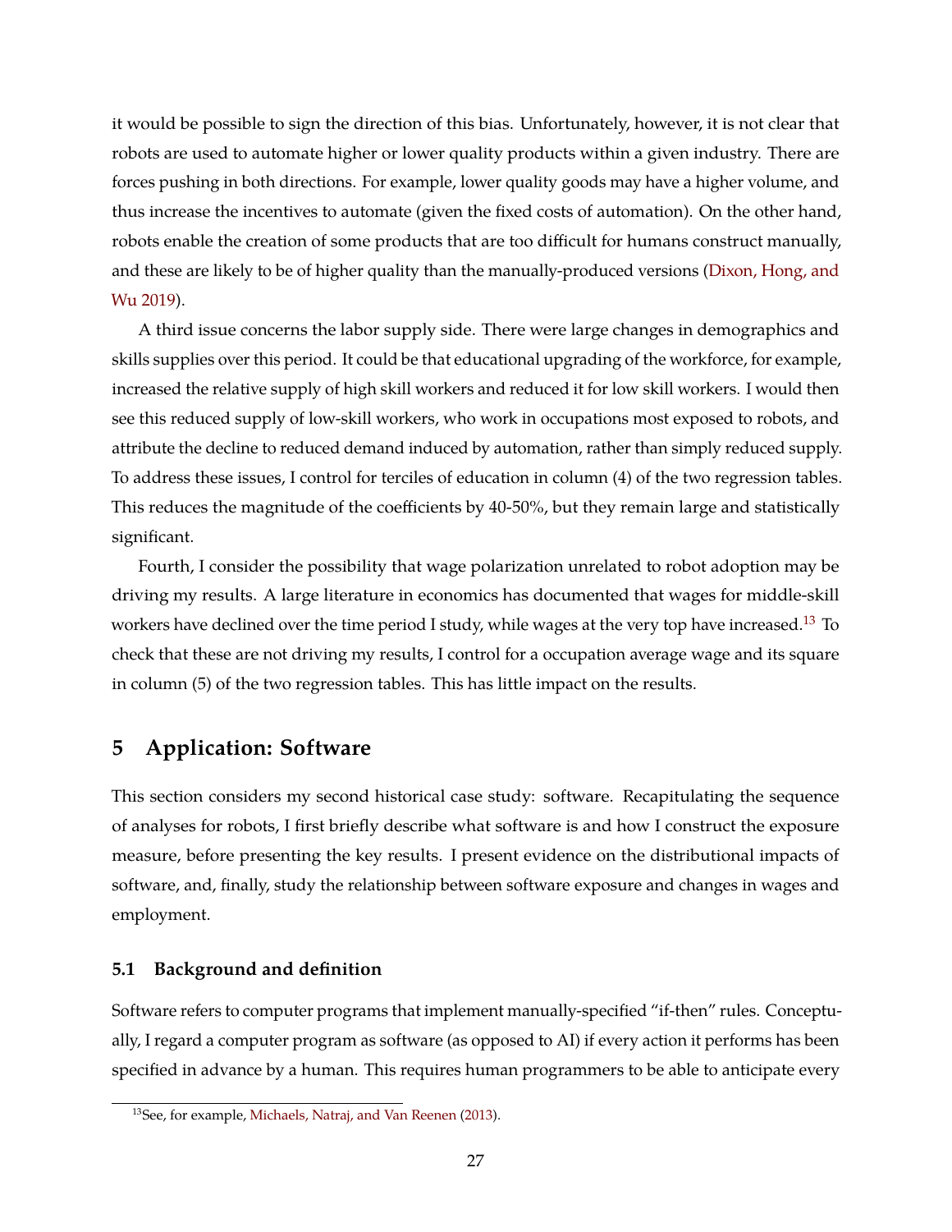it would be possible to sign the direction of this bias. Unfortunately, however, it is not clear that robots are used to automate higher or lower quality products within a given industry. There are forces pushing in both directions. For example, lower quality goods may have a higher volume, and thus increase the incentives to automate (given the fixed costs of automation). On the other hand, robots enable the creation of some products that are too difficult for humans construct manually, and these are likely to be of higher quality than the manually-produced versions (Dixon, Hong, and Wu 2019).

A third issue concerns the labor supply side. There were large changes in demographics and skills supplies over this period. It could be that educational upgrading of the workforce, for example, increased the relative supply of high skill workers and reduced it for low skill workers. I would then see this reduced supply of low-skill workers, who work in occupations most exposed to robots, and attribute the decline to reduced demand induced by automation, rather than simply reduced supply. To address these issues, I control for terciles of education in column (4) of the two regression tables. This reduces the magnitude of the coefficients by 40-50%, but they remain large and statistically significant.

Fourth, I consider the possibility that wage polarization unrelated to robot adoption may be driving my results. A large literature in economics has documented that wages for middle-skill workers have declined over the time period I study, while wages at the very top have increased.[13] To check that these are not driving my results, I control for a occupation average wage and its square in column (5) of the two regression tables. This has little impact on the results.

## 5 Application: Software

This section considers my second historical case study: software. Recapitulating the sequence of analyses for robots, I first briefly describe what software is and how I construct the exposure measure, before presenting the key results. I present evidence on the distributional impacts of software, and, finally, study the relationship between software exposure and changes in wages and employment.

### 5.1 Background and definition

Software refers to computer programs that implement manually-specified "if-then" rules. Conceptually, I regard a computer program as software (as opposed to AI) if every action it performs has been specified in advance by a human. This requires human programmers to be able to anticipate every

[13] See, for example, Michaels, Natraj, and Van Reenen (2013).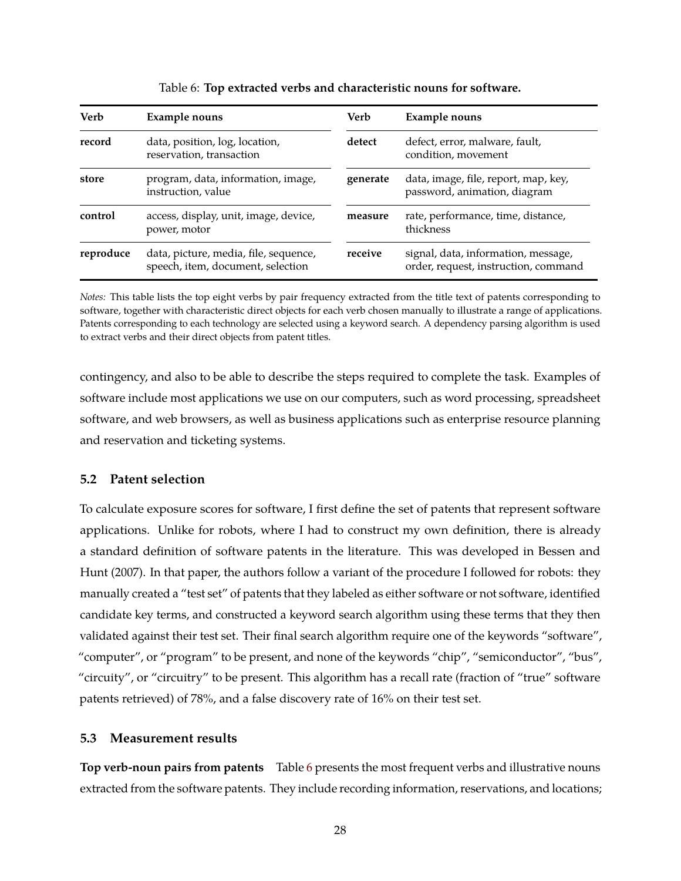Table 6: **Top extracted verbs and characteristic nouns for software.**

| Verb | Example nouns | Verb | Example nouns |
|---|---|---|---|
| **record** | data, position, log, location, reservation, transaction | **detect** | defect, error, malware, fault, condition, movement |
| **store** | program, data, information, image, instruction, value | **generate** | data, image, file, report, map, key, password, animation, diagram |
| **control** | access, display, unit, image, device, power, motor | **measure** | rate, performance, time, distance, thickness |
| **reproduce** | data, picture, media, file, sequence, speech, item, document, selection | **receive** | signal, data, information, message, order, request, instruction, command |

*Notes:* This table lists the top eight verbs by pair frequency extracted from the title text of patents corresponding to software, together with characteristic direct objects for each verb chosen manually to illustrate a range of applications. Patents corresponding to each technology are selected using a keyword search. A dependency parsing algorithm is used to extract verbs and their direct objects from patent titles.

contingency, and also to be able to describe the steps required to complete the task. Examples of software include most applications we use on our computers, such as word processing, spreadsheet software, and web browsers, as well as business applications such as enterprise resource planning and reservation and ticketing systems.

### 5.2 Patent selection

To calculate exposure scores for software, I first define the set of patents that represent software applications. Unlike for robots, where I had to construct my own definition, there is already a standard definition of software patents in the literature. This was developed in Bessen and Hunt (2007). In that paper, the authors follow a variant of the procedure I followed for robots: they manually created a "test set" of patents that they labeled as either software or not software, identified candidate key terms, and constructed a keyword search algorithm using these terms that they then validated against their test set. Their final search algorithm require one of the keywords "software", "computer", or "program" to be present, and none of the keywords "chip", "semiconductor", "bus", "circuity", or "circuitry" to be present. This algorithm has a recall rate (fraction of "true" software patents retrieved) of 78%, and a false discovery rate of 16% on their test set.

### 5.3 Measurement results

**Top verb-noun pairs from patents** Table 6 presents the most frequent verbs and illustrative nouns extracted from the software patents. They include recording information, reservations, and locations;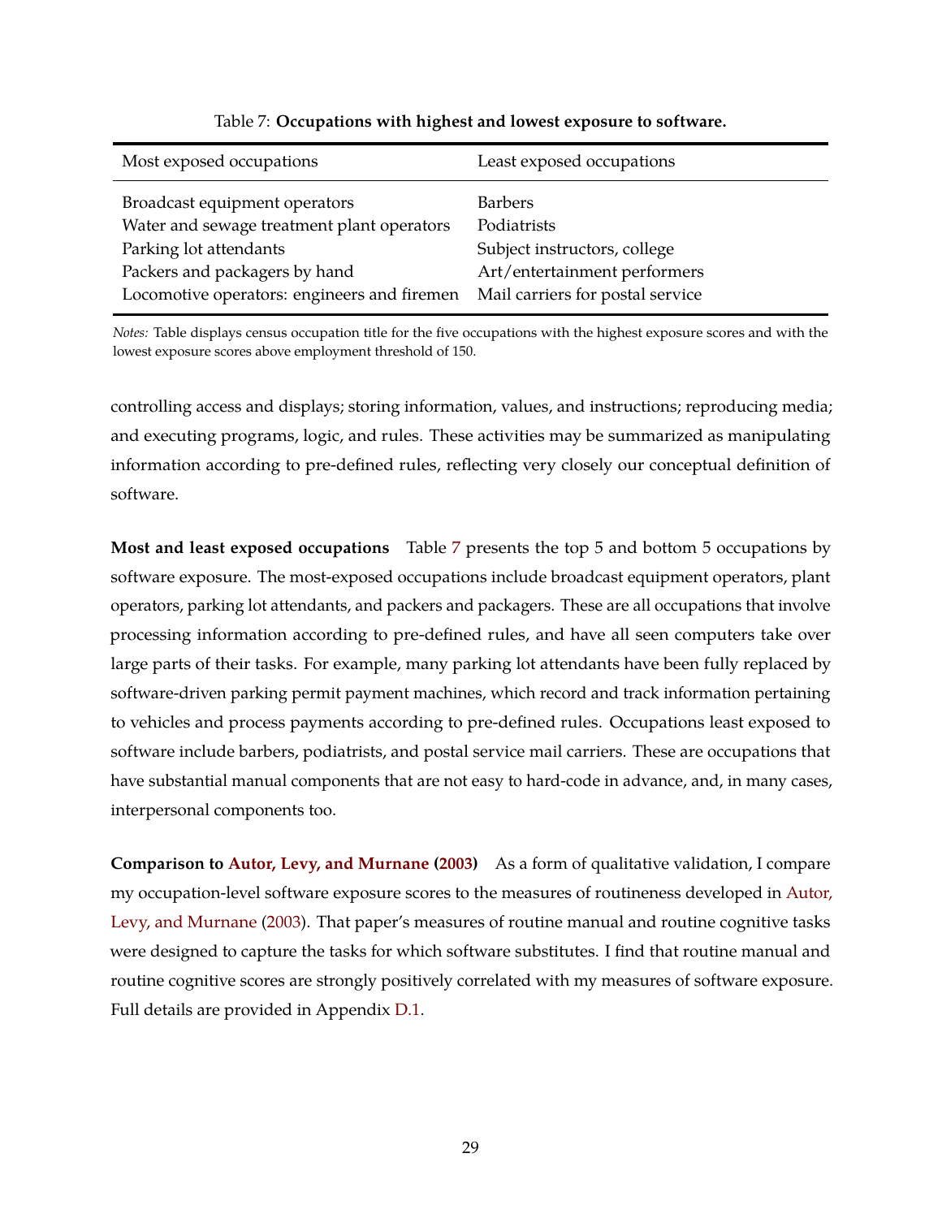Table 7: **Occupations with highest and lowest exposure to software.**

| Most exposed occupations | Least exposed occupations |
|---|---|
| Broadcast equipment operators | Barbers |
| Water and sewage treatment plant operators | Podiatrists |
| Parking lot attendants | Subject instructors, college |
| Packers and packagers by hand | Art/entertainment performers |
| Locomotive operators: engineers and firemen | Mail carriers for postal service |

*Notes:* Table displays census occupation title for the five occupations with the highest exposure scores and with the lowest exposure scores above employment threshold of 150.

controlling access and displays; storing information, values, and instructions; reproducing media; and executing programs, logic, and rules. These activities may be summarized as manipulating information according to pre-defined rules, reflecting very closely our conceptual definition of software.

**Most and least exposed occupations** Table 7 presents the top 5 and bottom 5 occupations by software exposure. The most-exposed occupations include broadcast equipment operators, plant operators, parking lot attendants, and packers and packagers. These are all occupations that involve processing information according to pre-defined rules, and have all seen computers take over large parts of their tasks. For example, many parking lot attendants have been fully replaced by software-driven parking permit payment machines, which record and track information pertaining to vehicles and process payments according to pre-defined rules. Occupations least exposed to software include barbers, podiatrists, and postal service mail carriers. These are occupations that have substantial manual components that are not easy to hard-code in advance, and, in many cases, interpersonal components too.

**Comparison to Autor, Levy, and Murnane (2003)** As a form of qualitative validation, I compare my occupation-level software exposure scores to the measures of routineness developed in Autor, Levy, and Murnane (2003). That paper's measures of routine manual and routine cognitive tasks were designed to capture the tasks for which software substitutes. I find that routine manual and routine cognitive scores are strongly positively correlated with my measures of software exposure. Full details are provided in Appendix D.1.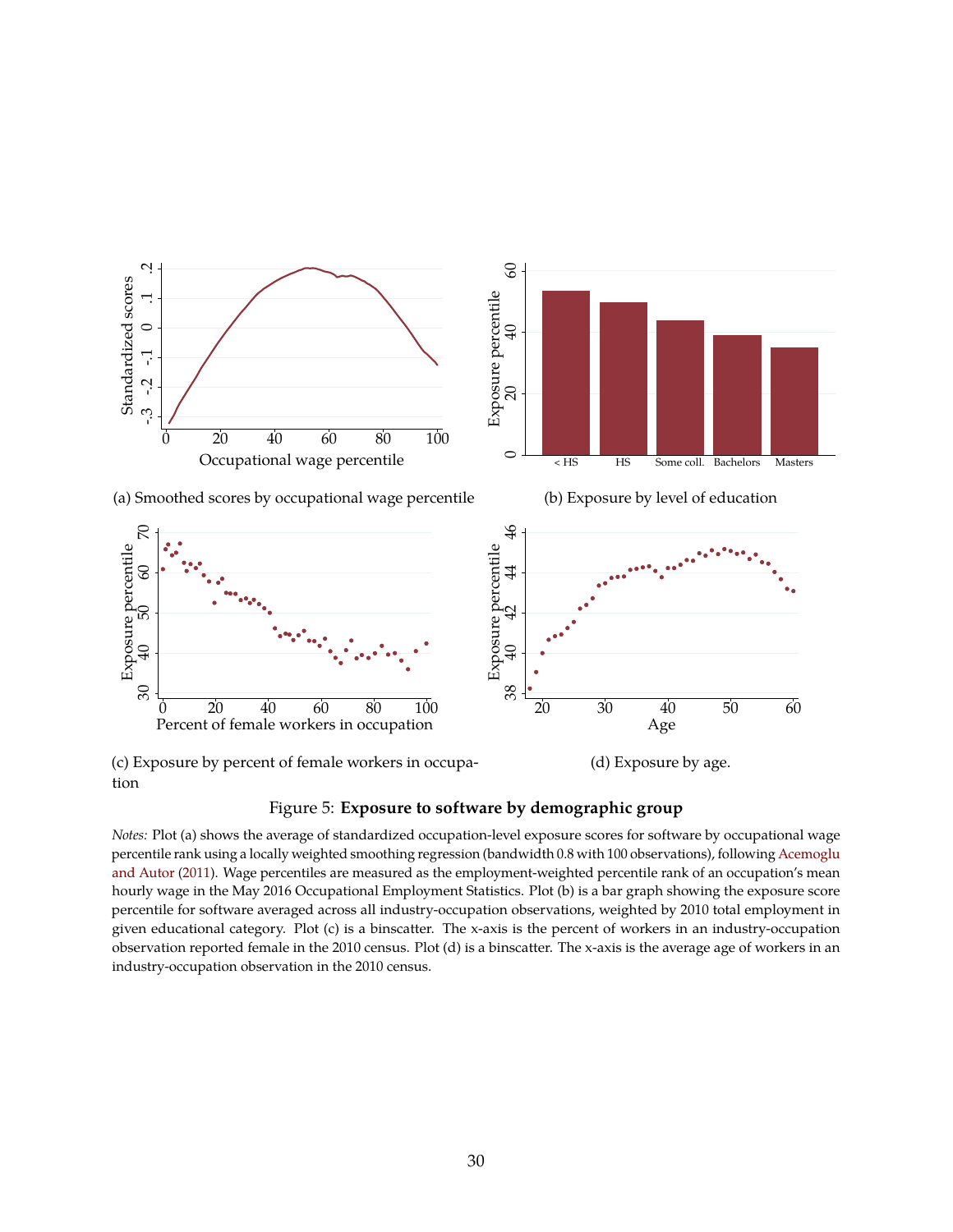(a) Smoothed scores by occupational wage percentile

(b) Exposure by level of education

(c) Exposure by percent of female workers in occupation

(d) Exposure by age.

Figure 5: **Exposure to software by demographic group**

*Notes:* Plot (a) shows the average of standardized occupation-level exposure scores for software by occupational wage percentile rank using a locally weighted smoothing regression (bandwidth 0.8 with 100 observations), following Acemoglu and Autor (2011). Wage percentiles are measured as the employment-weighted percentile rank of an occupation's mean hourly wage in the May 2016 Occupational Employment Statistics. Plot (b) is a bar graph showing the exposure score percentile for software averaged across all industry-occupation observations, weighted by 2010 total employment in given educational category. Plot (c) is a binscatter. The x-axis is the percent of workers in an industry-occupation observation reported female in the 2010 census. Plot (d) is a binscatter. The x-axis is the average age of workers in an industry-occupation observation in the 2010 census.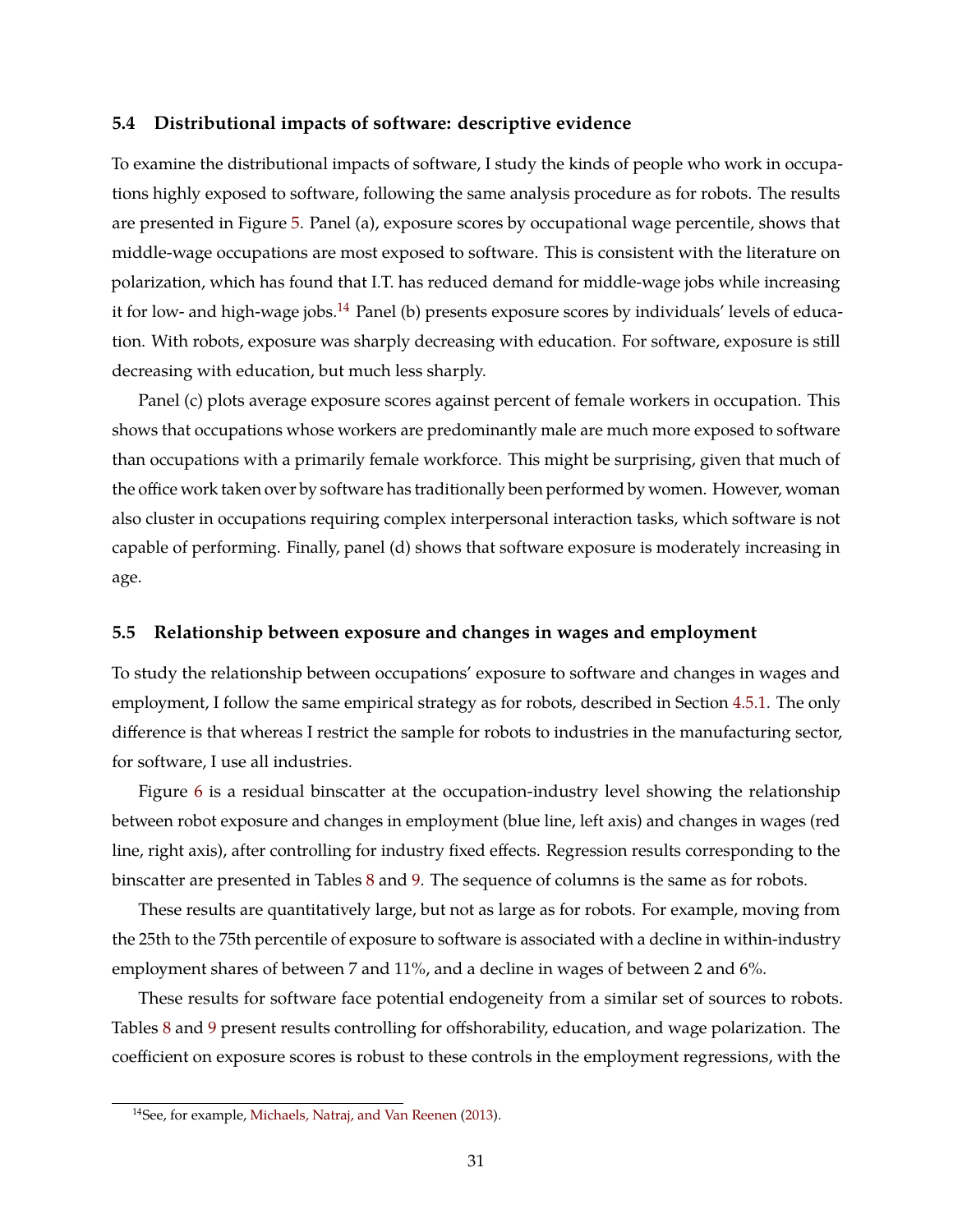### 5.4 Distributional impacts of software: descriptive evidence

To examine the distributional impacts of software, I study the kinds of people who work in occupations highly exposed to software, following the same analysis procedure as for robots. The results are presented in Figure 5. Panel (a), exposure scores by occupational wage percentile, shows that middle-wage occupations are most exposed to software. This is consistent with the literature on polarization, which has found that I.T. has reduced demand for middle-wage jobs while increasing it for low- and high-wage jobs.[14] Panel (b) presents exposure scores by individuals' levels of education. With robots, exposure was sharply decreasing with education. For software, exposure is still decreasing with education, but much less sharply.

Panel (c) plots average exposure scores against percent of female workers in occupation. This shows that occupations whose workers are predominantly male are much more exposed to software than occupations with a primarily female workforce. This might be surprising, given that much of the office work taken over by software has traditionally been performed by women. However, woman also cluster in occupations requiring complex interpersonal interaction tasks, which software is not capable of performing. Finally, panel (d) shows that software exposure is moderately increasing in age.

### 5.5 Relationship between exposure and changes in wages and employment

To study the relationship between occupations' exposure to software and changes in wages and employment, I follow the same empirical strategy as for robots, described in Section 4.5.1. The only difference is that whereas I restrict the sample for robots to industries in the manufacturing sector, for software, I use all industries.

Figure 6 is a residual binscatter at the occupation-industry level showing the relationship between robot exposure and changes in employment (blue line, left axis) and changes in wages (red line, right axis), after controlling for industry fixed effects. Regression results corresponding to the binscatter are presented in Tables 8 and 9. The sequence of columns is the same as for robots.

These results are quantitatively large, but not as large as for robots. For example, moving from the 25th to the 75th percentile of exposure to software is associated with a decline in within-industry employment shares of between 7 and 11%, and a decline in wages of between 2 and 6%.

These results for software face potential endogeneity from a similar set of sources to robots. Tables 8 and 9 present results controlling for offshorability, education, and wage polarization. The coefficient on exposure scores is robust to these controls in the employment regressions, with the

[14] See, for example, Michaels, Natraj, and Van Reenen (2013).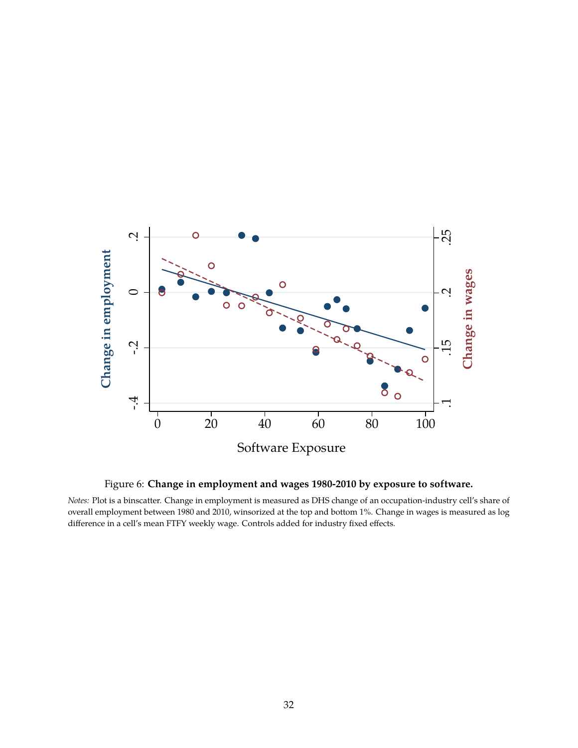Figure 6: **Change in employment and wages 1980-2010 by exposure to software.**

*Notes:* Plot is a binscatter. Change in employment is measured as DHS change of an occupation-industry cell's share of overall employment between 1980 and 2010, winsorized at the top and bottom 1%. Change in wages is measured as log difference in a cell's mean FTFY weekly wage. Controls added for industry fixed effects.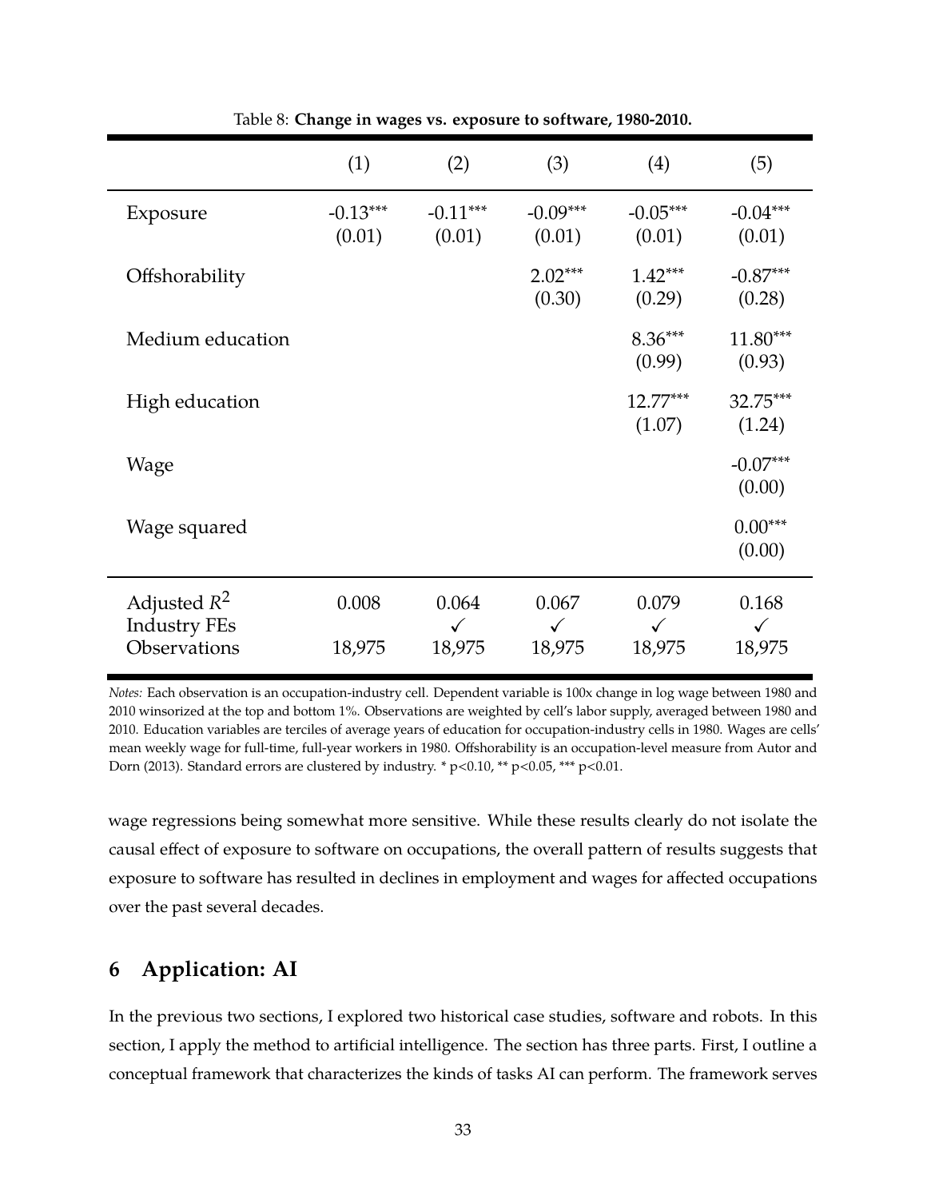Table 8: **Change in wages vs. exposure to software, 1980-2010.**

| | (1) | (2) | (3) | (4) | (5) |
|---|---|---|---|---|---|
| Exposure | -0.13*** | -0.11*** | -0.09*** | -0.05*** | -0.04*** |
| | (0.01) | (0.01) | (0.01) | (0.01) | (0.01) |
| Offshorability | | | 2.02*** | 1.42*** | -0.87*** |
| | | | (0.30) | (0.29) | (0.28) |
| Medium education | | | | 8.36*** | 11.80*** |
| | | | | (0.99) | (0.93) |
| High education | | | | 12.77*** | 32.75*** |
| | | | | (1.07) | (1.24) |
| Wage | | | | | -0.07*** |
| | | | | | (0.00) |
| Wage squared | | | | | 0.00*** |
| | | | | | (0.00) |
| Adjusted $R^2$ | 0.008 | 0.064 | 0.067 | 0.079 | 0.168 |
| Industry FEs | | ✓ | ✓ | ✓ | ✓ |
| Observations | 18,975 | 18,975 | 18,975 | 18,975 | 18,975 |

*Notes:* Each observation is an occupation-industry cell. Dependent variable is 100x change in log wage between 1980 and 2010 winsorized at the top and bottom 1%. Observations are weighted by cell's labor supply, averaged between 1980 and 2010. Education variables are terciles of average years of education for occupation-industry cells in 1980. Wages are cells' mean weekly wage for full-time, full-year workers in 1980. Offshorability is an occupation-level measure from Autor and Dorn (2013). Standard errors are clustered by industry. * p<0.10, ** p<0.05, *** p<0.01.

wage regressions being somewhat more sensitive. While these results clearly do not isolate the causal effect of exposure to software on occupations, the overall pattern of results suggests that exposure to software has resulted in declines in employment and wages for affected occupations over the past several decades.

## 6 Application: AI

In the previous two sections, I explored two historical case studies, software and robots. In this section, I apply the method to artificial intelligence. The section has three parts. First, I outline a conceptual framework that characterizes the kinds of tasks AI can perform. The framework serves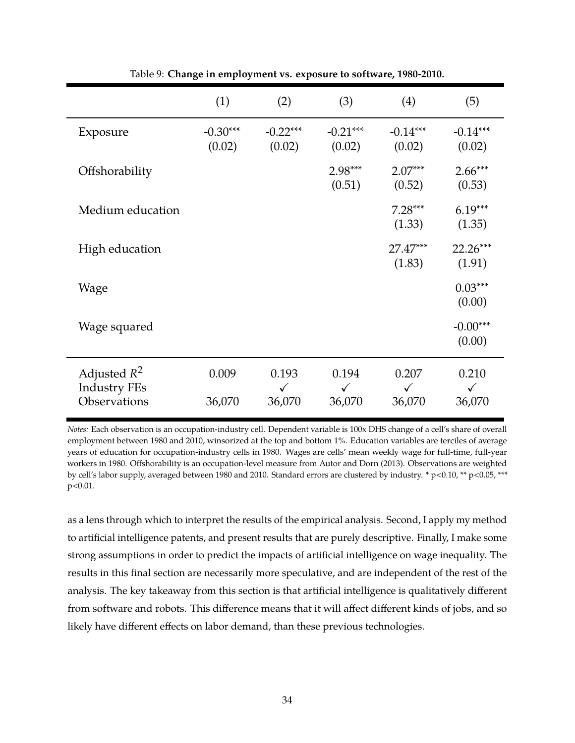Table 9: **Change in employment vs. exposure to software, 1980-2010.**

| | (1) | (2) | (3) | (4) | (5) |
|---|---|---|---|---|---|
| Exposure | -0.30*** | -0.22*** | -0.21*** | -0.14*** | -0.14*** |
| | (0.02) | (0.02) | (0.02) | (0.02) | (0.02) |
| Offshorability | | | 2.98*** | 2.07*** | 2.66*** |
| | | | (0.51) | (0.52) | (0.53) |
| Medium education | | | | 7.28*** | 6.19*** |
| | | | | (1.33) | (1.35) |
| High education | | | | 27.47*** | 22.26*** |
| | | | | (1.83) | (1.91) |
| Wage | | | | | 0.03*** |
| | | | | | (0.00) |
| Wage squared | | | | | -0.00*** |
| | | | | | (0.00) |
| Adjusted $R^2$ | 0.009 | 0.193 | 0.194 | 0.207 | 0.210 |
| Industry FEs | | ✓ | ✓ | ✓ | ✓ |
| Observations | 36,070 | 36,070 | 36,070 | 36,070 | 36,070 |

*Notes:* Each observation is an occupation-industry cell. Dependent variable is 100x DHS change of a cell's share of overall employment between 1980 and 2010, winsorized at the top and bottom 1%. Education variables are terciles of average years of education for occupation-industry cells in 1980. Wages are cells' mean weekly wage for full-time, full-year workers in 1980. Offshorability is an occupation-level measure from Autor and Dorn (2013). Observations are weighted by cell's labor supply, averaged between 1980 and 2010. Standard errors are clustered by industry. * p<0.10, ** p<0.05, *** p<0.01.

as a lens through which to interpret the results of the empirical analysis. Second, I apply my method to artificial intelligence patents, and present results that are purely descriptive. Finally, I make some strong assumptions in order to predict the impacts of artificial intelligence on wage inequality. The results in this final section are necessarily more speculative, and are independent of the rest of the analysis. The key takeaway from this section is that artificial intelligence is qualitatively different from software and robots. This difference means that it will affect different kinds of jobs, and so likely have different effects on labor demand, than these previous technologies.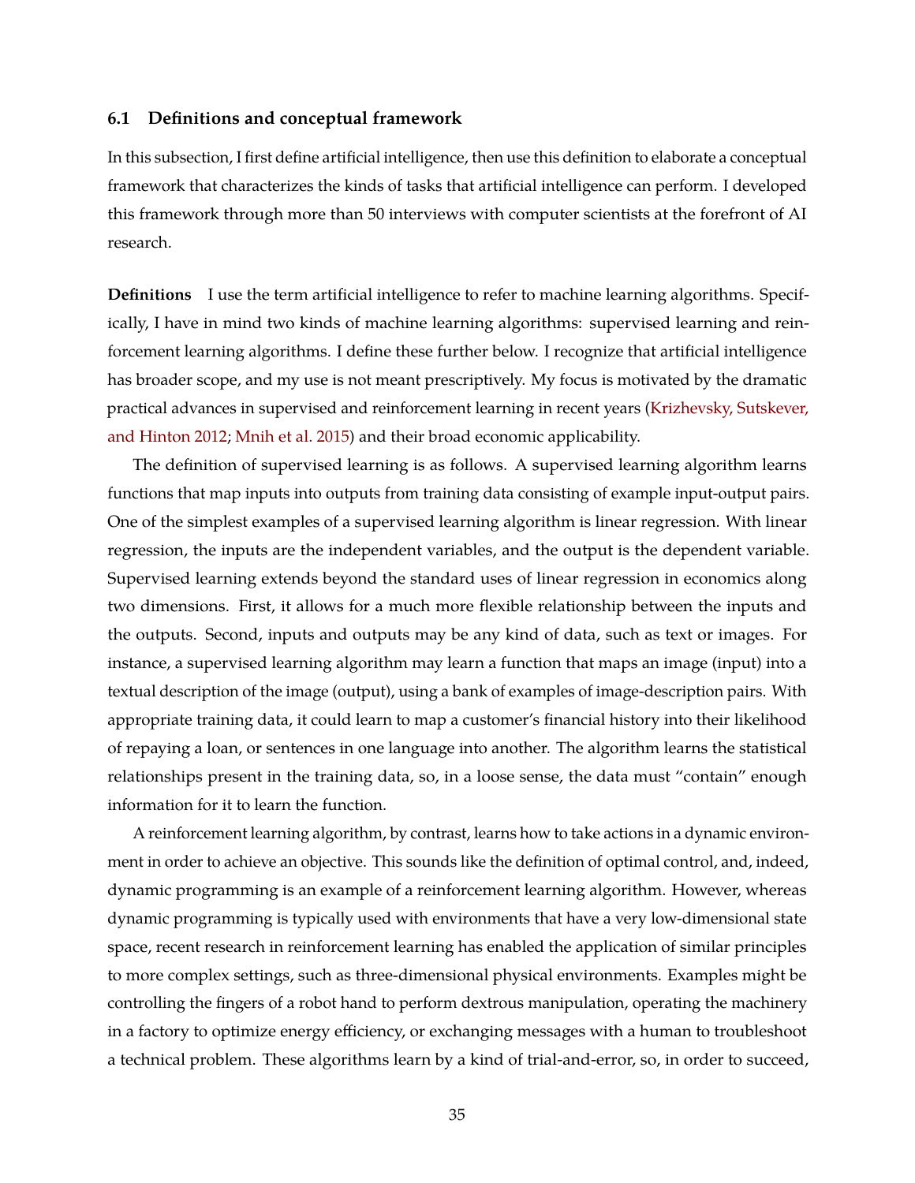### 6.1 Definitions and conceptual framework

In this subsection, I first define artificial intelligence, then use this definition to elaborate a conceptual framework that characterizes the kinds of tasks that artificial intelligence can perform. I developed this framework through more than 50 interviews with computer scientists at the forefront of AI research.

**Definitions** I use the term artificial intelligence to refer to machine learning algorithms. Specifically, I have in mind two kinds of machine learning algorithms: supervised learning and reinforcement learning algorithms. I define these further below. I recognize that artificial intelligence has broader scope, and my use is not meant prescriptively. My focus is motivated by the dramatic practical advances in supervised and reinforcement learning in recent years (Krizhevsky, Sutskever, and Hinton 2012; Mnih et al. 2015) and their broad economic applicability.

The definition of supervised learning is as follows. A supervised learning algorithm learns functions that map inputs into outputs from training data consisting of example input-output pairs. One of the simplest examples of a supervised learning algorithm is linear regression. With linear regression, the inputs are the independent variables, and the output is the dependent variable. Supervised learning extends beyond the standard uses of linear regression in economics along two dimensions. First, it allows for a much more flexible relationship between the inputs and the outputs. Second, inputs and outputs may be any kind of data, such as text or images. For instance, a supervised learning algorithm may learn a function that maps an image (input) into a textual description of the image (output), using a bank of examples of image-description pairs. With appropriate training data, it could learn to map a customer's financial history into their likelihood of repaying a loan, or sentences in one language into another. The algorithm learns the statistical relationships present in the training data, so, in a loose sense, the data must "contain" enough information for it to learn the function.

A reinforcement learning algorithm, by contrast, learns how to take actions in a dynamic environment in order to achieve an objective. This sounds like the definition of optimal control, and, indeed, dynamic programming is an example of a reinforcement learning algorithm. However, whereas dynamic programming is typically used with environments that have a very low-dimensional state space, recent research in reinforcement learning has enabled the application of similar principles to more complex settings, such as three-dimensional physical environments. Examples might be controlling the fingers of a robot hand to perform dextrous manipulation, operating the machinery in a factory to optimize energy efficiency, or exchanging messages with a human to troubleshoot a technical problem. These algorithms learn by a kind of trial-and-error, so, in order to succeed,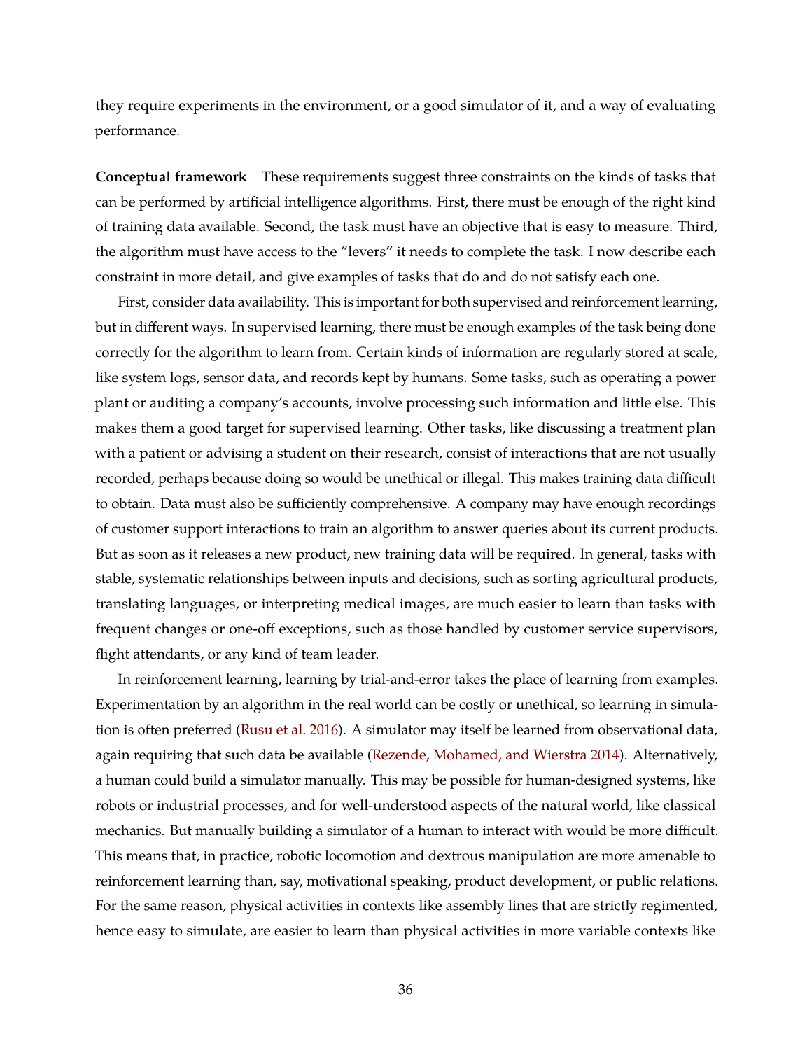they require experiments in the environment, or a good simulator of it, and a way of evaluating performance.

**Conceptual framework** These requirements suggest three constraints on the kinds of tasks that can be performed by artificial intelligence algorithms. First, there must be enough of the right kind of training data available. Second, the task must have an objective that is easy to measure. Third, the algorithm must have access to the "levers" it needs to complete the task. I now describe each constraint in more detail, and give examples of tasks that do and do not satisfy each one.

First, consider data availability. This is important for both supervised and reinforcement learning, but in different ways. In supervised learning, there must be enough examples of the task being done correctly for the algorithm to learn from. Certain kinds of information are regularly stored at scale, like system logs, sensor data, and records kept by humans. Some tasks, such as operating a power plant or auditing a company's accounts, involve processing such information and little else. This makes them a good target for supervised learning. Other tasks, like discussing a treatment plan with a patient or advising a student on their research, consist of interactions that are not usually recorded, perhaps because doing so would be unethical or illegal. This makes training data difficult to obtain. Data must also be sufficiently comprehensive. A company may have enough recordings of customer support interactions to train an algorithm to answer queries about its current products. But as soon as it releases a new product, new training data will be required. In general, tasks with stable, systematic relationships between inputs and decisions, such as sorting agricultural products, translating languages, or interpreting medical images, are much easier to learn than tasks with frequent changes or one-off exceptions, such as those handled by customer service supervisors, flight attendants, or any kind of team leader.

In reinforcement learning, learning by trial-and-error takes the place of learning from examples. Experimentation by an algorithm in the real world can be costly or unethical, so learning in simulation is often preferred (Rusu et al. 2016). A simulator may itself be learned from observational data, again requiring that such data be available (Rezende, Mohamed, and Wierstra 2014). Alternatively, a human could build a simulator manually. This may be possible for human-designed systems, like robots or industrial processes, and for well-understood aspects of the natural world, like classical mechanics. But manually building a simulator of a human to interact with would be more difficult. This means that, in practice, robotic locomotion and dextrous manipulation are more amenable to reinforcement learning than, say, motivational speaking, product development, or public relations. For the same reason, physical activities in contexts like assembly lines that are strictly regimented, hence easy to simulate, are easier to learn than physical activities in more variable contexts like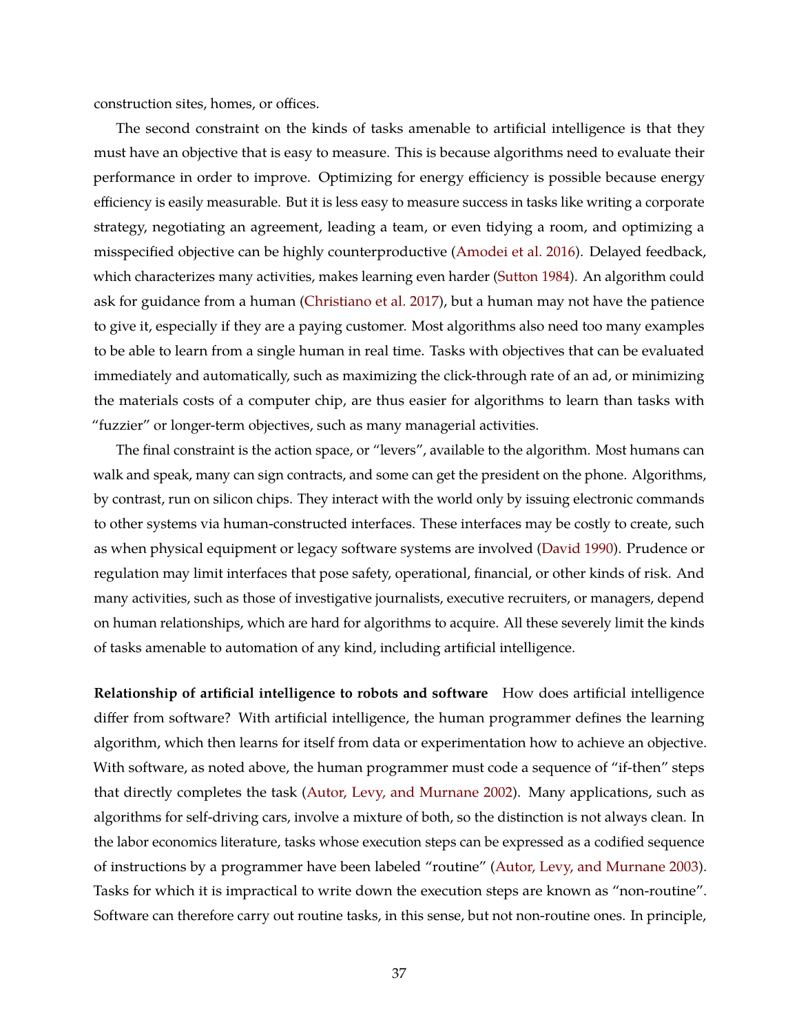construction sites, homes, or offices.

The second constraint on the kinds of tasks amenable to artificial intelligence is that they must have an objective that is easy to measure. This is because algorithms need to evaluate their performance in order to improve. Optimizing for energy efficiency is possible because energy efficiency is easily measurable. But it is less easy to measure success in tasks like writing a corporate strategy, negotiating an agreement, leading a team, or even tidying a room, and optimizing a misspecified objective can be highly counterproductive (Amodei et al. 2016). Delayed feedback, which characterizes many activities, makes learning even harder (Sutton 1984). An algorithm could ask for guidance from a human (Christiano et al. 2017), but a human may not have the patience to give it, especially if they are a paying customer. Most algorithms also need too many examples to be able to learn from a single human in real time. Tasks with objectives that can be evaluated immediately and automatically, such as maximizing the click-through rate of an ad, or minimizing the materials costs of a computer chip, are thus easier for algorithms to learn than tasks with "fuzzier" or longer-term objectives, such as many managerial activities.

The final constraint is the action space, or "levers", available to the algorithm. Most humans can walk and speak, many can sign contracts, and some can get the president on the phone. Algorithms, by contrast, run on silicon chips. They interact with the world only by issuing electronic commands to other systems via human-constructed interfaces. These interfaces may be costly to create, such as when physical equipment or legacy software systems are involved (David 1990). Prudence or regulation may limit interfaces that pose safety, operational, financial, or other kinds of risk. And many activities, such as those of investigative journalists, executive recruiters, or managers, depend on human relationships, which are hard for algorithms to acquire. All these severely limit the kinds of tasks amenable to automation of any kind, including artificial intelligence.

**Relationship of artificial intelligence to robots and software** How does artificial intelligence differ from software? With artificial intelligence, the human programmer defines the learning algorithm, which then learns for itself from data or experimentation how to achieve an objective. With software, as noted above, the human programmer must code a sequence of "if-then" steps that directly completes the task (Autor, Levy, and Murnane 2002). Many applications, such as algorithms for self-driving cars, involve a mixture of both, so the distinction is not always clean. In the labor economics literature, tasks whose execution steps can be expressed as a codified sequence of instructions by a programmer have been labeled "routine" (Autor, Levy, and Murnane 2003). Tasks for which it is impractical to write down the execution steps are known as "non-routine". Software can therefore carry out routine tasks, in this sense, but not non-routine ones. In principle,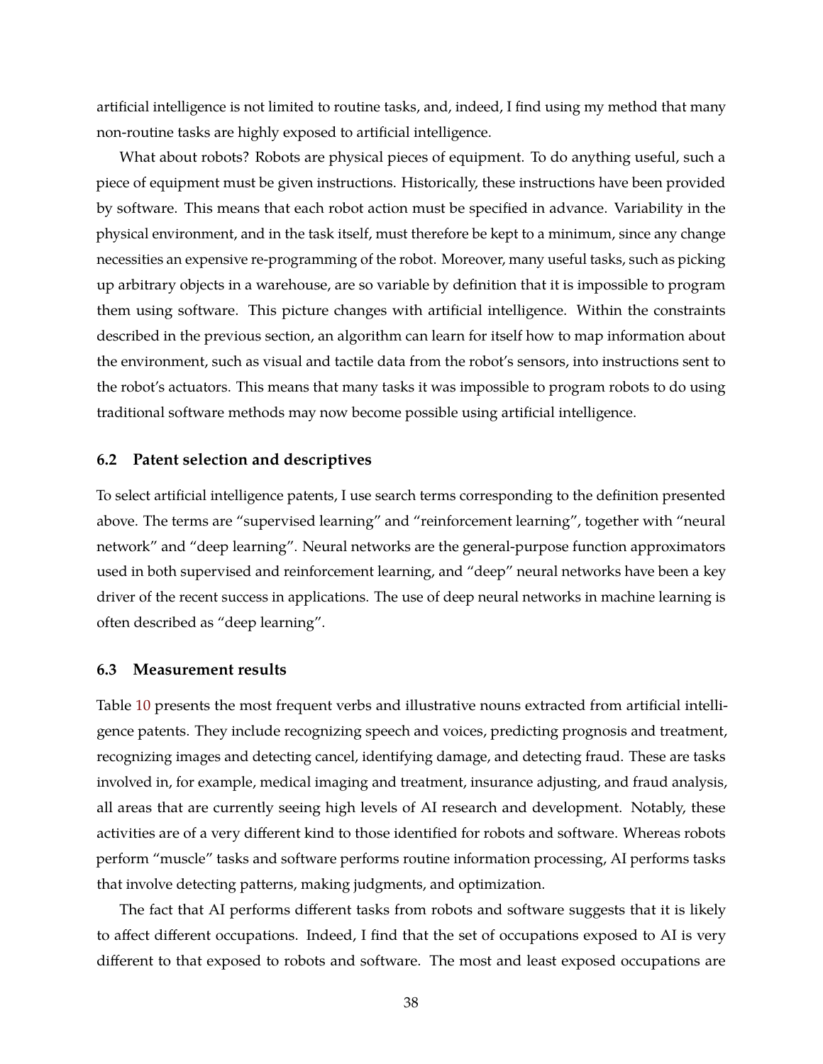artificial intelligence is not limited to routine tasks, and, indeed, I find using my method that many non-routine tasks are highly exposed to artificial intelligence.

What about robots? Robots are physical pieces of equipment. To do anything useful, such a piece of equipment must be given instructions. Historically, these instructions have been provided by software. This means that each robot action must be specified in advance. Variability in the physical environment, and in the task itself, must therefore be kept to a minimum, since any change necessities an expensive re-programming of the robot. Moreover, many useful tasks, such as picking up arbitrary objects in a warehouse, are so variable by definition that it is impossible to program them using software. This picture changes with artificial intelligence. Within the constraints described in the previous section, an algorithm can learn for itself how to map information about the environment, such as visual and tactile data from the robot's sensors, into instructions sent to the robot's actuators. This means that many tasks it was impossible to program robots to do using traditional software methods may now become possible using artificial intelligence.

### 6.2 Patent selection and descriptives

To select artificial intelligence patents, I use search terms corresponding to the definition presented above. The terms are "supervised learning" and "reinforcement learning", together with "neural network" and "deep learning". Neural networks are the general-purpose function approximators used in both supervised and reinforcement learning, and "deep" neural networks have been a key driver of the recent success in applications. The use of deep neural networks in machine learning is often described as "deep learning".

### 6.3 Measurement results

Table 10 presents the most frequent verbs and illustrative nouns extracted from artificial intelligence patents. They include recognizing speech and voices, predicting prognosis and treatment, recognizing images and detecting cancel, identifying damage, and detecting fraud. These are tasks involved in, for example, medical imaging and treatment, insurance adjusting, and fraud analysis, all areas that are currently seeing high levels of AI research and development. Notably, these activities are of a very different kind to those identified for robots and software. Whereas robots perform "muscle" tasks and software performs routine information processing, AI performs tasks that involve detecting patterns, making judgments, and optimization.

The fact that AI performs different tasks from robots and software suggests that it is likely to affect different occupations. Indeed, I find that the set of occupations exposed to AI is very different to that exposed to robots and software. The most and least exposed occupations are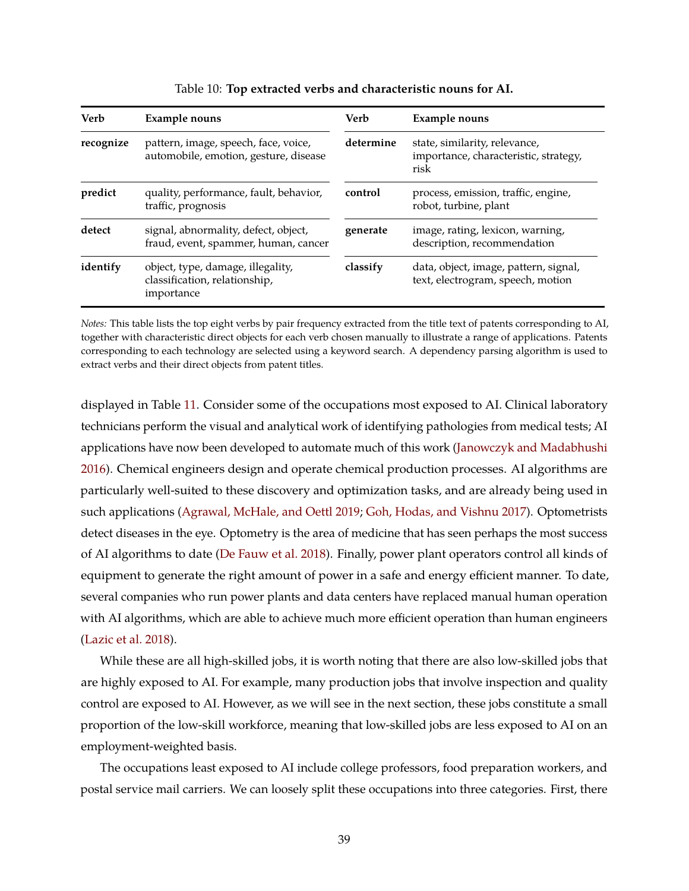Table 10: **Top extracted verbs and characteristic nouns for AI.**

| Verb | Example nouns | Verb | Example nouns |
|---|---|---|---|
| **recognize** | pattern, image, speech, face, voice, automobile, emotion, gesture, disease | **determine** | state, similarity, relevance, importance, characteristic, strategy, risk |
| **predict** | quality, performance, fault, behavior, traffic, prognosis | **control** | process, emission, traffic, engine, robot, turbine, plant |
| **detect** | signal, abnormality, defect, object, fraud, event, spammer, human, cancer | **generate** | image, rating, lexicon, warning, description, recommendation |
| **identify** | object, type, damage, illegality, classification, relationship, importance | **classify** | data, object, image, pattern, signal, text, electrogram, speech, motion |

*Notes:* This table lists the top eight verbs by pair frequency extracted from the title text of patents corresponding to AI, together with characteristic direct objects for each verb chosen manually to illustrate a range of applications. Patents corresponding to each technology are selected using a keyword search. A dependency parsing algorithm is used to extract verbs and their direct objects from patent titles.

displayed in Table 11. Consider some of the occupations most exposed to AI. Clinical laboratory technicians perform the visual and analytical work of identifying pathologies from medical tests; AI applications have now been developed to automate much of this work (Janowczyk and Madabhushi 2016). Chemical engineers design and operate chemical production processes. AI algorithms are particularly well-suited to these discovery and optimization tasks, and are already being used in such applications (Agrawal, McHale, and Oettl 2019; Goh, Hodas, and Vishnu 2017). Optometrists detect diseases in the eye. Optometry is the area of medicine that has seen perhaps the most success of AI algorithms to date (De Fauw et al. 2018). Finally, power plant operators control all kinds of equipment to generate the right amount of power in a safe and energy efficient manner. To date, several companies who run power plants and data centers have replaced manual human operation with AI algorithms, which are able to achieve much more efficient operation than human engineers (Lazic et al. 2018).

While these are all high-skilled jobs, it is worth noting that there are also low-skilled jobs that are highly exposed to AI. For example, many production jobs that involve inspection and quality control are exposed to AI. However, as we will see in the next section, these jobs constitute a small proportion of the low-skill workforce, meaning that low-skilled jobs are less exposed to AI on an employment-weighted basis.

The occupations least exposed to AI include college professors, food preparation workers, and postal service mail carriers. We can loosely split these occupations into three categories. First, there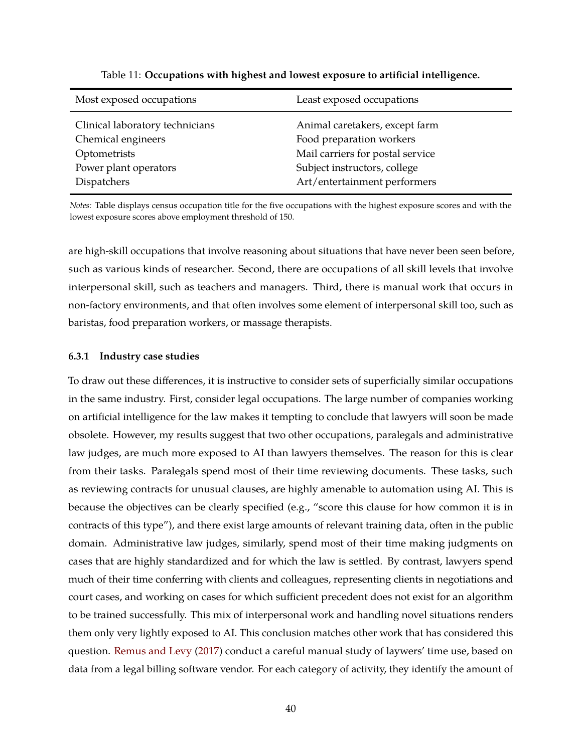Table 11: **Occupations with highest and lowest exposure to artificial intelligence.**

| Most exposed occupations | Least exposed occupations |
|---|---|
| Clinical laboratory technicians | Animal caretakers, except farm |
| Chemical engineers | Food preparation workers |
| Optometrists | Mail carriers for postal service |
| Power plant operators | Subject instructors, college |
| Dispatchers | Art/entertainment performers |

*Notes:* Table displays census occupation title for the five occupations with the highest exposure scores and with the lowest exposure scores above employment threshold of 150.

are high-skill occupations that involve reasoning about situations that have never been seen before, such as various kinds of researcher. Second, there are occupations of all skill levels that involve interpersonal skill, such as teachers and managers. Third, there is manual work that occurs in non-factory environments, and that often involves some element of interpersonal skill too, such as baristas, food preparation workers, or massage therapists.

#### 6.3.1 Industry case studies

To draw out these differences, it is instructive to consider sets of superficially similar occupations in the same industry. First, consider legal occupations. The large number of companies working on artificial intelligence for the law makes it tempting to conclude that lawyers will soon be made obsolete. However, my results suggest that two other occupations, paralegals and administrative law judges, are much more exposed to AI than lawyers themselves. The reason for this is clear from their tasks. Paralegals spend most of their time reviewing documents. These tasks, such as reviewing contracts for unusual clauses, are highly amenable to automation using AI. This is because the objectives can be clearly specified (e.g., "score this clause for how common it is in contracts of this type"), and there exist large amounts of relevant training data, often in the public domain. Administrative law judges, similarly, spend most of their time making judgments on cases that are highly standardized and for which the law is settled. By contrast, lawyers spend much of their time conferring with clients and colleagues, representing clients in negotiations and court cases, and working on cases for which sufficient precedent does not exist for an algorithm to be trained successfully. This mix of interpersonal work and handling novel situations renders them only very lightly exposed to AI. This conclusion matches other work that has considered this question. Remus and Levy (2017) conduct a careful manual study of laywers' time use, based on data from a legal billing software vendor. For each category of activity, they identify the amount of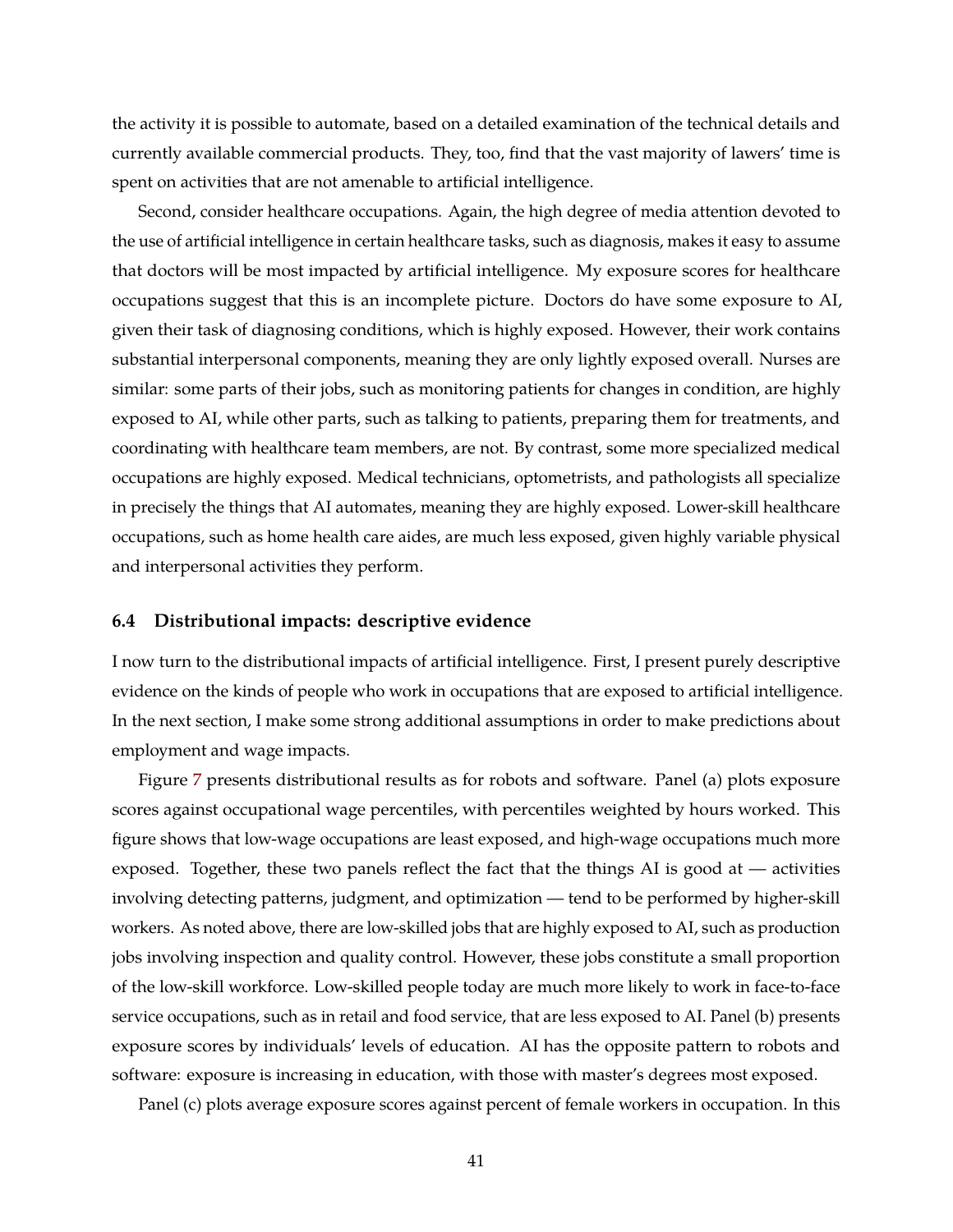the activity it is possible to automate, based on a detailed examination of the technical details and currently available commercial products. They, too, find that the vast majority of lawers' time is spent on activities that are not amenable to artificial intelligence.

Second, consider healthcare occupations. Again, the high degree of media attention devoted to the use of artificial intelligence in certain healthcare tasks, such as diagnosis, makes it easy to assume that doctors will be most impacted by artificial intelligence. My exposure scores for healthcare occupations suggest that this is an incomplete picture. Doctors do have some exposure to AI, given their task of diagnosing conditions, which is highly exposed. However, their work contains substantial interpersonal components, meaning they are only lightly exposed overall. Nurses are similar: some parts of their jobs, such as monitoring patients for changes in condition, are highly exposed to AI, while other parts, such as talking to patients, preparing them for treatments, and coordinating with healthcare team members, are not. By contrast, some more specialized medical occupations are highly exposed. Medical technicians, optometrists, and pathologists all specialize in precisely the things that AI automates, meaning they are highly exposed. Lower-skill healthcare occupations, such as home health care aides, are much less exposed, given highly variable physical and interpersonal activities they perform.

### 6.4 Distributional impacts: descriptive evidence

I now turn to the distributional impacts of artificial intelligence. First, I present purely descriptive evidence on the kinds of people who work in occupations that are exposed to artificial intelligence. In the next section, I make some strong additional assumptions in order to make predictions about employment and wage impacts.

Figure 7 presents distributional results as for robots and software. Panel (a) plots exposure scores against occupational wage percentiles, with percentiles weighted by hours worked. This figure shows that low-wage occupations are least exposed, and high-wage occupations much more exposed. Together, these two panels reflect the fact that the things AI is good at — activities involving detecting patterns, judgment, and optimization — tend to be performed by higher-skill workers. As noted above, there are low-skilled jobs that are highly exposed to AI, such as production jobs involving inspection and quality control. However, these jobs constitute a small proportion of the low-skill workforce. Low-skilled people today are much more likely to work in face-to-face service occupations, such as in retail and food service, that are less exposed to AI. Panel (b) presents exposure scores by individuals' levels of education. AI has the opposite pattern to robots and software: exposure is increasing in education, with those with master's degrees most exposed.

Panel (c) plots average exposure scores against percent of female workers in occupation. In this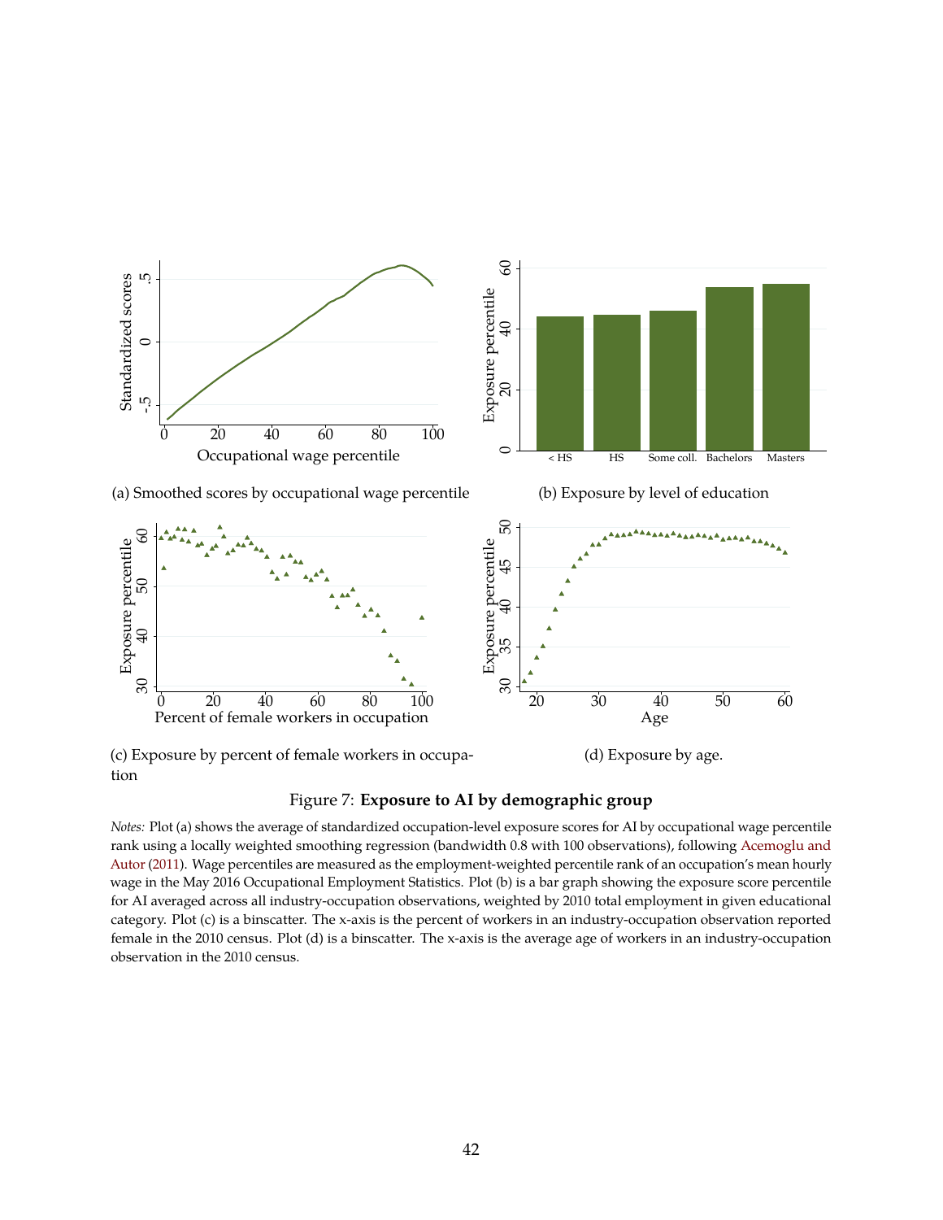(a) Smoothed scores by occupational wage percentile

(b) Exposure by level of education

(c) Exposure by percent of female workers in occupation

(d) Exposure by age.

Figure 7: **Exposure to AI by demographic group**

*Notes:* Plot (a) shows the average of standardized occupation-level exposure scores for AI by occupational wage percentile rank using a locally weighted smoothing regression (bandwidth 0.8 with 100 observations), following Acemoglu and Autor (2011). Wage percentiles are measured as the employment-weighted percentile rank of an occupation's mean hourly wage in the May 2016 Occupational Employment Statistics. Plot (b) is a bar graph showing the exposure score percentile for AI averaged across all industry-occupation observations, weighted by 2010 total employment in given educational category. Plot (c) is a binscatter. The x-axis is the percent of workers in an industry-occupation observation reported female in the 2010 census. Plot (d) is a binscatter. The x-axis is the average age of workers in an industry-occupation observation in the 2010 census.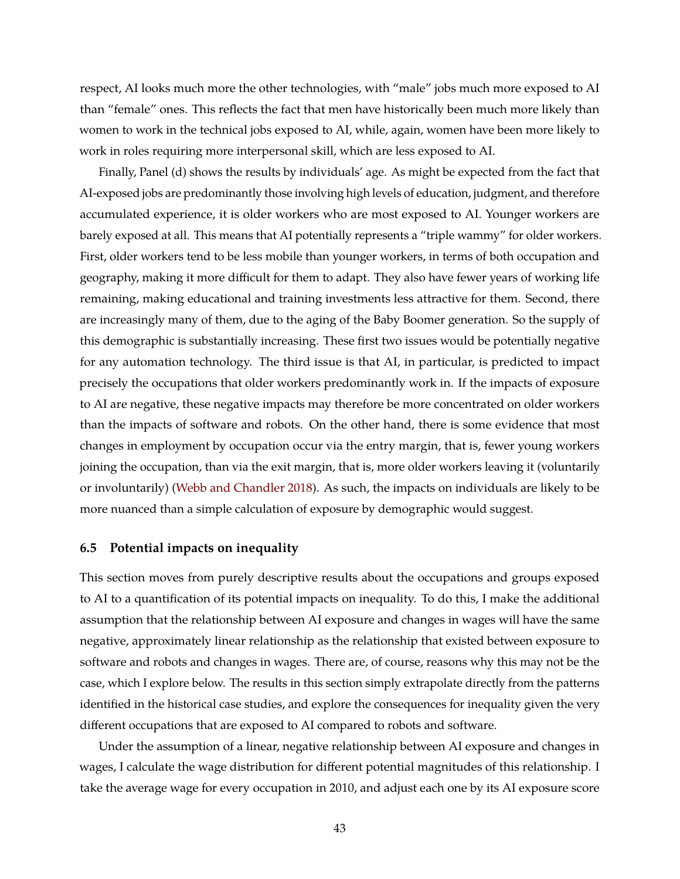respect, AI looks much more the other technologies, with "male" jobs much more exposed to AI than "female" ones. This reflects the fact that men have historically been much more likely than women to work in the technical jobs exposed to AI, while, again, women have been more likely to work in roles requiring more interpersonal skill, which are less exposed to AI.

Finally, Panel (d) shows the results by individuals' age. As might be expected from the fact that AI-exposed jobs are predominantly those involving high levels of education, judgment, and therefore accumulated experience, it is older workers who are most exposed to AI. Younger workers are barely exposed at all. This means that AI potentially represents a "triple wammy" for older workers. First, older workers tend to be less mobile than younger workers, in terms of both occupation and geography, making it more difficult for them to adapt. They also have fewer years of working life remaining, making educational and training investments less attractive for them. Second, there are increasingly many of them, due to the aging of the Baby Boomer generation. So the supply of this demographic is substantially increasing. These first two issues would be potentially negative for any automation technology. The third issue is that AI, in particular, is predicted to impact precisely the occupations that older workers predominantly work in. If the impacts of exposure to AI are negative, these negative impacts may therefore be more concentrated on older workers than the impacts of software and robots. On the other hand, there is some evidence that most changes in employment by occupation occur via the entry margin, that is, fewer young workers joining the occupation, than via the exit margin, that is, more older workers leaving it (voluntarily or involuntarily) (Webb and Chandler 2018). As such, the impacts on individuals are likely to be more nuanced than a simple calculation of exposure by demographic would suggest.

### 6.5 Potential impacts on inequality

This section moves from purely descriptive results about the occupations and groups exposed to AI to a quantification of its potential impacts on inequality. To do this, I make the additional assumption that the relationship between AI exposure and changes in wages will have the same negative, approximately linear relationship as the relationship that existed between exposure to software and robots and changes in wages. There are, of course, reasons why this may not be the case, which I explore below. The results in this section simply extrapolate directly from the patterns identified in the historical case studies, and explore the consequences for inequality given the very different occupations that are exposed to AI compared to robots and software.

Under the assumption of a linear, negative relationship between AI exposure and changes in wages, I calculate the wage distribution for different potential magnitudes of this relationship. I take the average wage for every occupation in 2010, and adjust each one by its AI exposure score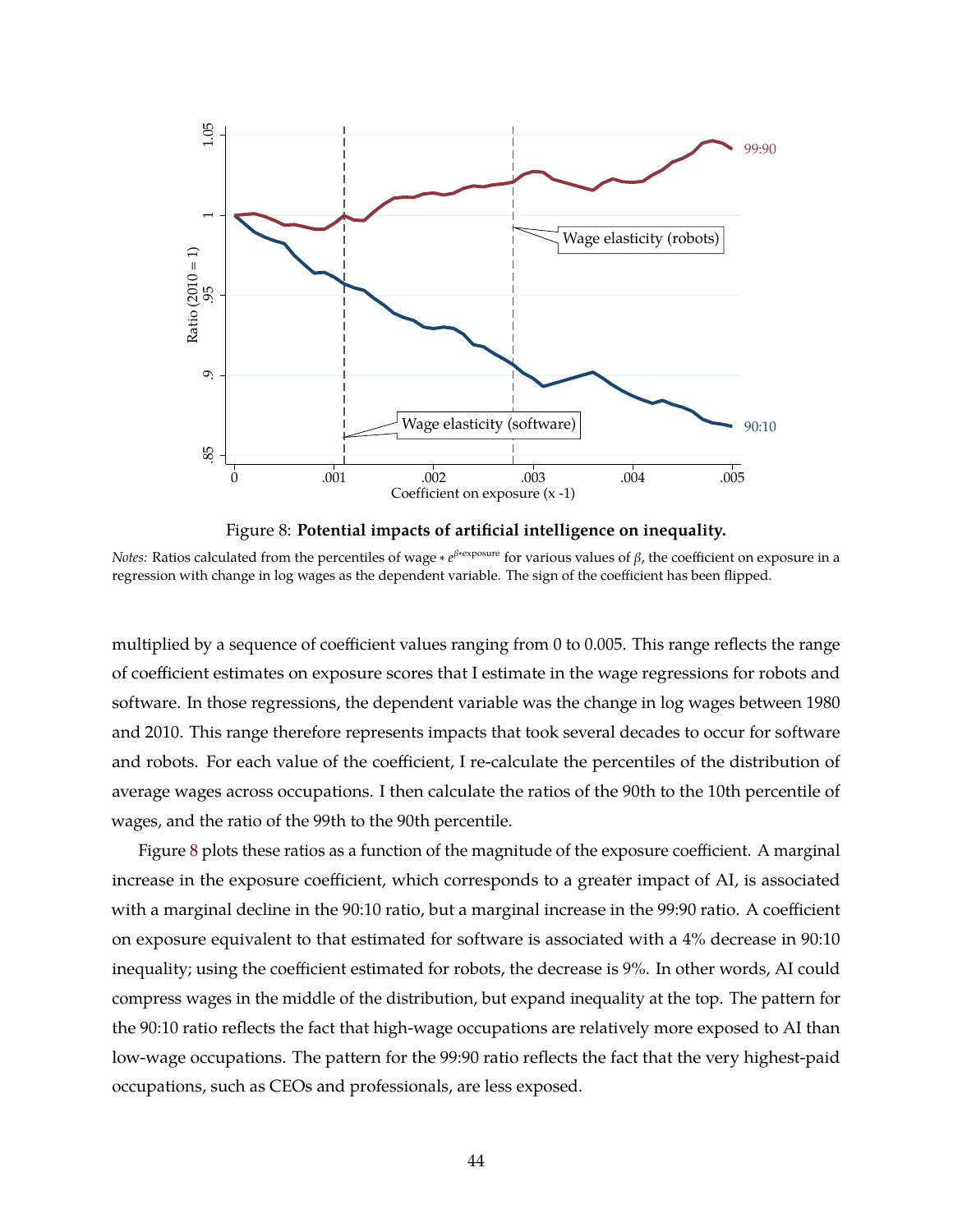Figure 8: **Potential impacts of artificial intelligence on inequality.**

*Notes:* Ratios calculated from the percentiles of wage $* e^{\beta * \text{exposure}}$ for various values of $\beta$, the coefficient on exposure in a regression with change in log wages as the dependent variable. The sign of the coefficient has been flipped.

multiplied by a sequence of coefficient values ranging from 0 to 0.005. This range reflects the range of coefficient estimates on exposure scores that I estimate in the wage regressions for robots and software. In those regressions, the dependent variable was the change in log wages between 1980 and 2010. This range therefore represents impacts that took several decades to occur for software and robots. For each value of the coefficient, I re-calculate the percentiles of the distribution of average wages across occupations. I then calculate the ratios of the 90th to the 10th percentile of wages, and the ratio of the 99th to the 90th percentile.

Figure 8 plots these ratios as a function of the magnitude of the exposure coefficient. A marginal increase in the exposure coefficient, which corresponds to a greater impact of AI, is associated with a marginal decline in the 90:10 ratio, but a marginal increase in the 99:90 ratio. A coefficient on exposure equivalent to that estimated for software is associated with a 4% decrease in 90:10 inequality; using the coefficient estimated for robots, the decrease is 9%. In other words, AI could compress wages in the middle of the distribution, but expand inequality at the top. The pattern for the 90:10 ratio reflects the fact that high-wage occupations are relatively more exposed to AI than low-wage occupations. The pattern for the 99:90 ratio reflects the fact that the very highest-paid occupations, such as CEOs and professionals, are less exposed.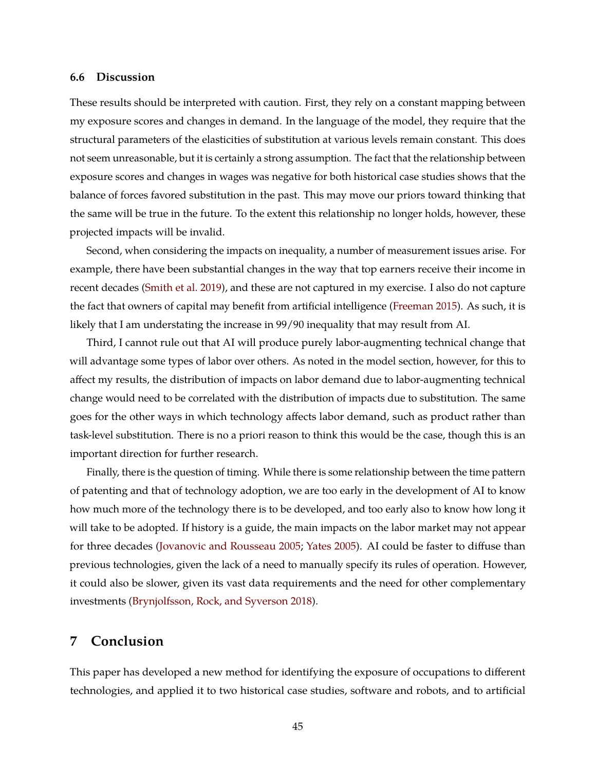### 6.6 Discussion

These results should be interpreted with caution. First, they rely on a constant mapping between my exposure scores and changes in demand. In the language of the model, they require that the structural parameters of the elasticities of substitution at various levels remain constant. This does not seem unreasonable, but it is certainly a strong assumption. The fact that the relationship between exposure scores and changes in wages was negative for both historical case studies shows that the balance of forces favored substitution in the past. This may move our priors toward thinking that the same will be true in the future. To the extent this relationship no longer holds, however, these projected impacts will be invalid.

Second, when considering the impacts on inequality, a number of measurement issues arise. For example, there have been substantial changes in the way that top earners receive their income in recent decades (Smith et al. 2019), and these are not captured in my exercise. I also do not capture the fact that owners of capital may benefit from artificial intelligence (Freeman 2015). As such, it is likely that I am understating the increase in 99/90 inequality that may result from AI.

Third, I cannot rule out that AI will produce purely labor-augmenting technical change that will advantage some types of labor over others. As noted in the model section, however, for this to affect my results, the distribution of impacts on labor demand due to labor-augmenting technical change would need to be correlated with the distribution of impacts due to substitution. The same goes for the other ways in which technology affects labor demand, such as product rather than task-level substitution. There is no a priori reason to think this would be the case, though this is an important direction for further research.

Finally, there is the question of timing. While there is some relationship between the time pattern of patenting and that of technology adoption, we are too early in the development of AI to know how much more of the technology there is to be developed, and too early also to know how long it will take to be adopted. If history is a guide, the main impacts on the labor market may not appear for three decades (Jovanovic and Rousseau 2005; Yates 2005). AI could be faster to diffuse than previous technologies, given the lack of a need to manually specify its rules of operation. However, it could also be slower, given its vast data requirements and the need for other complementary investments (Brynjolfsson, Rock, and Syverson 2018).

## 7 Conclusion

This paper has developed a new method for identifying the exposure of occupations to different technologies, and applied it to two historical case studies, software and robots, and to artificial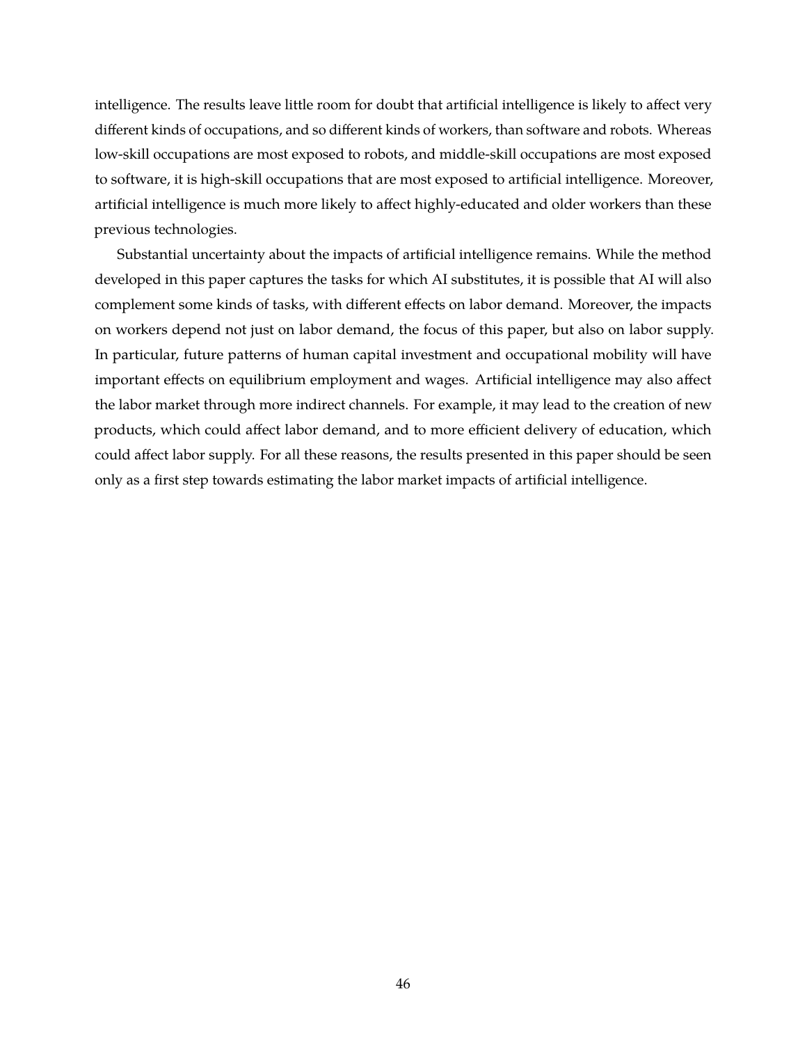intelligence. The results leave little room for doubt that artificial intelligence is likely to affect very different kinds of occupations, and so different kinds of workers, than software and robots. Whereas low-skill occupations are most exposed to robots, and middle-skill occupations are most exposed to software, it is high-skill occupations that are most exposed to artificial intelligence. Moreover, artificial intelligence is much more likely to affect highly-educated and older workers than these previous technologies.

Substantial uncertainty about the impacts of artificial intelligence remains. While the method developed in this paper captures the tasks for which AI substitutes, it is possible that AI will also complement some kinds of tasks, with different effects on labor demand. Moreover, the impacts on workers depend not just on labor demand, the focus of this paper, but also on labor supply. In particular, future patterns of human capital investment and occupational mobility will have important effects on equilibrium employment and wages. Artificial intelligence may also affect the labor market through more indirect channels. For example, it may lead to the creation of new products, which could affect labor demand, and to more efficient delivery of education, which could affect labor supply. For all these reasons, the results presented in this paper should be seen only as a first step towards estimating the labor market impacts of artificial intelligence.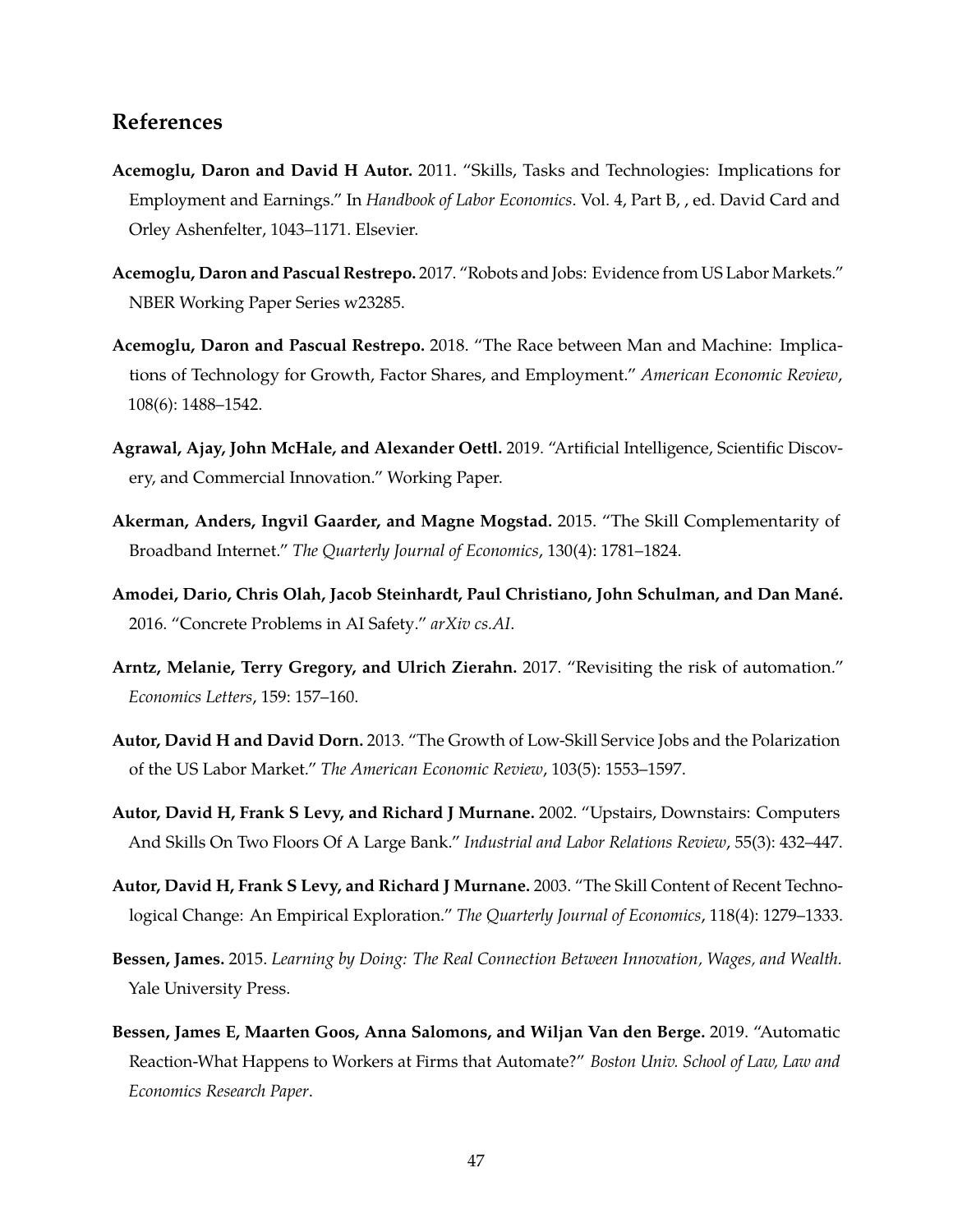## References

**Acemoglu, Daron and David H Autor.** 2011. "Skills, Tasks and Technologies: Implications for Employment and Earnings." In *Handbook of Labor Economics*. Vol. 4, Part B, , ed. David Card and Orley Ashenfelter, 1043–1171. Elsevier.

**Acemoglu, Daron and Pascual Restrepo.** 2017. "Robots and Jobs: Evidence from US Labor Markets." NBER Working Paper Series w23285.

**Acemoglu, Daron and Pascual Restrepo.** 2018. "The Race between Man and Machine: Implications of Technology for Growth, Factor Shares, and Employment." *American Economic Review*, 108(6): 1488–1542.

**Agrawal, Ajay, John McHale, and Alexander Oettl.** 2019. "Artificial Intelligence, Scientific Discovery, and Commercial Innovation." Working Paper.

**Akerman, Anders, Ingvil Gaarder, and Magne Mogstad.** 2015. "The Skill Complementarity of Broadband Internet." *The Quarterly Journal of Economics*, 130(4): 1781–1824.

**Amodei, Dario, Chris Olah, Jacob Steinhardt, Paul Christiano, John Schulman, and Dan Mané.** 2016. "Concrete Problems in AI Safety." *arXiv cs.AI*.

**Arntz, Melanie, Terry Gregory, and Ulrich Zierahn.** 2017. "Revisiting the risk of automation." *Economics Letters*, 159: 157–160.

**Autor, David H and David Dorn.** 2013. "The Growth of Low-Skill Service Jobs and the Polarization of the US Labor Market." *The American Economic Review*, 103(5): 1553–1597.

**Autor, David H, Frank S Levy, and Richard J Murnane.** 2002. "Upstairs, Downstairs: Computers And Skills On Two Floors Of A Large Bank." *Industrial and Labor Relations Review*, 55(3): 432–447.

**Autor, David H, Frank S Levy, and Richard J Murnane.** 2003. "The Skill Content of Recent Technological Change: An Empirical Exploration." *The Quarterly Journal of Economics*, 118(4): 1279–1333.

**Bessen, James.** 2015. *Learning by Doing: The Real Connection Between Innovation, Wages, and Wealth.* Yale University Press.

**Bessen, James E, Maarten Goos, Anna Salomons, and Wiljan Van den Berge.** 2019. "Automatic Reaction-What Happens to Workers at Firms that Automate?" *Boston Univ. School of Law, Law and Economics Research Paper*.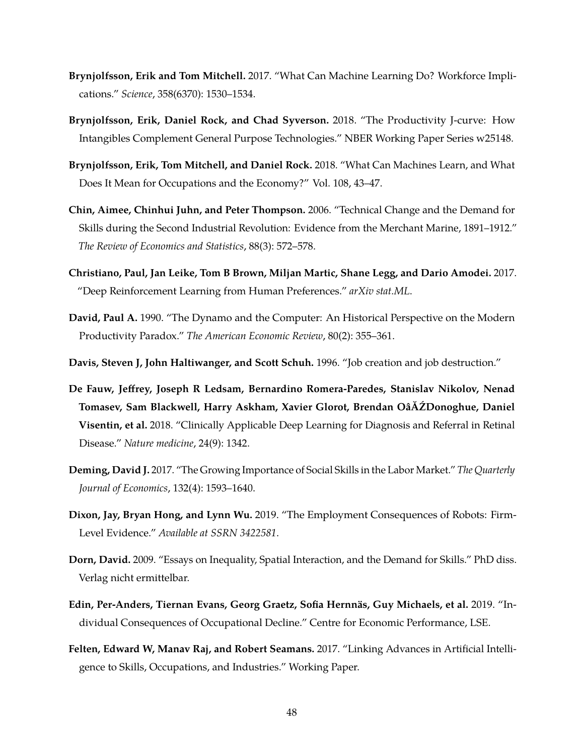**Brynjolfsson, Erik and Tom Mitchell.** 2017. "What Can Machine Learning Do? Workforce Implications." *Science*, 358(6370): 1530–1534.

**Brynjolfsson, Erik, Daniel Rock, and Chad Syverson.** 2018. "The Productivity J-curve: How Intangibles Complement General Purpose Technologies." NBER Working Paper Series w25148.

**Brynjolfsson, Erik, Tom Mitchell, and Daniel Rock.** 2018. "What Can Machines Learn, and What Does It Mean for Occupations and the Economy?" Vol. 108, 43–47.

**Chin, Aimee, Chinhui Juhn, and Peter Thompson.** 2006. "Technical Change and the Demand for Skills during the Second Industrial Revolution: Evidence from the Merchant Marine, 1891–1912." *The Review of Economics and Statistics*, 88(3): 572–578.

**Christiano, Paul, Jan Leike, Tom B Brown, Miljan Martic, Shane Legg, and Dario Amodei.** 2017. "Deep Reinforcement Learning from Human Preferences." *arXiv stat.ML*.

**David, Paul A.** 1990. "The Dynamo and the Computer: An Historical Perspective on the Modern Productivity Paradox." *The American Economic Review*, 80(2): 355–361.

**Davis, Steven J, John Haltiwanger, and Scott Schuh.** 1996. "Job creation and job destruction."

**De Fauw, Jeffrey, Joseph R Ledsam, Bernardino Romera-Paredes, Stanislav Nikolov, Nenad Tomasev, Sam Blackwell, Harry Askham, Xavier Glorot, Brendan OâĂŹDonoghue, Daniel Visentin, et al.** 2018. "Clinically Applicable Deep Learning for Diagnosis and Referral in Retinal Disease." *Nature medicine*, 24(9): 1342.

**Deming, David J.** 2017. "The Growing Importance of Social Skills in the Labor Market." *The Quarterly Journal of Economics*, 132(4): 1593–1640.

**Dixon, Jay, Bryan Hong, and Lynn Wu.** 2019. "The Employment Consequences of Robots: Firm-Level Evidence." *Available at SSRN 3422581*.

**Dorn, David.** 2009. "Essays on Inequality, Spatial Interaction, and the Demand for Skills." PhD diss. Verlag nicht ermittelbar.

**Edin, Per-Anders, Tiernan Evans, Georg Graetz, Sofia Hernnäs, Guy Michaels, et al.** 2019. "Individual Consequences of Occupational Decline." Centre for Economic Performance, LSE.

**Felten, Edward W, Manav Raj, and Robert Seamans.** 2017. "Linking Advances in Artificial Intelligence to Skills, Occupations, and Industries." Working Paper.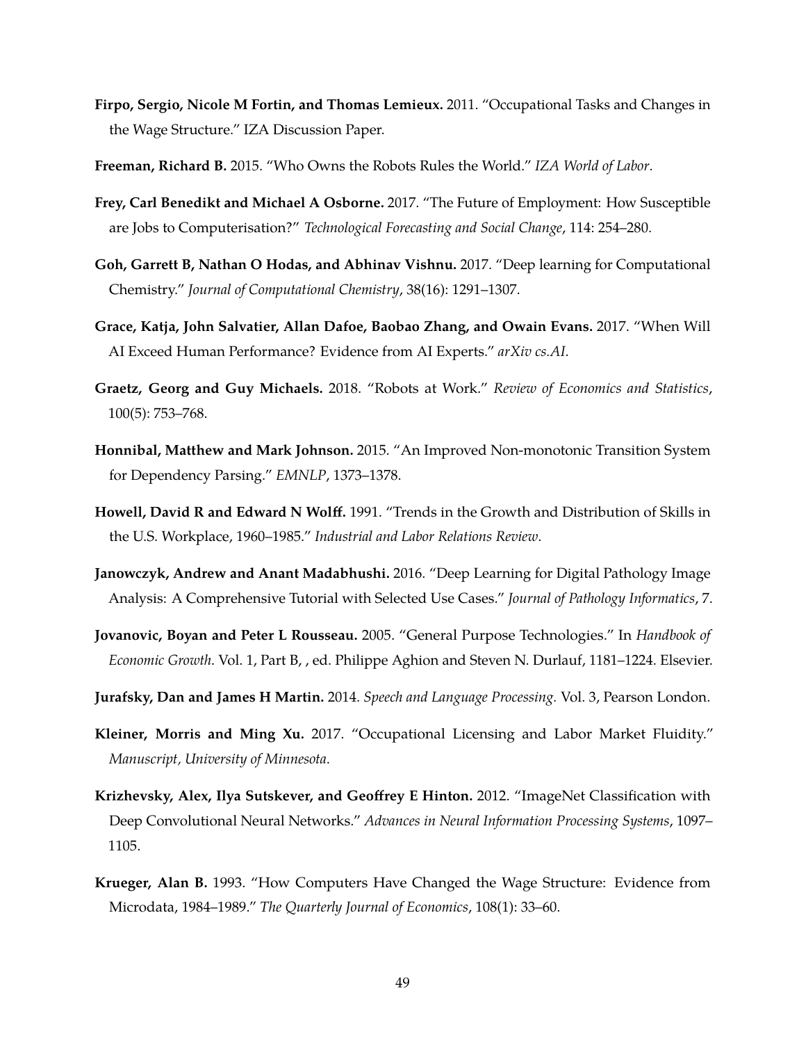**Firpo, Sergio, Nicole M Fortin, and Thomas Lemieux.** 2011. "Occupational Tasks and Changes in the Wage Structure." IZA Discussion Paper.

**Freeman, Richard B.** 2015. "Who Owns the Robots Rules the World." *IZA World of Labor*.

**Frey, Carl Benedikt and Michael A Osborne.** 2017. "The Future of Employment: How Susceptible are Jobs to Computerisation?" *Technological Forecasting and Social Change*, 114: 254–280.

**Goh, Garrett B, Nathan O Hodas, and Abhinav Vishnu.** 2017. "Deep learning for Computational Chemistry." *Journal of Computational Chemistry*, 38(16): 1291–1307.

**Grace, Katja, John Salvatier, Allan Dafoe, Baobao Zhang, and Owain Evans.** 2017. "When Will AI Exceed Human Performance? Evidence from AI Experts." *arXiv cs.AI*.

**Graetz, Georg and Guy Michaels.** 2018. "Robots at Work." *Review of Economics and Statistics*, 100(5): 753–768.

**Honnibal, Matthew and Mark Johnson.** 2015. "An Improved Non-monotonic Transition System for Dependency Parsing." *EMNLP*, 1373–1378.

**Howell, David R and Edward N Wolff.** 1991. "Trends in the Growth and Distribution of Skills in the U.S. Workplace, 1960–1985." *Industrial and Labor Relations Review*.

**Janowczyk, Andrew and Anant Madabhushi.** 2016. "Deep Learning for Digital Pathology Image Analysis: A Comprehensive Tutorial with Selected Use Cases." *Journal of Pathology Informatics*, 7.

**Jovanovic, Boyan and Peter L Rousseau.** 2005. "General Purpose Technologies." In *Handbook of Economic Growth*. Vol. 1, Part B, , ed. Philippe Aghion and Steven N. Durlauf, 1181–1224. Elsevier.

**Jurafsky, Dan and James H Martin.** 2014. *Speech and Language Processing.* Vol. 3, Pearson London.

**Kleiner, Morris and Ming Xu.** 2017. "Occupational Licensing and Labor Market Fluidity." *Manuscript, University of Minnesota*.

**Krizhevsky, Alex, Ilya Sutskever, and Geoffrey E Hinton.** 2012. "ImageNet Classification with Deep Convolutional Neural Networks." *Advances in Neural Information Processing Systems*, 1097–1105.

**Krueger, Alan B.** 1993. "How Computers Have Changed the Wage Structure: Evidence from Microdata, 1984–1989." *The Quarterly Journal of Economics*, 108(1): 33–60.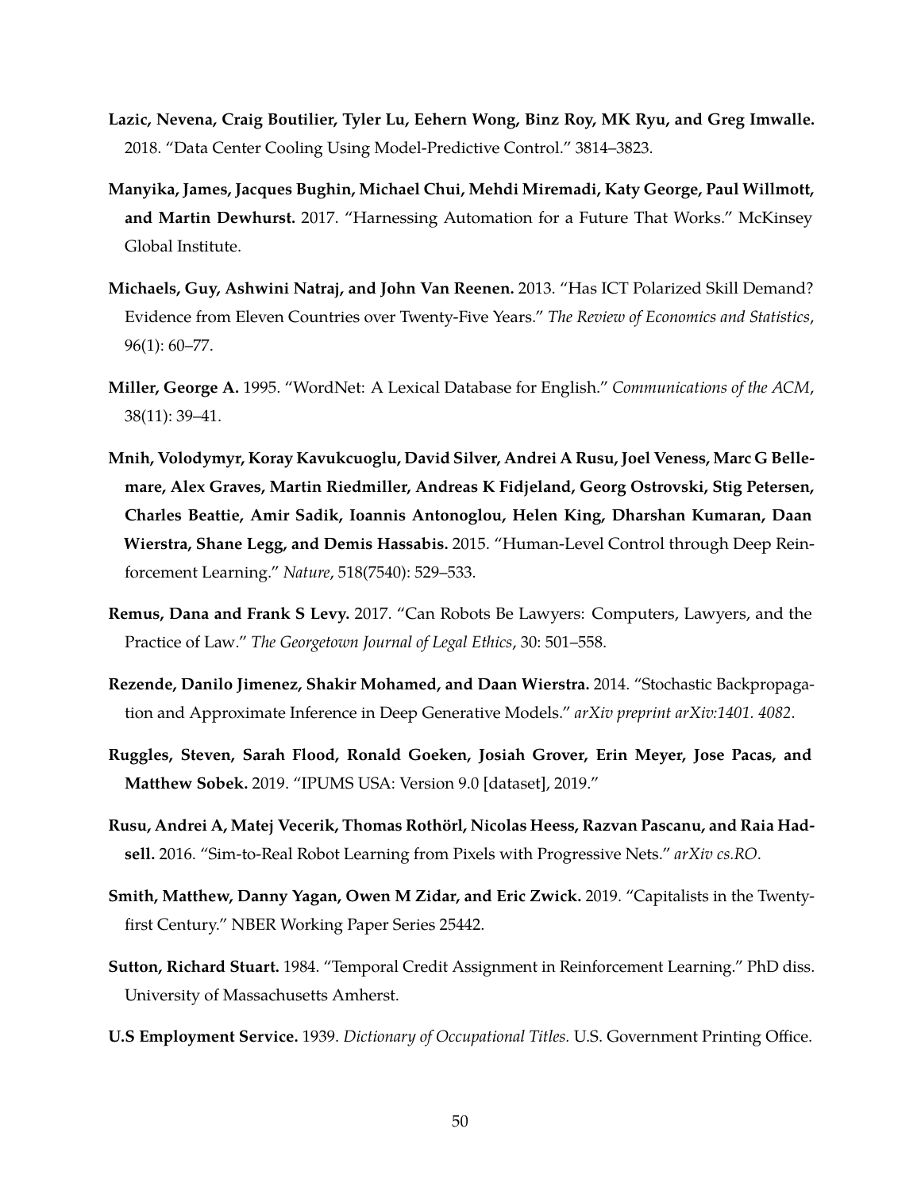**Lazic, Nevena, Craig Boutilier, Tyler Lu, Eehern Wong, Binz Roy, MK Ryu, and Greg Imwalle.** 2018. "Data Center Cooling Using Model-Predictive Control." 3814–3823.

**Manyika, James, Jacques Bughin, Michael Chui, Mehdi Miremadi, Katy George, Paul Willmott, and Martin Dewhurst.** 2017. "Harnessing Automation for a Future That Works." McKinsey Global Institute.

**Michaels, Guy, Ashwini Natraj, and John Van Reenen.** 2013. "Has ICT Polarized Skill Demand? Evidence from Eleven Countries over Twenty-Five Years." *The Review of Economics and Statistics*, 96(1): 60–77.

**Miller, George A.** 1995. "WordNet: A Lexical Database for English." *Communications of the ACM*, 38(11): 39–41.

**Mnih, Volodymyr, Koray Kavukcuoglu, David Silver, Andrei A Rusu, Joel Veness, Marc G Bellemare, Alex Graves, Martin Riedmiller, Andreas K Fidjeland, Georg Ostrovski, Stig Petersen, Charles Beattie, Amir Sadik, Ioannis Antonoglou, Helen King, Dharshan Kumaran, Daan Wierstra, Shane Legg, and Demis Hassabis.** 2015. "Human-Level Control through Deep Reinforcement Learning." *Nature*, 518(7540): 529–533.

**Remus, Dana and Frank S Levy.** 2017. "Can Robots Be Lawyers: Computers, Lawyers, and the Practice of Law." *The Georgetown Journal of Legal Ethics*, 30: 501–558.

**Rezende, Danilo Jimenez, Shakir Mohamed, and Daan Wierstra.** 2014. "Stochastic Backpropagation and Approximate Inference in Deep Generative Models." *arXiv preprint arXiv:1401. 4082*.

**Ruggles, Steven, Sarah Flood, Ronald Goeken, Josiah Grover, Erin Meyer, Jose Pacas, and Matthew Sobek.** 2019. "IPUMS USA: Version 9.0 [dataset], 2019."

**Rusu, Andrei A, Matej Vecerik, Thomas Rothörl, Nicolas Heess, Razvan Pascanu, and Raia Hadsell.** 2016. "Sim-to-Real Robot Learning from Pixels with Progressive Nets." *arXiv cs.RO*.

**Smith, Matthew, Danny Yagan, Owen M Zidar, and Eric Zwick.** 2019. "Capitalists in the Twenty-first Century." NBER Working Paper Series 25442.

**Sutton, Richard Stuart.** 1984. "Temporal Credit Assignment in Reinforcement Learning." PhD diss. University of Massachusetts Amherst.

**U.S Employment Service.** 1939. *Dictionary of Occupational Titles.* U.S. Government Printing Office.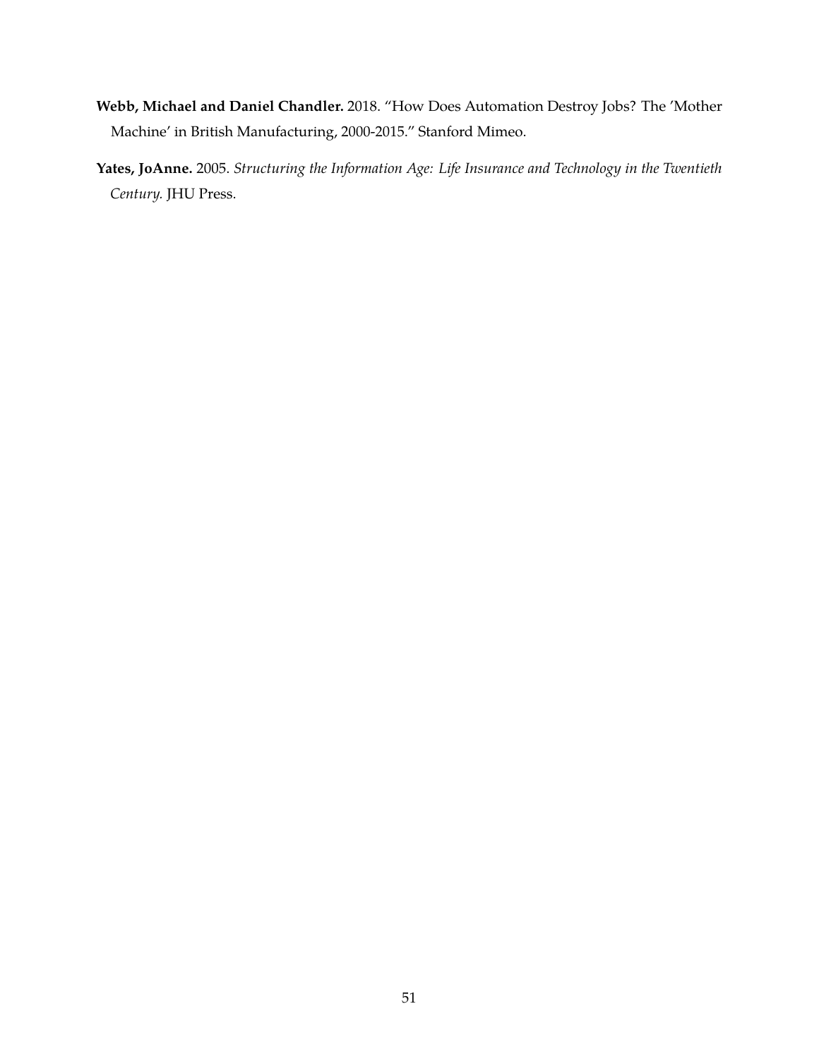**Webb, Michael and Daniel Chandler.** 2018. "How Does Automation Destroy Jobs? The 'Mother Machine' in British Manufacturing, 2000-2015." Stanford Mimeo.

**Yates, JoAnne.** 2005. *Structuring the Information Age: Life Insurance and Technology in the Twentieth Century.* JHU Press.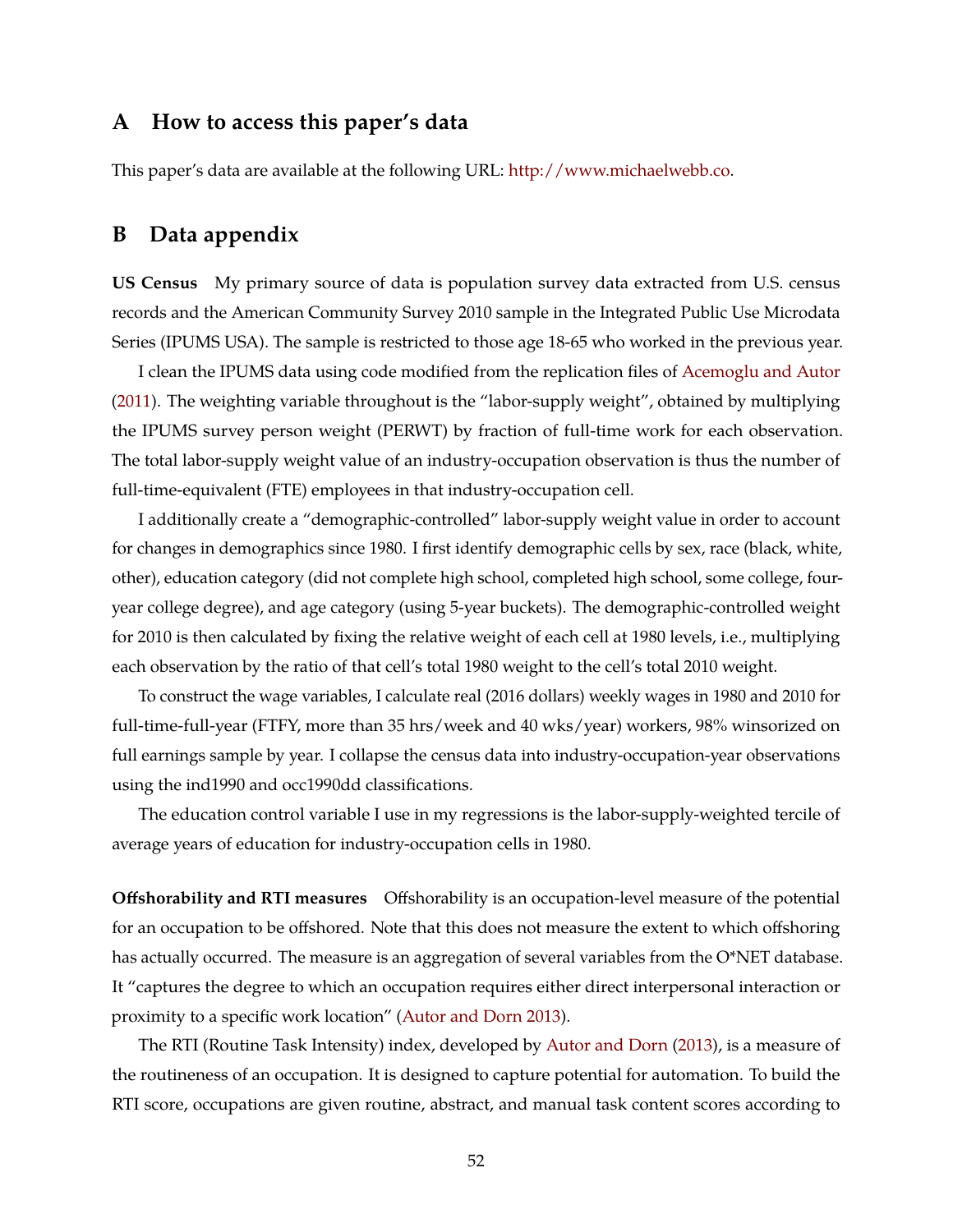## A How to access this paper's data

This paper's data are available at the following URL: http://www.michaelwebb.co.

## B Data appendix

**US Census** My primary source of data is population survey data extracted from U.S. census records and the American Community Survey 2010 sample in the Integrated Public Use Microdata Series (IPUMS USA). The sample is restricted to those age 18-65 who worked in the previous year.

I clean the IPUMS data using code modified from the replication files of Acemoglu and Autor (2011). The weighting variable throughout is the "labor-supply weight", obtained by multiplying the IPUMS survey person weight (PERWT) by fraction of full-time work for each observation. The total labor-supply weight value of an industry-occupation observation is thus the number of full-time-equivalent (FTE) employees in that industry-occupation cell.

I additionally create a "demographic-controlled" labor-supply weight value in order to account for changes in demographics since 1980. I first identify demographic cells by sex, race (black, white, other), education category (did not complete high school, completed high school, some college, four-year college degree), and age category (using 5-year buckets). The demographic-controlled weight for 2010 is then calculated by fixing the relative weight of each cell at 1980 levels, i.e., multiplying each observation by the ratio of that cell's total 1980 weight to the cell's total 2010 weight.

To construct the wage variables, I calculate real (2016 dollars) weekly wages in 1980 and 2010 for full-time-full-year (FTFY, more than 35 hrs/week and 40 wks/year) workers, 98% winsorized on full earnings sample by year. I collapse the census data into industry-occupation-year observations using the ind1990 and occ1990dd classifications.

The education control variable I use in my regressions is the labor-supply-weighted tercile of average years of education for industry-occupation cells in 1980.

**Offshorability and RTI measures** Offshorability is an occupation-level measure of the potential for an occupation to be offshored. Note that this does not measure the extent to which offshoring has actually occurred. The measure is an aggregation of several variables from the O*NET database. It "captures the degree to which an occupation requires either direct interpersonal interaction or proximity to a specific work location" (Autor and Dorn 2013).

The RTI (Routine Task Intensity) index, developed by Autor and Dorn (2013), is a measure of the routineness of an occupation. It is designed to capture potential for automation. To build the RTI score, occupations are given routine, abstract, and manual task content scores according to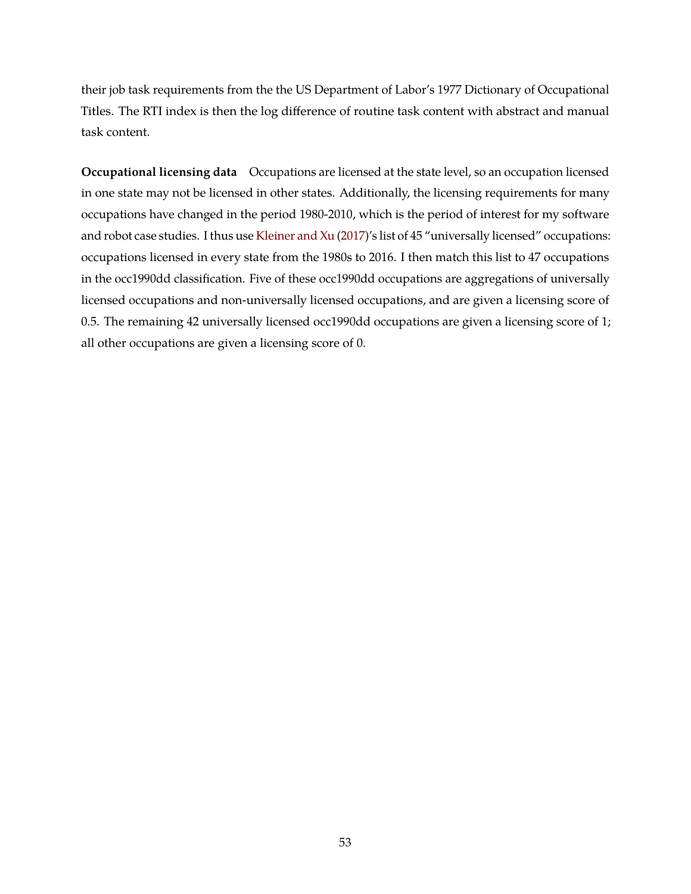their job task requirements from the the US Department of Labor's 1977 Dictionary of Occupational Titles. The RTI index is then the log difference of routine task content with abstract and manual task content.

**Occupational licensing data** Occupations are licensed at the state level, so an occupation licensed in one state may not be licensed in other states. Additionally, the licensing requirements for many occupations have changed in the period 1980-2010, which is the period of interest for my software and robot case studies. I thus use Kleiner and Xu (2017)'s list of 45 "universally licensed" occupations: occupations licensed in every state from the 1980s to 2016. I then match this list to 47 occupations in the occ1990dd classification. Five of these occ1990dd occupations are aggregations of universally licensed occupations and non-universally licensed occupations, and are given a licensing score of 0.5. The remaining 42 universally licensed occ1990dd occupations are given a licensing score of 1; all other occupations are given a licensing score of 0.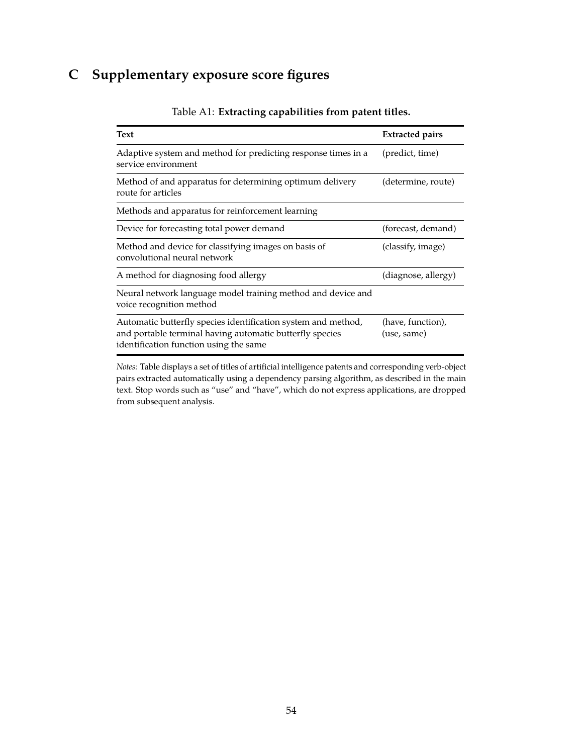# C Supplementary exposure score figures

Table A1: **Extracting capabilities from patent titles.**

| **Text** | **Extracted pairs** |
|---|---|
| Adaptive system and method for predicting response times in a service environment | (predict, time) |
| Method of and apparatus for determining optimum delivery route for articles | (determine, route) |
| Methods and apparatus for reinforcement learning | |
| Device for forecasting total power demand | (forecast, demand) |
| Method and device for classifying images on basis of convolutional neural network | (classify, image) |
| A method for diagnosing food allergy | (diagnose, allergy) |
| Neural network language model training method and device and voice recognition method | |
| Automatic butterfly species identification system and method, and portable terminal having automatic butterfly species identification function using the same | (have, function), (use, same) |

*Notes:* Table displays a set of titles of artificial intelligence patents and corresponding verb-object pairs extracted automatically using a dependency parsing algorithm, as described in the main text. Stop words such as "use" and "have", which do not express applications, are dropped from subsequent analysis.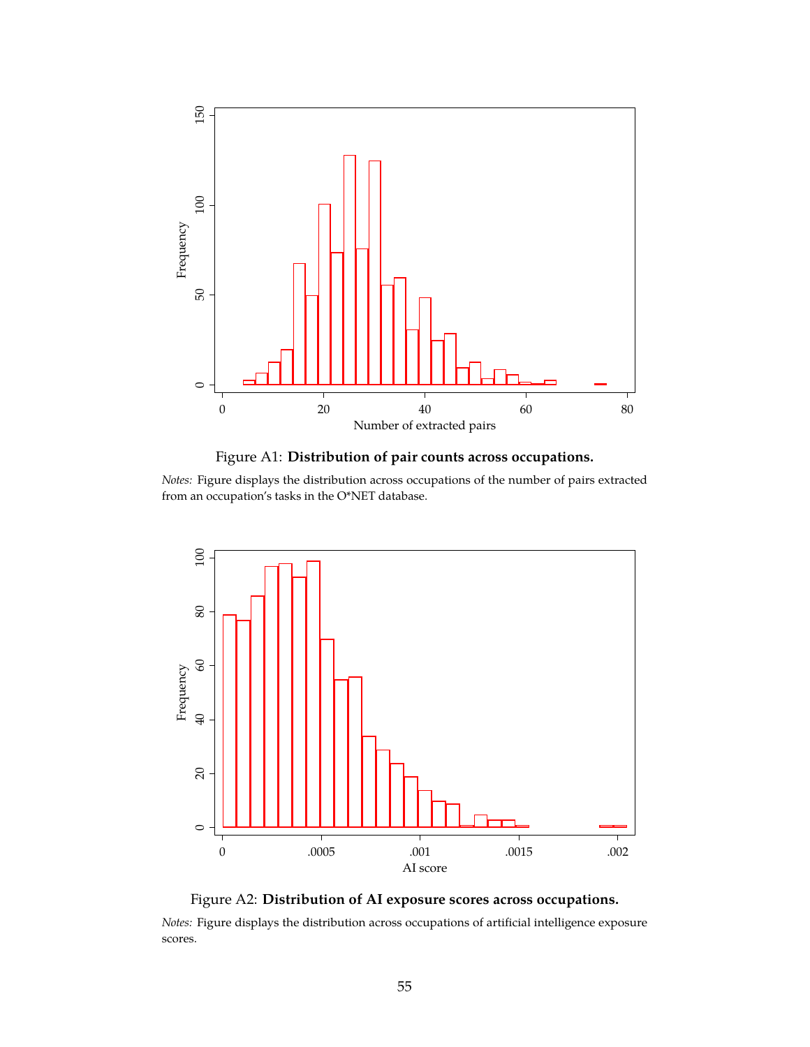Figure A1: **Distribution of pair counts across occupations.**

*Notes:* Figure displays the distribution across occupations of the number of pairs extracted from an occupation's tasks in the O*NET database.

Figure A2: **Distribution of AI exposure scores across occupations.**

*Notes:* Figure displays the distribution across occupations of artificial intelligence exposure scores.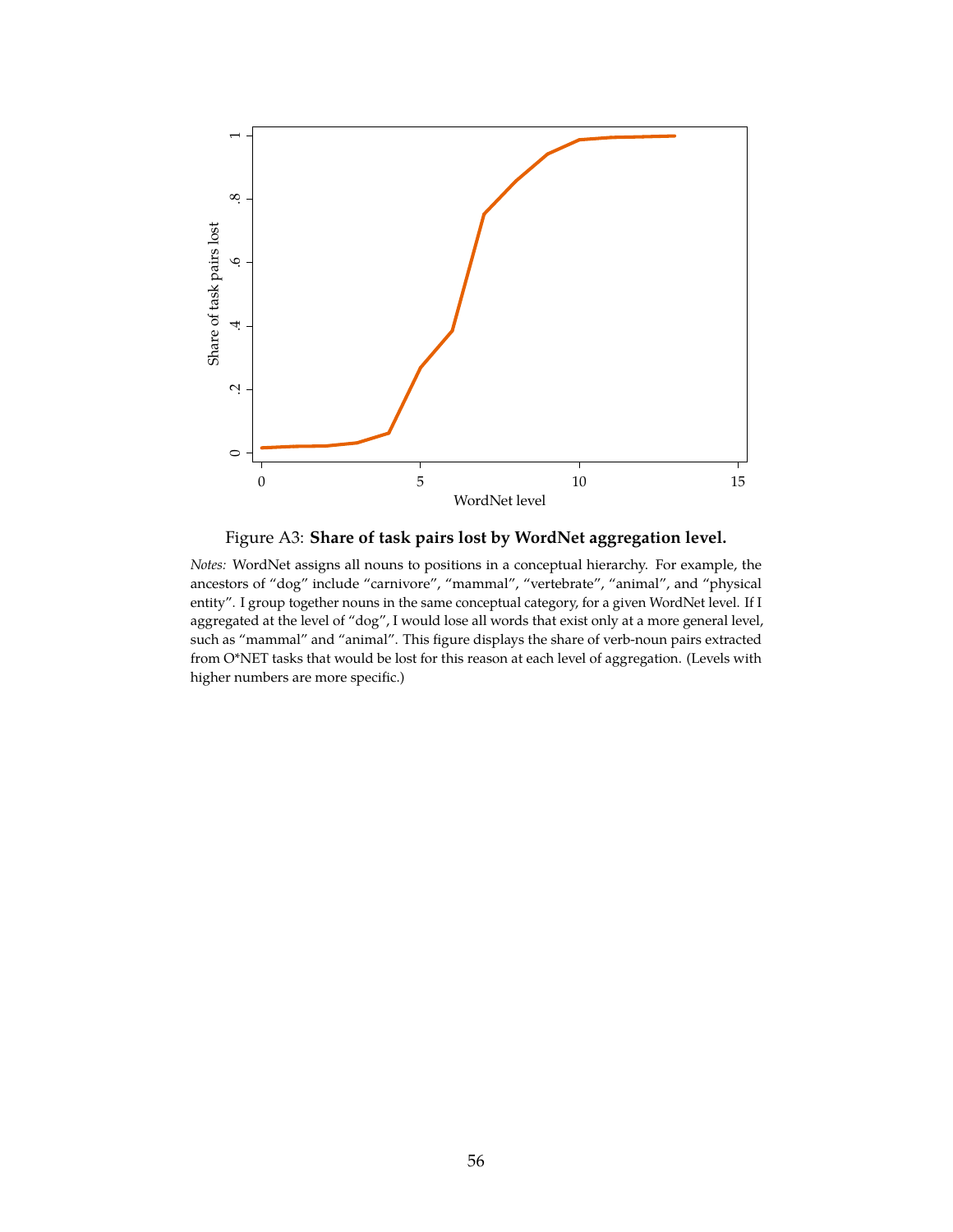Figure A3: **Share of task pairs lost by WordNet aggregation level.**

*Notes:* WordNet assigns all nouns to positions in a conceptual hierarchy. For example, the ancestors of "dog" include "carnivore", "mammal", "vertebrate", "animal", and "physical entity". I group together nouns in the same conceptual category, for a given WordNet level. If I aggregated at the level of "dog", I would lose all words that exist only at a more general level, such as "mammal" and "animal". This figure displays the share of verb-noun pairs extracted from O*NET tasks that would be lost for this reason at each level of aggregation. (Levels with higher numbers are more specific.)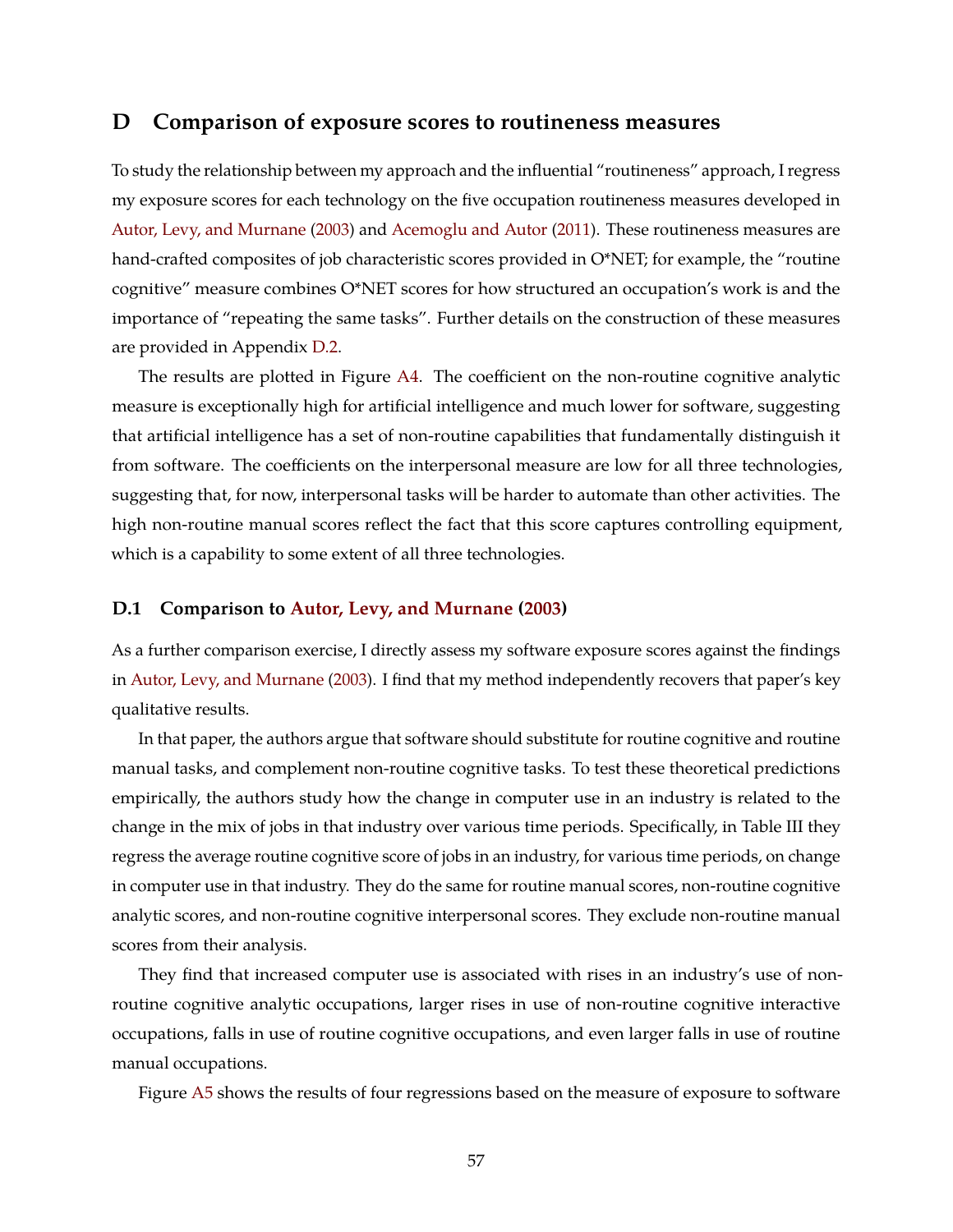# D Comparison of exposure scores to routineness measures

To study the relationship between my approach and the influential "routineness" approach, I regress my exposure scores for each technology on the five occupation routineness measures developed in Autor, Levy, and Murnane (2003) and Acemoglu and Autor (2011). These routineness measures are hand-crafted composites of job characteristic scores provided in O*NET; for example, the "routine cognitive" measure combines O*NET scores for how structured an occupation's work is and the importance of "repeating the same tasks". Further details on the construction of these measures are provided in Appendix D.2.

The results are plotted in Figure A4. The coefficient on the non-routine cognitive analytic measure is exceptionally high for artificial intelligence and much lower for software, suggesting that artificial intelligence has a set of non-routine capabilities that fundamentally distinguish it from software. The coefficients on the interpersonal measure are low for all three technologies, suggesting that, for now, interpersonal tasks will be harder to automate than other activities. The high non-routine manual scores reflect the fact that this score captures controlling equipment, which is a capability to some extent of all three technologies.

## D.1 Comparison to Autor, Levy, and Murnane (2003)

As a further comparison exercise, I directly assess my software exposure scores against the findings in Autor, Levy, and Murnane (2003). I find that my method independently recovers that paper's key qualitative results.

In that paper, the authors argue that software should substitute for routine cognitive and routine manual tasks, and complement non-routine cognitive tasks. To test these theoretical predictions empirically, the authors study how the change in computer use in an industry is related to the change in the mix of jobs in that industry over various time periods. Specifically, in Table III they regress the average routine cognitive score of jobs in an industry, for various time periods, on change in computer use in that industry. They do the same for routine manual scores, non-routine cognitive analytic scores, and non-routine cognitive interpersonal scores. They exclude non-routine manual scores from their analysis.

They find that increased computer use is associated with rises in an industry's use of non-routine cognitive analytic occupations, larger rises in use of non-routine cognitive interactive occupations, falls in use of routine cognitive occupations, and even larger falls in use of routine manual occupations.

Figure A5 shows the results of four regressions based on the measure of exposure to software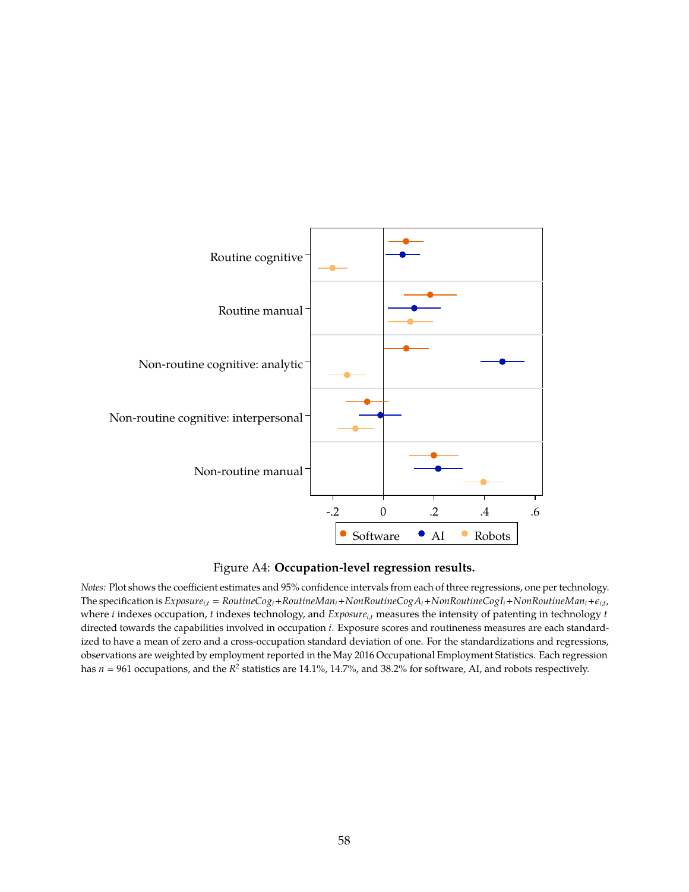Figure A4: **Occupation-level regression results.**

*Notes:* Plot shows the coefficient estimates and 95% confidence intervals from each of three regressions, one per technology. The specification is $Exposure_{i,t} = RoutineCog_i + RoutineMan_i + NonRoutineCogA_i + NonRoutineCogI_i + NonRoutineMan_i + \epsilon_{i,t}$, where $i$ indexes occupation, $t$ indexes technology, and $Exposure_{i,t}$ measures the intensity of patenting in technology $t$ directed towards the capabilities involved in occupation $i$. Exposure scores and routineness measures are each standardized to have a mean of zero and a cross-occupation standard deviation of one. For the standardizations and regressions, observations are weighted by employment reported in the May 2016 Occupational Employment Statistics. Each regression has $n = 961$ occupations, and the $R^2$ statistics are 14.1%, 14.7%, and 38.2% for software, AI, and robots respectively.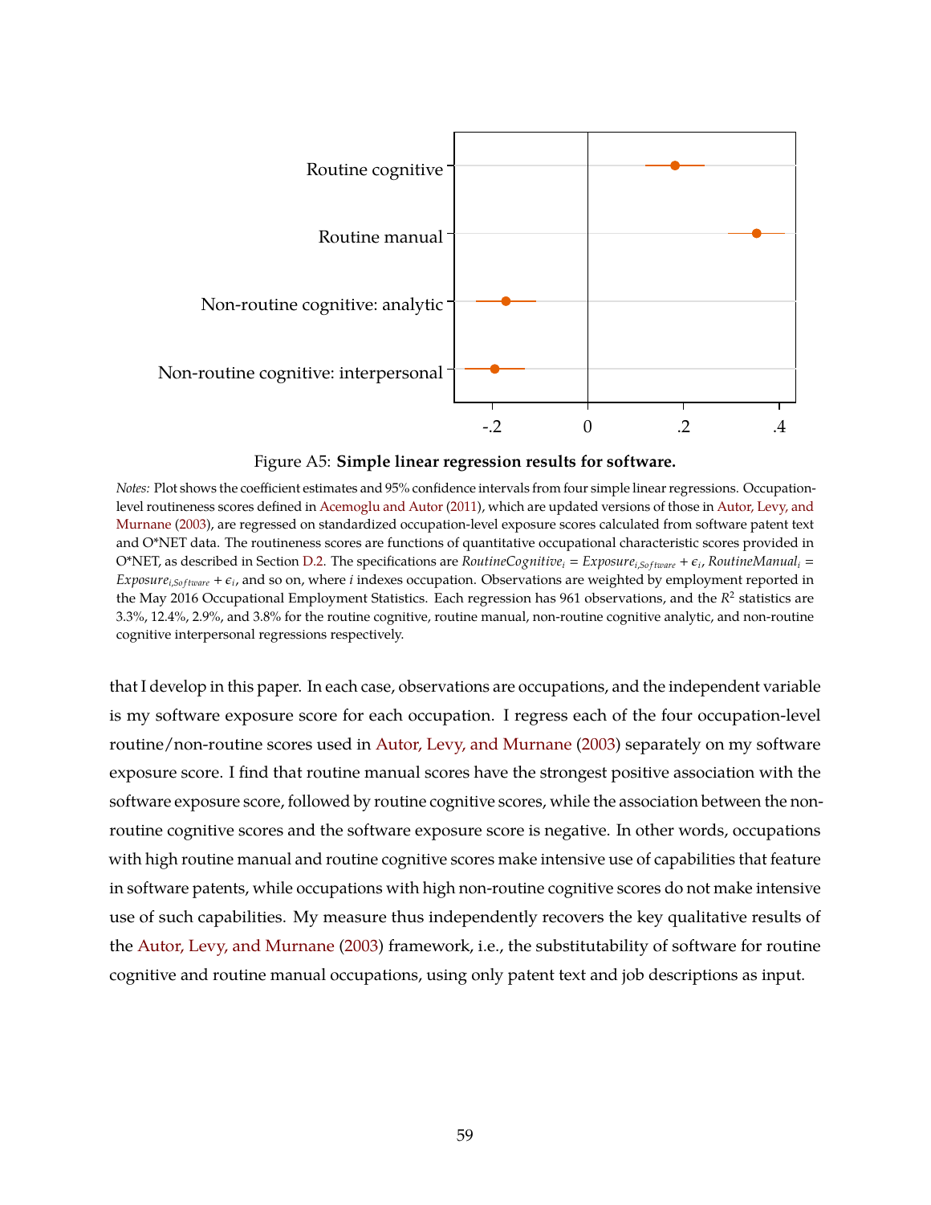Figure A5: **Simple linear regression results for software.**

*Notes:* Plot shows the coefficient estimates and 95% confidence intervals from four simple linear regressions. Occupation-level routineness scores defined in Acemoglu and Autor (2011), which are updated versions of those in Autor, Levy, and Murnane (2003), are regressed on standardized occupation-level exposure scores calculated from software patent text and O*NET data. The routineness scores are functions of quantitative occupational characteristic scores provided in O*NET, as described in Section D.2. The specifications are $RoutineCognitive_i = Exposure_{i,Software} + \epsilon_i$, $RoutineManual_i = Exposure_{i,Software} + \epsilon_i$, and so on, where $i$ indexes occupation. Observations are weighted by employment reported in the May 2016 Occupational Employment Statistics. Each regression has 961 observations, and the $R^2$ statistics are 3.3%, 12.4%, 2.9%, and 3.8% for the routine cognitive, routine manual, non-routine cognitive analytic, and non-routine cognitive interpersonal regressions respectively.

that I develop in this paper. In each case, observations are occupations, and the independent variable is my software exposure score for each occupation. I regress each of the four occupation-level routine/non-routine scores used in Autor, Levy, and Murnane (2003) separately on my software exposure score. I find that routine manual scores have the strongest positive association with the software exposure score, followed by routine cognitive scores, while the association between the non-routine cognitive scores and the software exposure score is negative. In other words, occupations with high routine manual and routine cognitive scores make intensive use of capabilities that feature in software patents, while occupations with high non-routine cognitive scores do not make intensive use of such capabilities. My measure thus independently recovers the key qualitative results of the Autor, Levy, and Murnane (2003) framework, i.e., the substitutability of software for routine cognitive and routine manual occupations, using only patent text and job descriptions as input.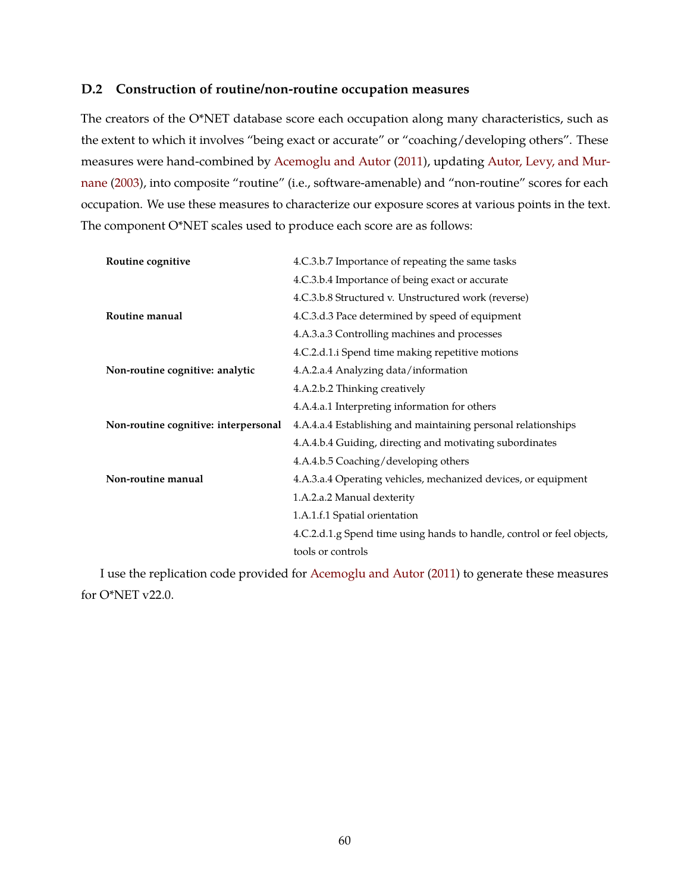### D.2 Construction of routine/non-routine occupation measures

The creators of the O*NET database score each occupation along many characteristics, such as the extent to which it involves "being exact or accurate" or "coaching/developing others". These measures were hand-combined by Acemoglu and Autor (2011), updating Autor, Levy, and Murnane (2003), into composite "routine" (i.e., software-amenable) and "non-routine" scores for each occupation. We use these measures to characterize our exposure scores at various points in the text. The component O*NET scales used to produce each score are as follows:

| | |
|---|---|
| **Routine cognitive** | 4.C.3.b.7 Importance of repeating the same tasks |
| | 4.C.3.b.4 Importance of being exact or accurate |
| | 4.C.3.b.8 Structured v. Unstructured work (reverse) |
| **Routine manual** | 4.C.3.d.3 Pace determined by speed of equipment |
| | 4.A.3.a.3 Controlling machines and processes |
| | 4.C.2.d.1.i Spend time making repetitive motions |
| **Non-routine cognitive: analytic** | 4.A.2.a.4 Analyzing data/information |
| | 4.A.2.b.2 Thinking creatively |
| | 4.A.4.a.1 Interpreting information for others |
| **Non-routine cognitive: interpersonal** | 4.A.4.a.4 Establishing and maintaining personal relationships |
| | 4.A.4.b.4 Guiding, directing and motivating subordinates |
| | 4.A.4.b.5 Coaching/developing others |
| **Non-routine manual** | 4.A.3.a.4 Operating vehicles, mechanized devices, or equipment |
| | 1.A.2.a.2 Manual dexterity |
| | 1.A.1.f.1 Spatial orientation |
| | 4.C.2.d.1.g Spend time using hands to handle, control or feel objects, tools or controls |

I use the replication code provided for Acemoglu and Autor (2011) to generate these measures for O*NET v22.0.